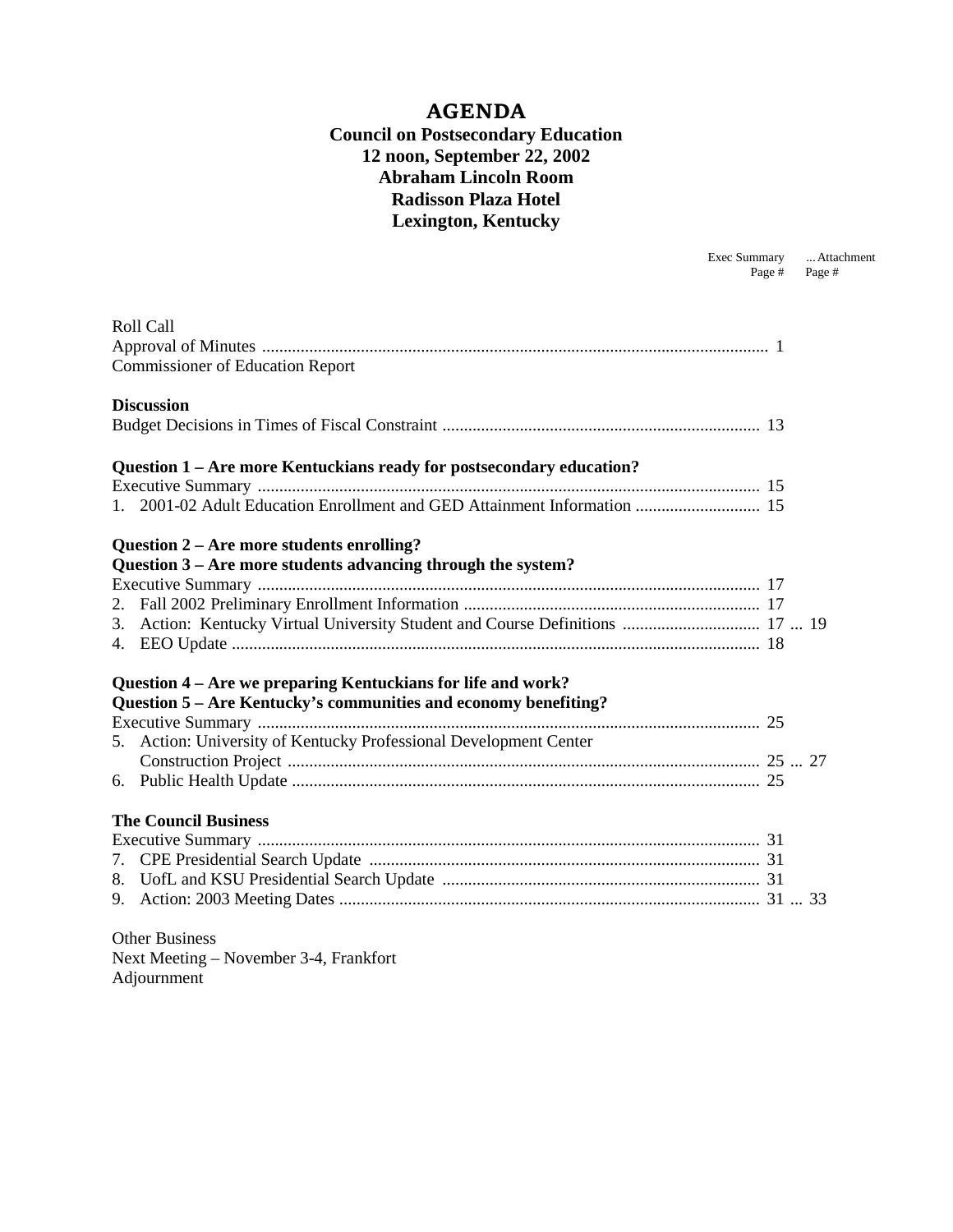# AGENDA

**Council on Postsecondary Education**
**12 noon, September 22, 2002**
**Abraham Lincoln Room**
**Radisson Plaza Hotel**
**Lexington, Kentucky**

| | Exec Summary Page # | Attachment Page # |
|---|---|---|
| Roll Call | | |
| Approval of Minutes | 1 | |
| Commissioner of Education Report | | |
| **Discussion** | | |
| Budget Decisions in Times of Fiscal Constraint | 13 | |
| **Question 1 – Are more Kentuckians ready for postsecondary education?** | | |
| Executive Summary | 15 | |
| 1. 2001-02 Adult Education Enrollment and GED Attainment Information | 15 | |
| **Question 2 – Are more students enrolling?** | | |
| **Question 3 – Are more students advancing through the system?** | | |
| Executive Summary | 17 | |
| 2. Fall 2002 Preliminary Enrollment Information | 17 | |
| 3. Action: Kentucky Virtual University Student and Course Definitions | 17 | 19 |
| 4. EEO Update | 18 | |
| **Question 4 – Are we preparing Kentuckians for life and work?** | | |
| **Question 5 – Are Kentucky's communities and economy benefiting?** | | |
| Executive Summary | 25 | |
| 5. Action: University of Kentucky Professional Development Center Construction Project | 25 | 27 |
| 6. Public Health Update | 25 | |
| **The Council Business** | | |
| Executive Summary | 31 | |
| 7. CPE Presidential Search Update | 31 | |
| 8. UofL and KSU Presidential Search Update | 31 | |
| 9. Action: 2003 Meeting Dates | 31 | 33 |

Other Business
Next Meeting – November 3-4, Frankfort
Adjournment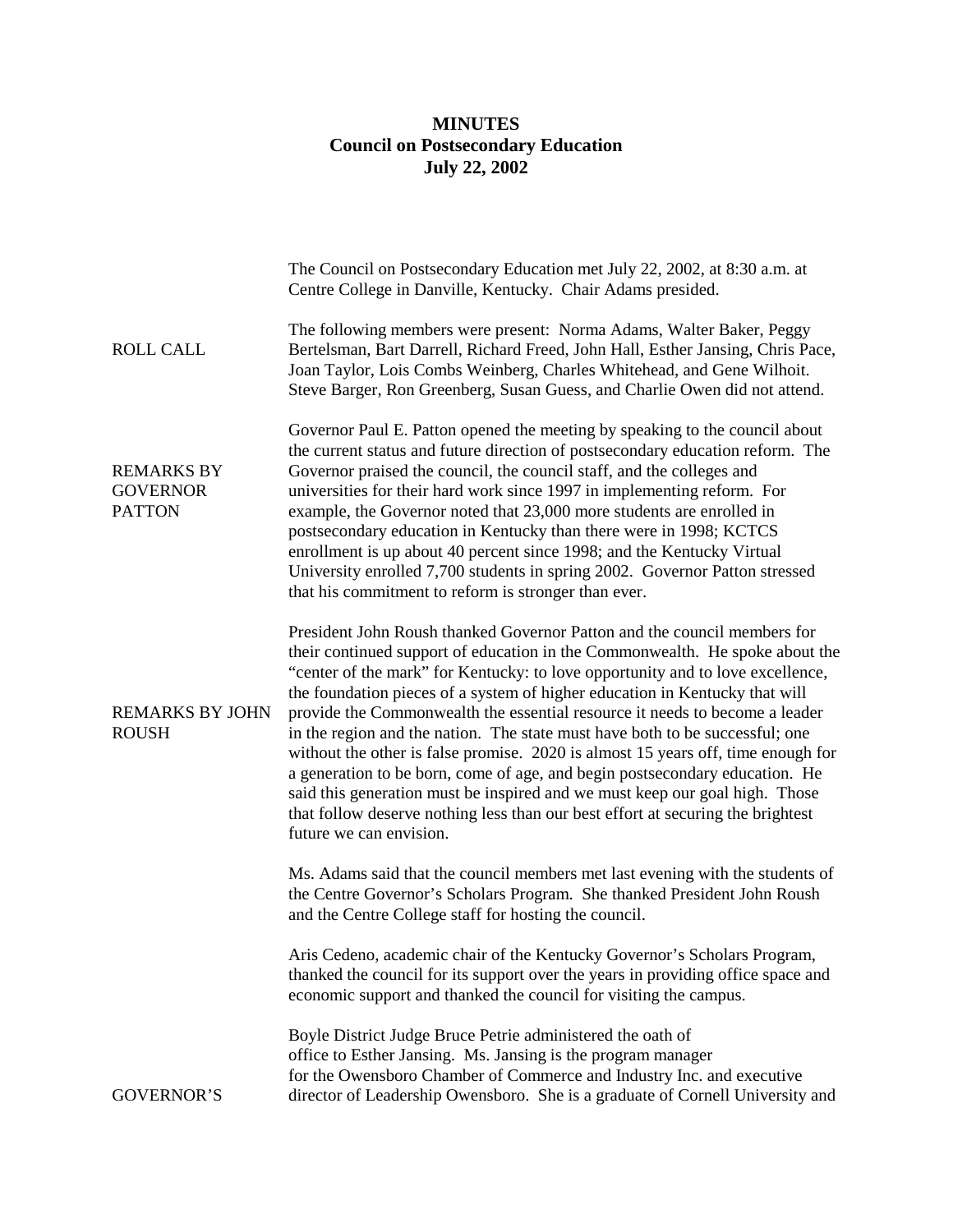# MINUTES
## Council on Postsecondary Education
## July 22, 2002

The Council on Postsecondary Education met July 22, 2002, at 8:30 a.m. at Centre College in Danville, Kentucky. Chair Adams presided.

**ROLL CALL**

The following members were present: Norma Adams, Walter Baker, Peggy Bertelsman, Bart Darrell, Richard Freed, John Hall, Esther Jansing, Chris Pace, Joan Taylor, Lois Combs Weinberg, Charles Whitehead, and Gene Wilhoit. Steve Barger, Ron Greenberg, Susan Guess, and Charlie Owen did not attend.

**REMARKS BY GOVERNOR PATTON**

Governor Paul E. Patton opened the meeting by speaking to the council about the current status and future direction of postsecondary education reform. The Governor praised the council, the council staff, and the colleges and universities for their hard work since 1997 in implementing reform. For example, the Governor noted that 23,000 more students are enrolled in postsecondary education in Kentucky than there were in 1998; KCTCS enrollment is up about 40 percent since 1998; and the Kentucky Virtual University enrolled 7,700 students in spring 2002. Governor Patton stressed that his commitment to reform is stronger than ever.

**REMARKS BY JOHN ROUSH**

President John Roush thanked Governor Patton and the council members for their continued support of education in the Commonwealth. He spoke about the "center of the mark" for Kentucky: to love opportunity and to love excellence, the foundation pieces of a system of higher education in Kentucky that will provide the Commonwealth the essential resource it needs to become a leader in the region and the nation. The state must have both to be successful; one without the other is false promise. 2020 is almost 15 years off, time enough for a generation to be born, come of age, and begin postsecondary education. He said this generation must be inspired and we must keep our goal high. Those that follow deserve nothing less than our best effort at securing the brightest future we can envision.

Ms. Adams said that the council members met last evening with the students of the Centre Governor's Scholars Program. She thanked President John Roush and the Centre College staff for hosting the council.

Aris Cedeno, academic chair of the Kentucky Governor's Scholars Program, thanked the council for its support over the years in providing office space and economic support and thanked the council for visiting the campus.

**GOVERNOR'S**

Boyle District Judge Bruce Petrie administered the oath of office to Esther Jansing. Ms. Jansing is the program manager for the Owensboro Chamber of Commerce and Industry Inc. and executive director of Leadership Owensboro. She is a graduate of Cornell University and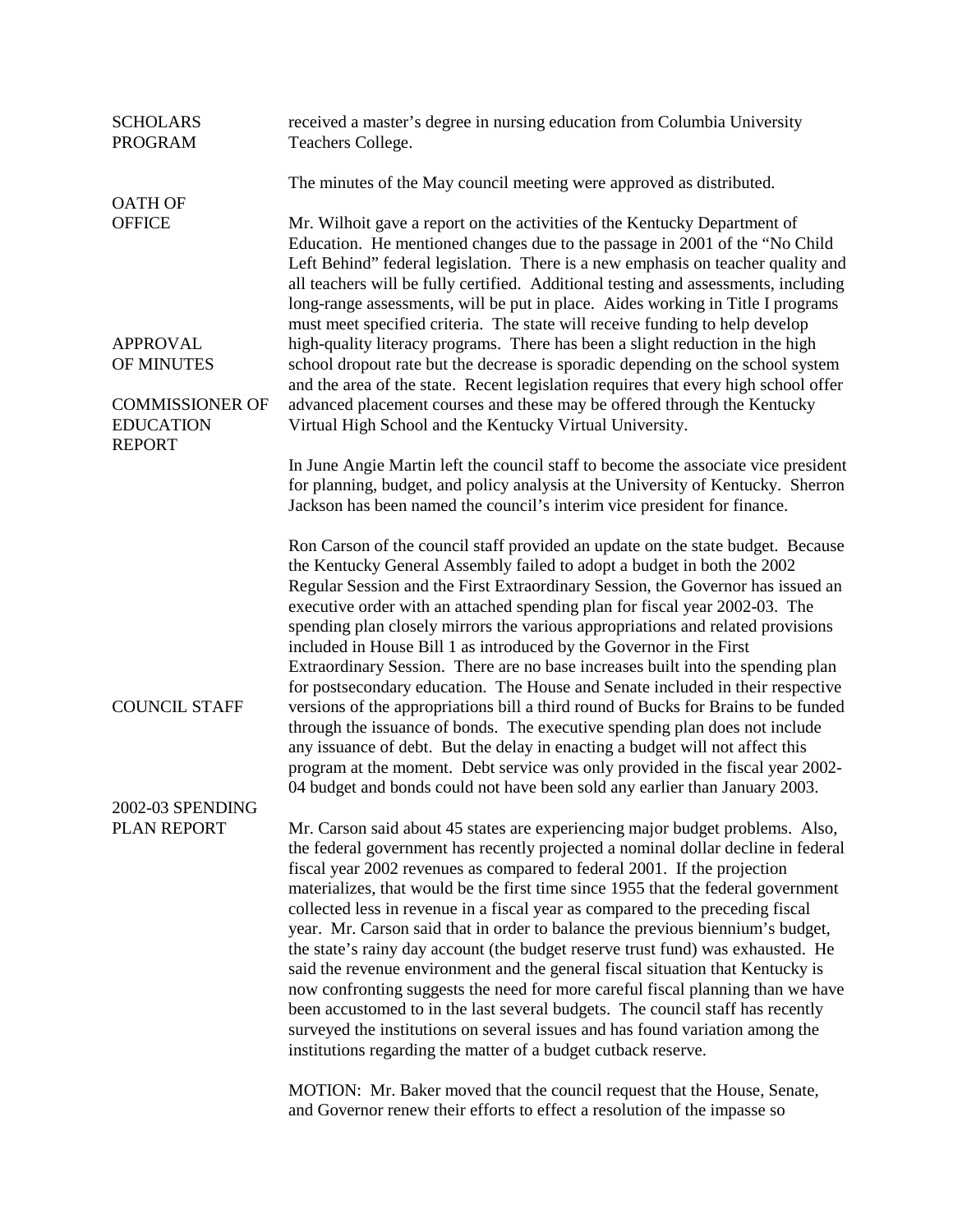**SCHOLARS PROGRAM**

received a master's degree in nursing education from Columbia University Teachers College.

**APPROVAL OF MINUTES**

The minutes of the May council meeting were approved as distributed.

**COMMISSIONER OF EDUCATION REPORT**

Mr. Wilhoit gave a report on the activities of the Kentucky Department of Education. He mentioned changes due to the passage in 2001 of the "No Child Left Behind" federal legislation. There is a new emphasis on teacher quality and all teachers will be fully certified. Additional testing and assessments, including long-range assessments, will be put in place. Aides working in Title I programs must meet specified criteria. The state will receive funding to help develop high-quality literacy programs. There has been a slight reduction in the high school dropout rate but the decrease is sporadic depending on the school system and the area of the state. Recent legislation requires that every high school offer advanced placement courses and these may be offered through the Kentucky Virtual High School and the Kentucky Virtual University.

**COUNCIL STAFF**

In June Angie Martin left the council staff to become the associate vice president for planning, budget, and policy analysis at the University of Kentucky. Sherron Jackson has been named the council's interim vice president for finance.

**2002-03 SPENDING PLAN REPORT**

Ron Carson of the council staff provided an update on the state budget. Because the Kentucky General Assembly failed to adopt a budget in both the 2002 Regular Session and the First Extraordinary Session, the Governor has issued an executive order with an attached spending plan for fiscal year 2002-03. The spending plan closely mirrors the various appropriations and related provisions included in House Bill 1 as introduced by the Governor in the First Extraordinary Session. There are no base increases built into the spending plan for postsecondary education. The House and Senate included in their respective versions of the appropriations bill a third round of Bucks for Brains to be funded through the issuance of bonds. The executive spending plan does not include any issuance of debt. But the delay in enacting a budget will not affect this program at the moment. Debt service was only provided in the fiscal year 2002-04 budget and bonds could not have been sold any earlier than January 2003.

Mr. Carson said about 45 states are experiencing major budget problems. Also, the federal government has recently projected a nominal dollar decline in federal fiscal year 2002 revenues as compared to federal 2001. If the projection materializes, that would be the first time since 1955 that the federal government collected less in revenue in a fiscal year as compared to the preceding fiscal year. Mr. Carson said that in order to balance the previous biennium's budget, the state's rainy day account (the budget reserve trust fund) was exhausted. He said the revenue environment and the general fiscal situation that Kentucky is now confronting suggests the need for more careful fiscal planning than we have been accustomed to in the last several budgets. The council staff has recently surveyed the institutions on several issues and has found variation among the institutions regarding the matter of a budget cutback reserve.

MOTION: Mr. Baker moved that the council request that the House, Senate, and Governor renew their efforts to effect a resolution of the impasse so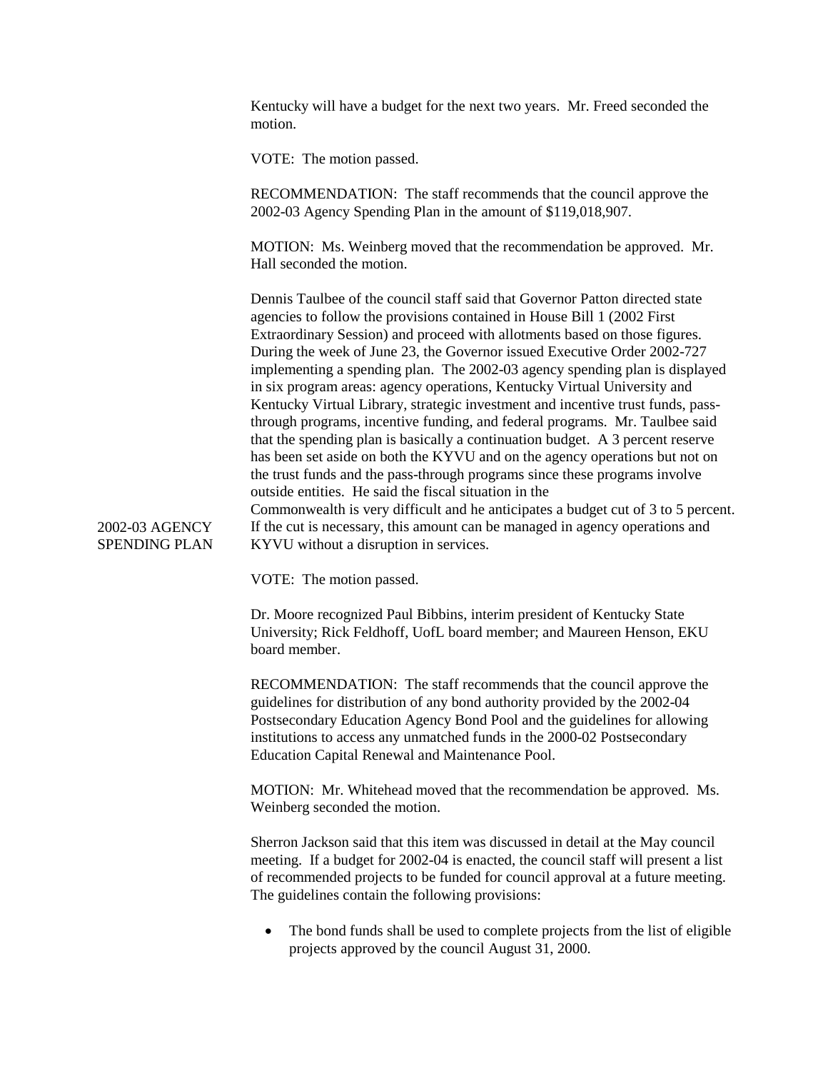Kentucky will have a budget for the next two years. Mr. Freed seconded the motion.

VOTE: The motion passed.

RECOMMENDATION: The staff recommends that the council approve the 2002-03 Agency Spending Plan in the amount of $119,018,907.

MOTION: Ms. Weinberg moved that the recommendation be approved. Mr. Hall seconded the motion.

**2002-03 AGENCY SPENDING PLAN**

Dennis Taulbee of the council staff said that Governor Patton directed state agencies to follow the provisions contained in House Bill 1 (2002 First Extraordinary Session) and proceed with allotments based on those figures. During the week of June 23, the Governor issued Executive Order 2002-727 implementing a spending plan. The 2002-03 agency spending plan is displayed in six program areas: agency operations, Kentucky Virtual University and Kentucky Virtual Library, strategic investment and incentive trust funds, pass-through programs, incentive funding, and federal programs. Mr. Taulbee said that the spending plan is basically a continuation budget. A 3 percent reserve has been set aside on both the KYVU and on the agency operations but not on the trust funds and the pass-through programs since these programs involve outside entities. He said the fiscal situation in the Commonwealth is very difficult and he anticipates a budget cut of 3 to 5 percent. If the cut is necessary, this amount can be managed in agency operations and KYVU without a disruption in services.

VOTE: The motion passed.

Dr. Moore recognized Paul Bibbins, interim president of Kentucky State University; Rick Feldhoff, UofL board member; and Maureen Henson, EKU board member.

RECOMMENDATION: The staff recommends that the council approve the guidelines for distribution of any bond authority provided by the 2002-04 Postsecondary Education Agency Bond Pool and the guidelines for allowing institutions to access any unmatched funds in the 2000-02 Postsecondary Education Capital Renewal and Maintenance Pool.

MOTION: Mr. Whitehead moved that the recommendation be approved. Ms. Weinberg seconded the motion.

Sherron Jackson said that this item was discussed in detail at the May council meeting. If a budget for 2002-04 is enacted, the council staff will present a list of recommended projects to be funded for council approval at a future meeting. The guidelines contain the following provisions:

- The bond funds shall be used to complete projects from the list of eligible projects approved by the council August 31, 2000.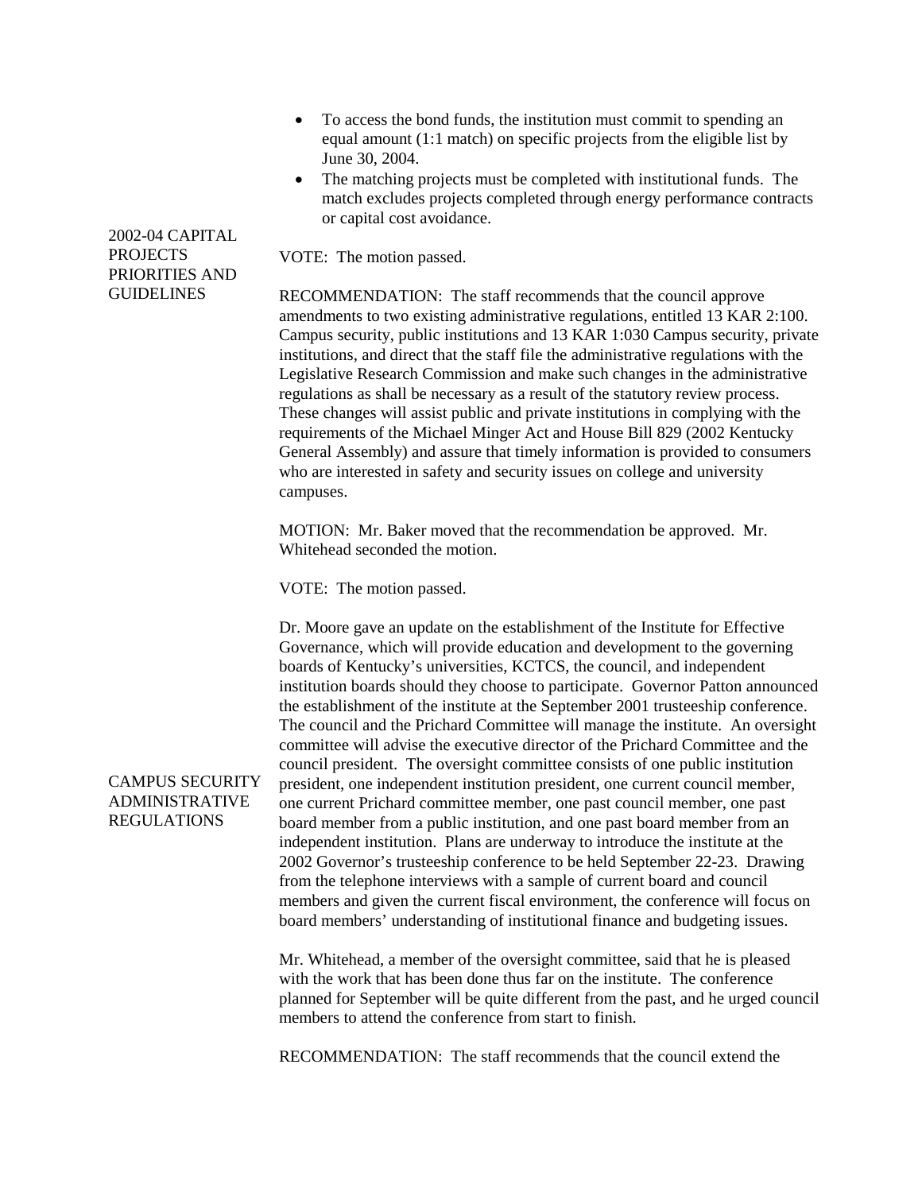- To access the bond funds, the institution must commit to spending an equal amount (1:1 match) on specific projects from the eligible list by June 30, 2004.
- The matching projects must be completed with institutional funds. The match excludes projects completed through energy performance contracts or capital cost avoidance.

**2002-04 CAPITAL PROJECTS PRIORITIES AND GUIDELINES**

VOTE: The motion passed.

RECOMMENDATION: The staff recommends that the council approve amendments to two existing administrative regulations, entitled 13 KAR 2:100. Campus security, public institutions and 13 KAR 1:030 Campus security, private institutions, and direct that the staff file the administrative regulations with the Legislative Research Commission and make such changes in the administrative regulations as shall be necessary as a result of the statutory review process. These changes will assist public and private institutions in complying with the requirements of the Michael Minger Act and House Bill 829 (2002 Kentucky General Assembly) and assure that timely information is provided to consumers who are interested in safety and security issues on college and university campuses.

MOTION: Mr. Baker moved that the recommendation be approved. Mr. Whitehead seconded the motion.

VOTE: The motion passed.

**CAMPUS SECURITY ADMINISTRATIVE REGULATIONS**

Dr. Moore gave an update on the establishment of the Institute for Effective Governance, which will provide education and development to the governing boards of Kentucky's universities, KCTCS, the council, and independent institution boards should they choose to participate. Governor Patton announced the establishment of the institute at the September 2001 trusteeship conference. The council and the Prichard Committee will manage the institute. An oversight committee will advise the executive director of the Prichard Committee and the council president. The oversight committee consists of one public institution president, one independent institution president, one current council member, one current Prichard committee member, one past council member, one past board member from a public institution, and one past board member from an independent institution. Plans are underway to introduce the institute at the 2002 Governor's trusteeship conference to be held September 22-23. Drawing from the telephone interviews with a sample of current board and council members and given the current fiscal environment, the conference will focus on board members' understanding of institutional finance and budgeting issues.

Mr. Whitehead, a member of the oversight committee, said that he is pleased with the work that has been done thus far on the institute. The conference planned for September will be quite different from the past, and he urged council members to attend the conference from start to finish.

RECOMMENDATION: The staff recommends that the council extend the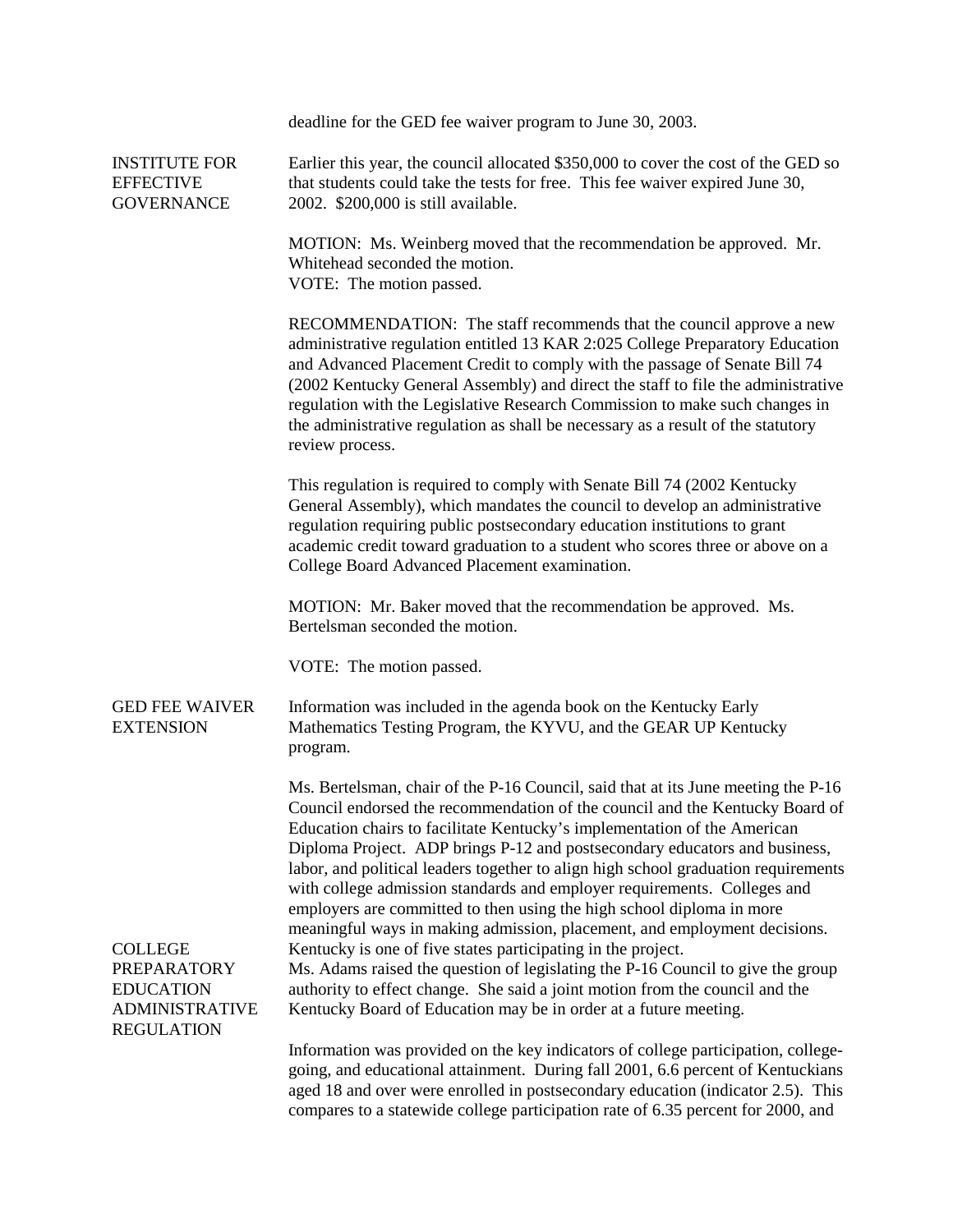deadline for the GED fee waiver program to June 30, 2003.

**INSTITUTE FOR EFFECTIVE GOVERNANCE**

Earlier this year, the council allocated $350,000 to cover the cost of the GED so that students could take the tests for free. This fee waiver expired June 30, 2002. $200,000 is still available.

MOTION: Ms. Weinberg moved that the recommendation be approved. Mr. Whitehead seconded the motion.
VOTE: The motion passed.

RECOMMENDATION: The staff recommends that the council approve a new administrative regulation entitled 13 KAR 2:025 College Preparatory Education and Advanced Placement Credit to comply with the passage of Senate Bill 74 (2002 Kentucky General Assembly) and direct the staff to file the administrative regulation with the Legislative Research Commission to make such changes in the administrative regulation as shall be necessary as a result of the statutory review process.

This regulation is required to comply with Senate Bill 74 (2002 Kentucky General Assembly), which mandates the council to develop an administrative regulation requiring public postsecondary education institutions to grant academic credit toward graduation to a student who scores three or above on a College Board Advanced Placement examination.

MOTION: Mr. Baker moved that the recommendation be approved. Ms. Bertelsman seconded the motion.

VOTE: The motion passed.

**GED FEE WAIVER EXTENSION**

Information was included in the agenda book on the Kentucky Early Mathematics Testing Program, the KYVU, and the GEAR UP Kentucky program.

Ms. Bertelsman, chair of the P-16 Council, said that at its June meeting the P-16 Council endorsed the recommendation of the council and the Kentucky Board of Education chairs to facilitate Kentucky's implementation of the American Diploma Project. ADP brings P-12 and postsecondary educators and business, labor, and political leaders together to align high school graduation requirements with college admission standards and employer requirements. Colleges and employers are committed to then using the high school diploma in more meaningful ways in making admission, placement, and employment decisions. Kentucky is one of five states participating in the project.

**COLLEGE PREPARATORY EDUCATION ADMINISTRATIVE REGULATION**

Ms. Adams raised the question of legislating the P-16 Council to give the group authority to effect change. She said a joint motion from the council and the Kentucky Board of Education may be in order at a future meeting.

Information was provided on the key indicators of college participation, college-going, and educational attainment. During fall 2001, 6.6 percent of Kentuckians aged 18 and over were enrolled in postsecondary education (indicator 2.5). This compares to a statewide college participation rate of 6.35 percent for 2000, and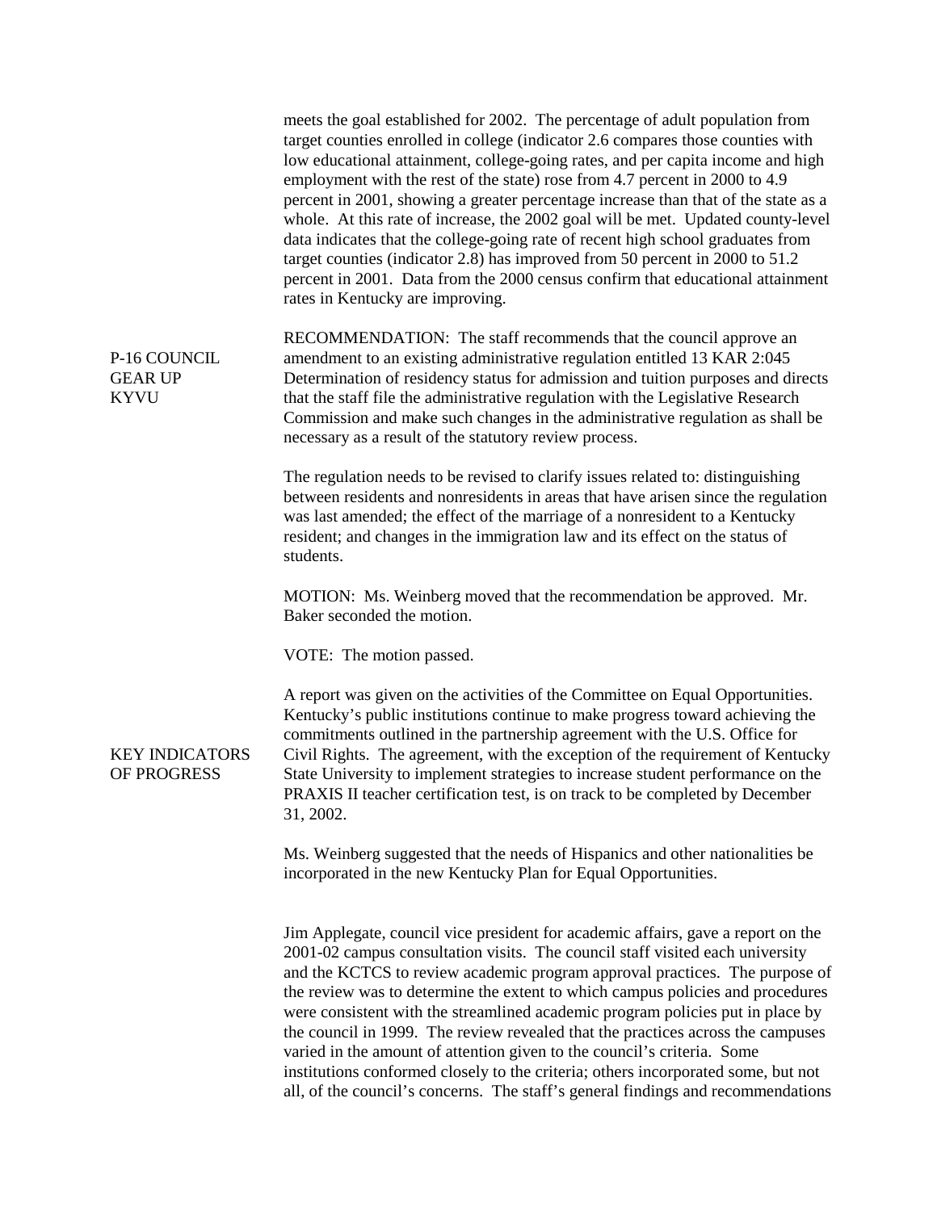meets the goal established for 2002. The percentage of adult population from target counties enrolled in college (indicator 2.6 compares those counties with low educational attainment, college-going rates, and per capita income and high employment with the rest of the state) rose from 4.7 percent in 2000 to 4.9 percent in 2001, showing a greater percentage increase than that of the state as a whole. At this rate of increase, the 2002 goal will be met. Updated county-level data indicates that the college-going rate of recent high school graduates from target counties (indicator 2.8) has improved from 50 percent in 2000 to 51.2 percent in 2001. Data from the 2000 census confirm that educational attainment rates in Kentucky are improving.

P-16 COUNCIL
GEAR UP
KYVU

RECOMMENDATION: The staff recommends that the council approve an amendment to an existing administrative regulation entitled 13 KAR 2:045 Determination of residency status for admission and tuition purposes and directs that the staff file the administrative regulation with the Legislative Research Commission and make such changes in the administrative regulation as shall be necessary as a result of the statutory review process.

The regulation needs to be revised to clarify issues related to: distinguishing between residents and nonresidents in areas that have arisen since the regulation was last amended; the effect of the marriage of a nonresident to a Kentucky resident; and changes in the immigration law and its effect on the status of students.

MOTION: Ms. Weinberg moved that the recommendation be approved. Mr. Baker seconded the motion.

VOTE: The motion passed.

KEY INDICATORS OF PROGRESS

A report was given on the activities of the Committee on Equal Opportunities. Kentucky's public institutions continue to make progress toward achieving the commitments outlined in the partnership agreement with the U.S. Office for Civil Rights. The agreement, with the exception of the requirement of Kentucky State University to implement strategies to increase student performance on the PRAXIS II teacher certification test, is on track to be completed by December 31, 2002.

Ms. Weinberg suggested that the needs of Hispanics and other nationalities be incorporated in the new Kentucky Plan for Equal Opportunities.

Jim Applegate, council vice president for academic affairs, gave a report on the 2001-02 campus consultation visits. The council staff visited each university and the KCTCS to review academic program approval practices. The purpose of the review was to determine the extent to which campus policies and procedures were consistent with the streamlined academic program policies put in place by the council in 1999. The review revealed that the practices across the campuses varied in the amount of attention given to the council's criteria. Some institutions conformed closely to the criteria; others incorporated some, but not all, of the council's concerns. The staff's general findings and recommendations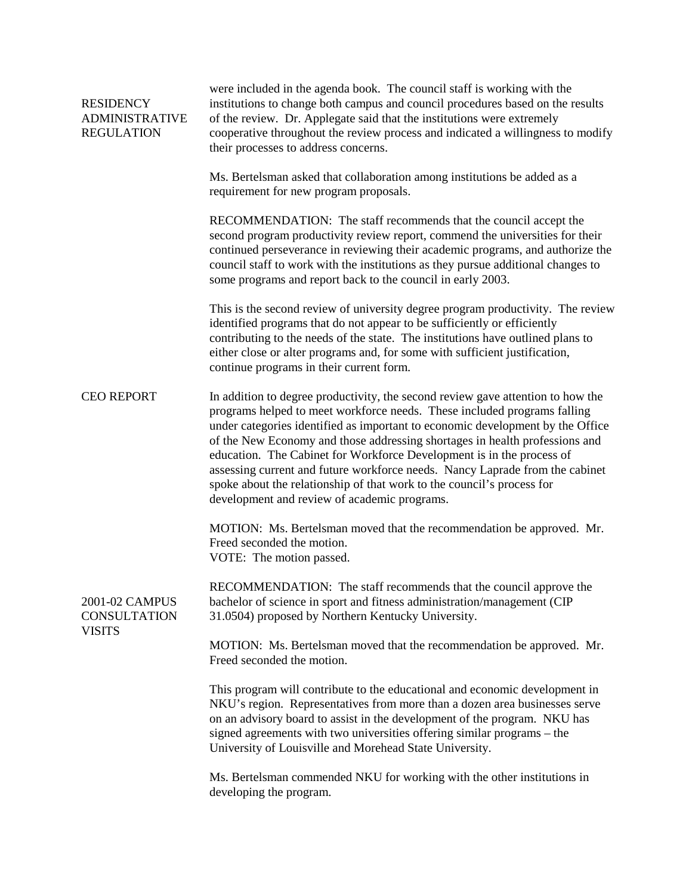were included in the agenda book. The council staff is working with the institutions to change both campus and council procedures based on the results of the review. Dr. Applegate said that the institutions were extremely cooperative throughout the review process and indicated a willingness to modify their processes to address concerns.

**RESIDENCY ADMINISTRATIVE REGULATION**

Ms. Bertelsman asked that collaboration among institutions be added as a requirement for new program proposals.

RECOMMENDATION: The staff recommends that the council accept the second program productivity review report, commend the universities for their continued perseverance in reviewing their academic programs, and authorize the council staff to work with the institutions as they pursue additional changes to some programs and report back to the council in early 2003.

This is the second review of university degree program productivity. The review identified programs that do not appear to be sufficiently or efficiently contributing to the needs of the state. The institutions have outlined plans to either close or alter programs and, for some with sufficient justification, continue programs in their current form.

**CEO REPORT**

In addition to degree productivity, the second review gave attention to how the programs helped to meet workforce needs. These included programs falling under categories identified as important to economic development by the Office of the New Economy and those addressing shortages in health professions and education. The Cabinet for Workforce Development is in the process of assessing current and future workforce needs. Nancy Laprade from the cabinet spoke about the relationship of that work to the council's process for development and review of academic programs.

MOTION: Ms. Bertelsman moved that the recommendation be approved. Mr. Freed seconded the motion.
VOTE: The motion passed.

**2001-02 CAMPUS CONSULTATION VISITS**

RECOMMENDATION: The staff recommends that the council approve the bachelor of science in sport and fitness administration/management (CIP 31.0504) proposed by Northern Kentucky University.

MOTION: Ms. Bertelsman moved that the recommendation be approved. Mr. Freed seconded the motion.

This program will contribute to the educational and economic development in NKU's region. Representatives from more than a dozen area businesses serve on an advisory board to assist in the development of the program. NKU has signed agreements with two universities offering similar programs – the University of Louisville and Morehead State University.

Ms. Bertelsman commended NKU for working with the other institutions in developing the program.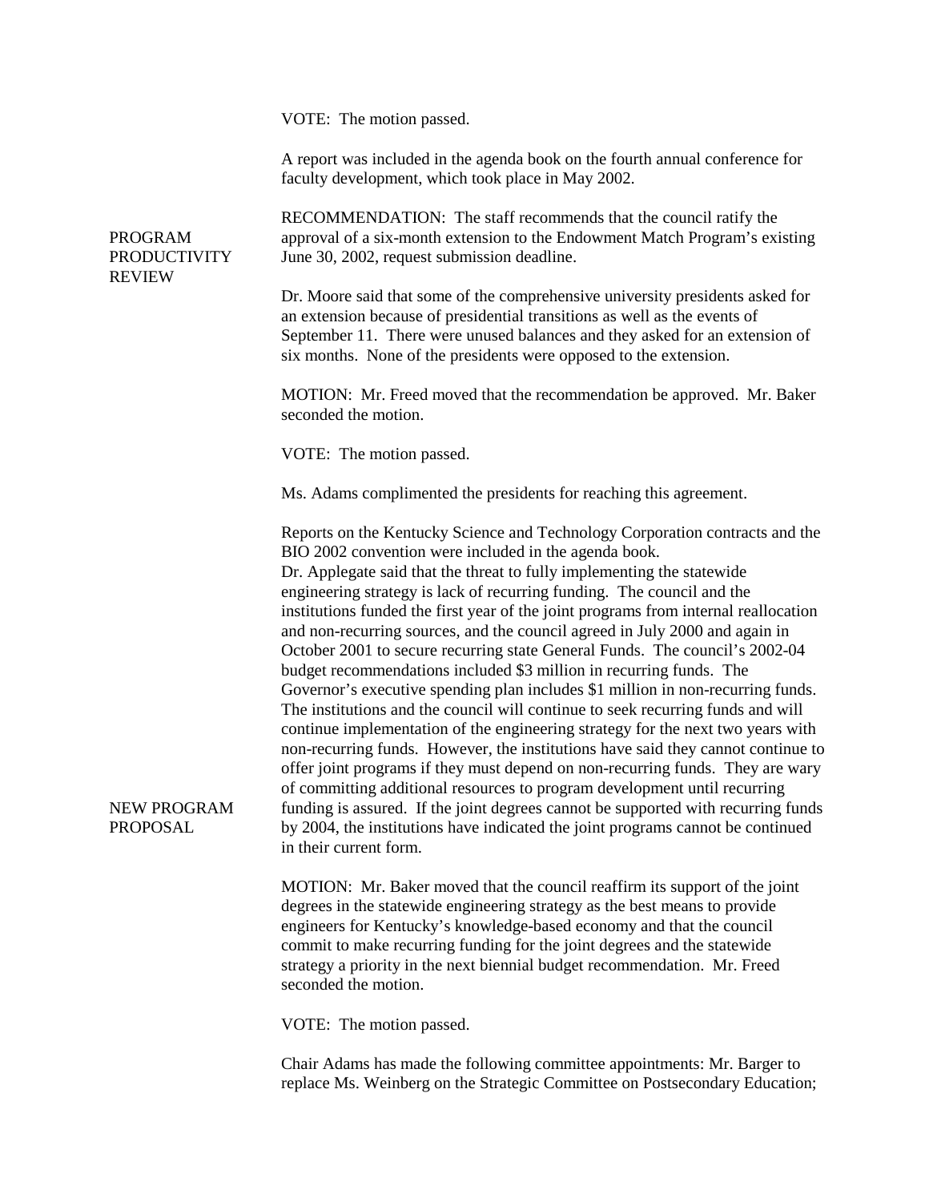VOTE: The motion passed.

A report was included in the agenda book on the fourth annual conference for faculty development, which took place in May 2002.

**PROGRAM PRODUCTIVITY REVIEW**

RECOMMENDATION: The staff recommends that the council ratify the approval of a six-month extension to the Endowment Match Program's existing June 30, 2002, request submission deadline.

Dr. Moore said that some of the comprehensive university presidents asked for an extension because of presidential transitions as well as the events of September 11. There were unused balances and they asked for an extension of six months. None of the presidents were opposed to the extension.

MOTION: Mr. Freed moved that the recommendation be approved. Mr. Baker seconded the motion.

VOTE: The motion passed.

Ms. Adams complimented the presidents for reaching this agreement.

Reports on the Kentucky Science and Technology Corporation contracts and the BIO 2002 convention were included in the agenda book.

**NEW PROGRAM PROPOSAL**

Dr. Applegate said that the threat to fully implementing the statewide engineering strategy is lack of recurring funding. The council and the institutions funded the first year of the joint programs from internal reallocation and non-recurring sources, and the council agreed in July 2000 and again in October 2001 to secure recurring state General Funds. The council's 2002-04 budget recommendations included $3 million in recurring funds. The Governor's executive spending plan includes $1 million in non-recurring funds. The institutions and the council will continue to seek recurring funds and will continue implementation of the engineering strategy for the next two years with non-recurring funds. However, the institutions have said they cannot continue to offer joint programs if they must depend on non-recurring funds. They are wary of committing additional resources to program development until recurring funding is assured. If the joint degrees cannot be supported with recurring funds by 2004, the institutions have indicated the joint programs cannot be continued in their current form.

MOTION: Mr. Baker moved that the council reaffirm its support of the joint degrees in the statewide engineering strategy as the best means to provide engineers for Kentucky's knowledge-based economy and that the council commit to make recurring funding for the joint degrees and the statewide strategy a priority in the next biennial budget recommendation. Mr. Freed seconded the motion.

VOTE: The motion passed.

Chair Adams has made the following committee appointments: Mr. Barger to replace Ms. Weinberg on the Strategic Committee on Postsecondary Education;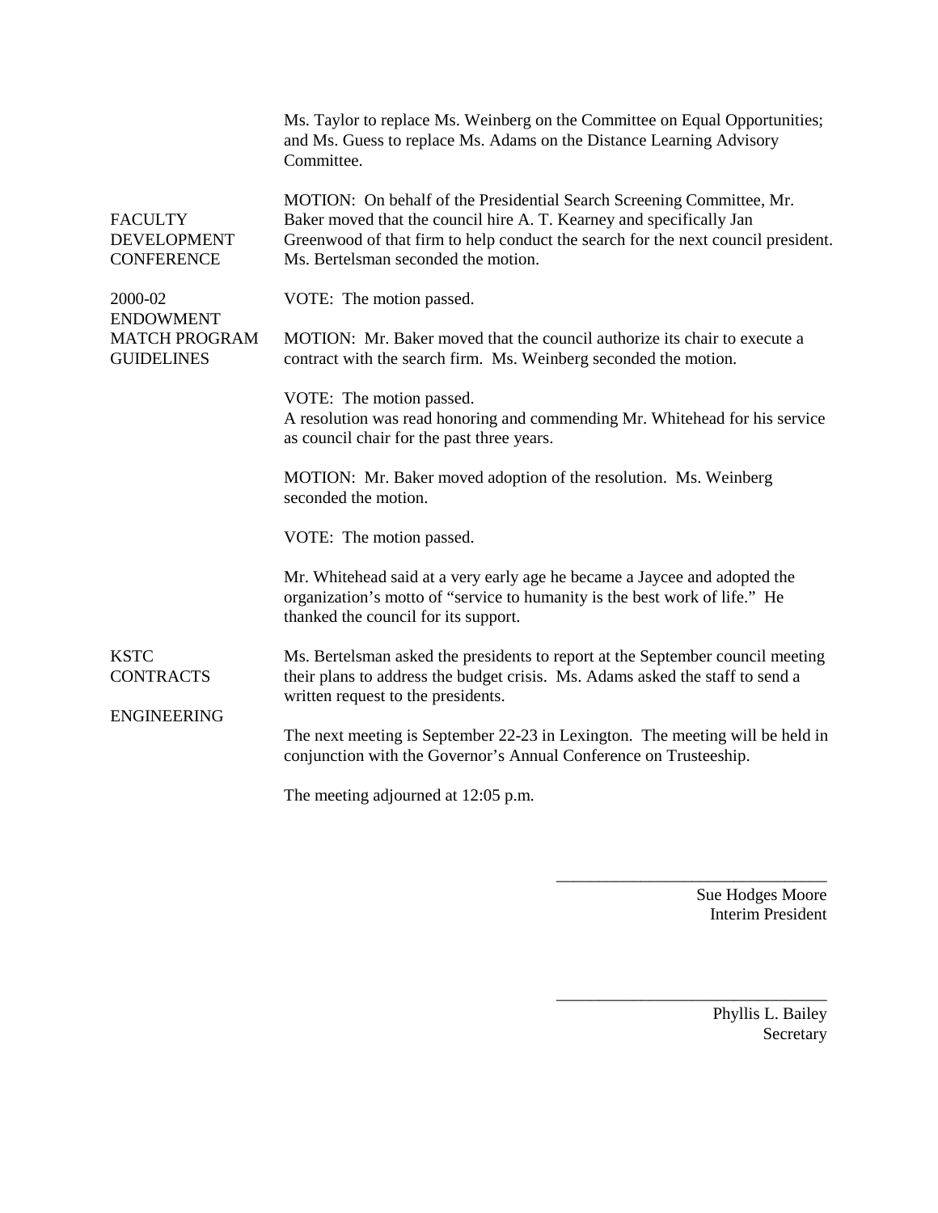Ms. Taylor to replace Ms. Weinberg on the Committee on Equal Opportunities; and Ms. Guess to replace Ms. Adams on the Distance Learning Advisory Committee.

FACULTY DEVELOPMENT CONFERENCE

MOTION: On behalf of the Presidential Search Screening Committee, Mr. Baker moved that the council hire A. T. Kearney and specifically Jan Greenwood of that firm to help conduct the search for the next council president. Ms. Bertelsman seconded the motion.

2000-02 ENDOWMENT MATCH PROGRAM GUIDELINES

VOTE: The motion passed.

MOTION: Mr. Baker moved that the council authorize its chair to execute a contract with the search firm. Ms. Weinberg seconded the motion.

VOTE: The motion passed.

A resolution was read honoring and commending Mr. Whitehead for his service as council chair for the past three years.

MOTION: Mr. Baker moved adoption of the resolution. Ms. Weinberg seconded the motion.

VOTE: The motion passed.

Mr. Whitehead said at a very early age he became a Jaycee and adopted the organization's motto of "service to humanity is the best work of life." He thanked the council for its support.

KSTC CONTRACTS

ENGINEERING

Ms. Bertelsman asked the presidents to report at the September council meeting their plans to address the budget crisis. Ms. Adams asked the staff to send a written request to the presidents.

The next meeting is September 22-23 in Lexington. The meeting will be held in conjunction with the Governor's Annual Conference on Trusteeship.

The meeting adjourned at 12:05 p.m.

\_\_\_\_\_\_\_\_\_\_\_\_\_\_\_\_\_\_\_\_\_\_\_\_\_\_\_\_\_\_\_\_

Sue Hodges Moore
Interim President

\_\_\_\_\_\_\_\_\_\_\_\_\_\_\_\_\_\_\_\_\_\_\_\_\_\_\_\_\_\_\_\_

Phyllis L. Bailey
Secretary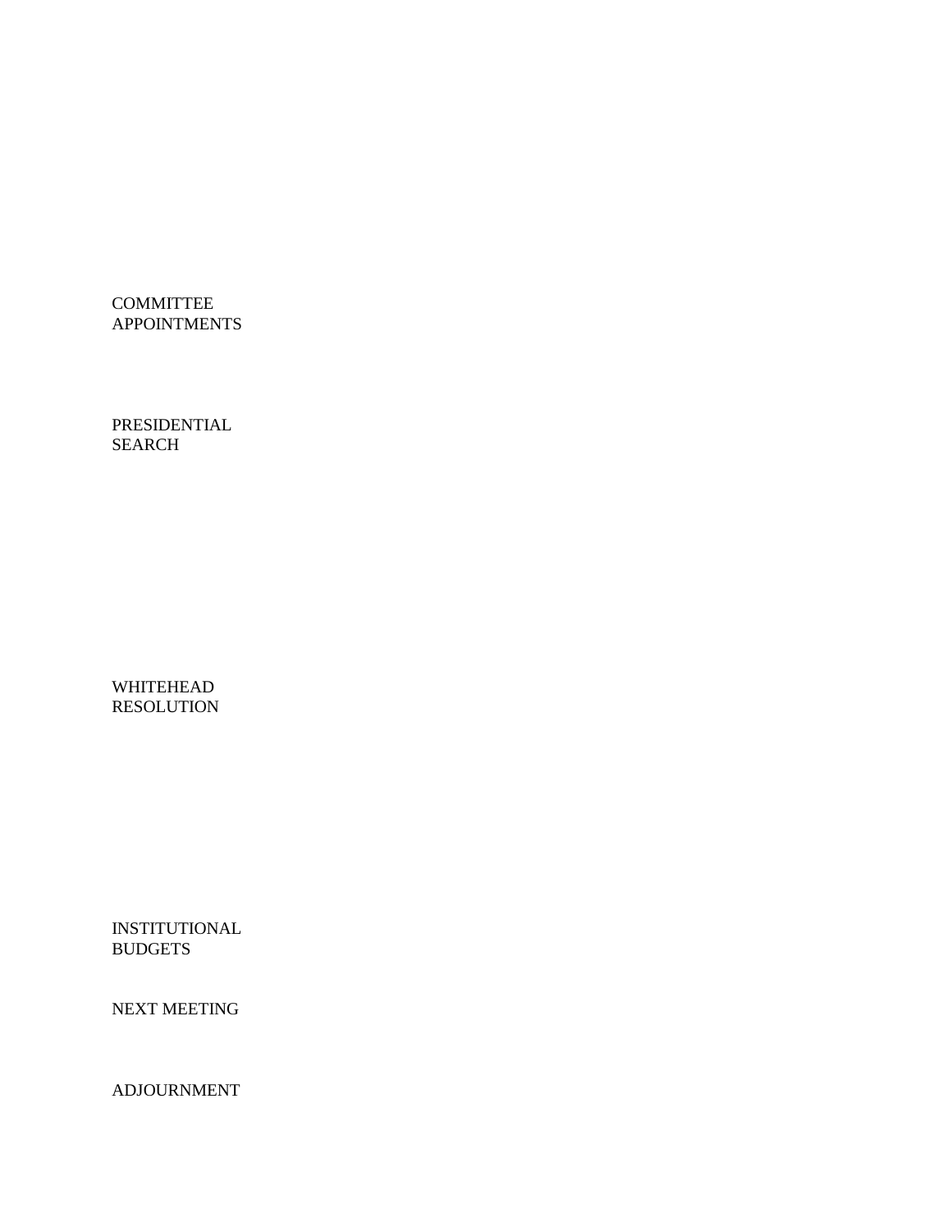COMMITTEE APPOINTMENTS

PRESIDENTIAL SEARCH

WHITEHEAD RESOLUTION

INSTITUTIONAL BUDGETS

NEXT MEETING

ADJOURNMENT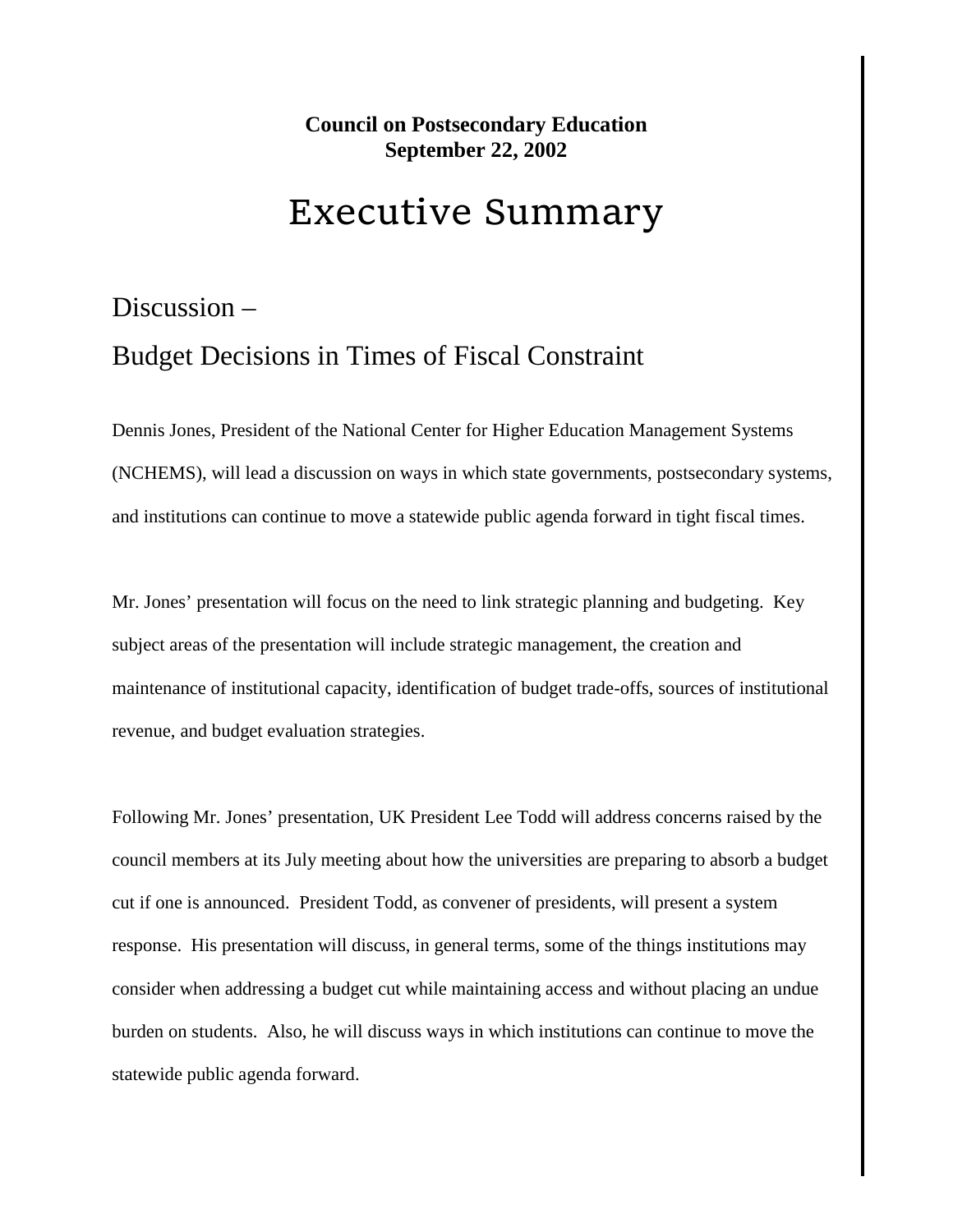**Council on Postsecondary Education**
**September 22, 2002**

# Executive Summary

## Discussion –

## Budget Decisions in Times of Fiscal Constraint

Dennis Jones, President of the National Center for Higher Education Management Systems (NCHEMS), will lead a discussion on ways in which state governments, postsecondary systems, and institutions can continue to move a statewide public agenda forward in tight fiscal times.

Mr. Jones' presentation will focus on the need to link strategic planning and budgeting. Key subject areas of the presentation will include strategic management, the creation and maintenance of institutional capacity, identification of budget trade-offs, sources of institutional revenue, and budget evaluation strategies.

Following Mr. Jones' presentation, UK President Lee Todd will address concerns raised by the council members at its July meeting about how the universities are preparing to absorb a budget cut if one is announced. President Todd, as convener of presidents, will present a system response. His presentation will discuss, in general terms, some of the things institutions may consider when addressing a budget cut while maintaining access and without placing an undue burden on students. Also, he will discuss ways in which institutions can continue to move the statewide public agenda forward.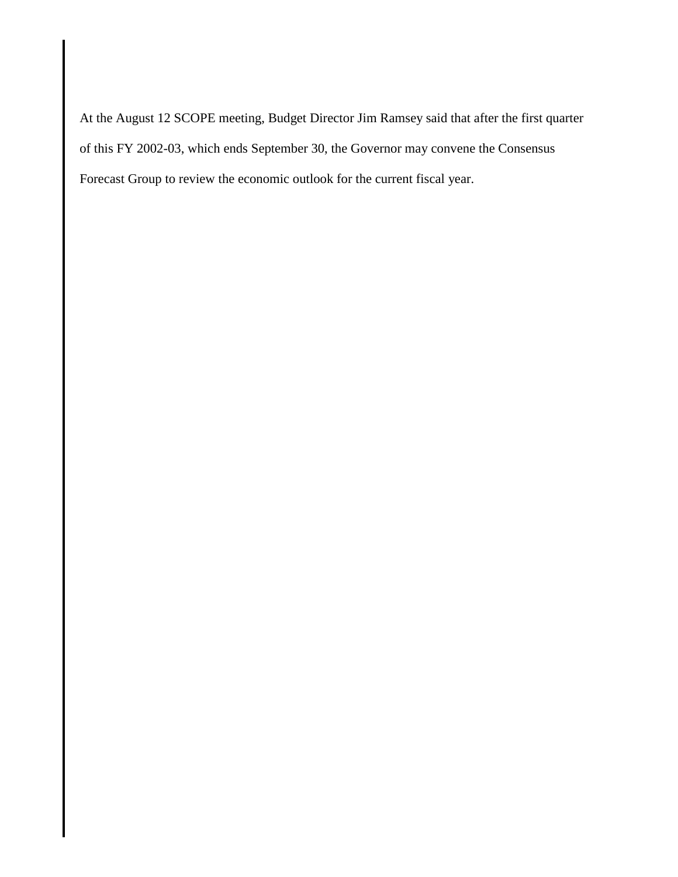At the August 12 SCOPE meeting, Budget Director Jim Ramsey said that after the first quarter of this FY 2002-03, which ends September 30, the Governor may convene the Consensus Forecast Group to review the economic outlook for the current fiscal year.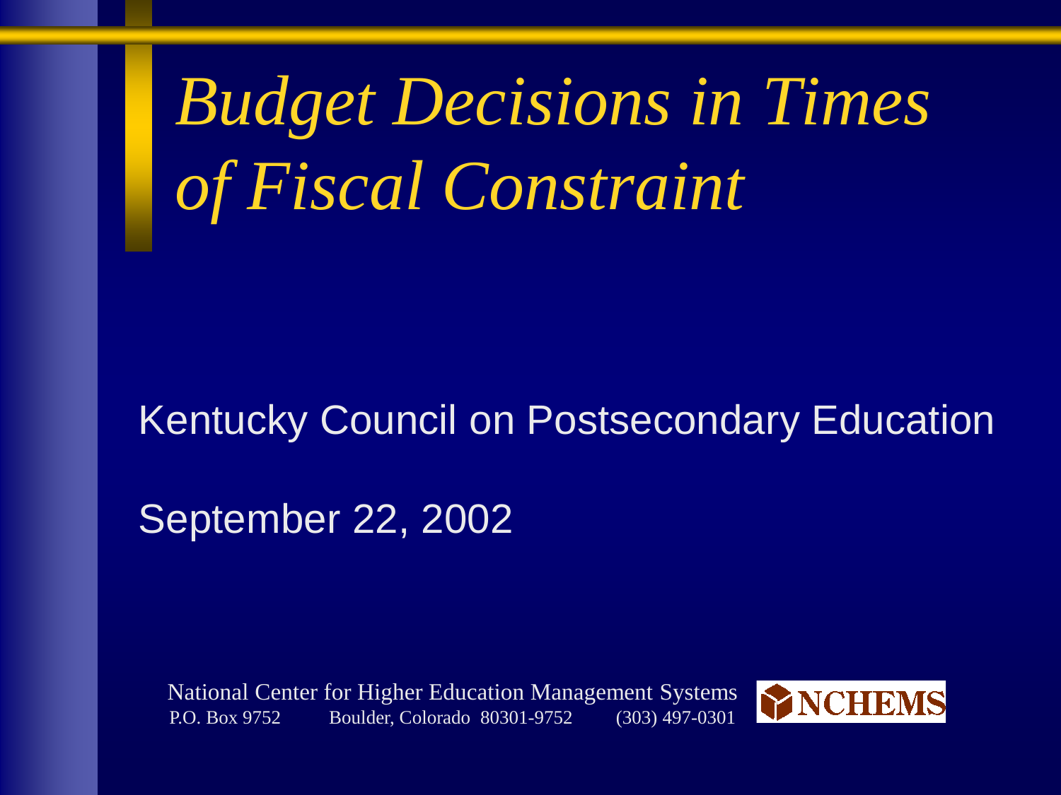# *Budget Decisions in Times of Fiscal Constraint*

Kentucky Council on Postsecondary Education

September 22, 2002

National Center for Higher Education Management Systems
P.O. Box 9752 Boulder, Colorado 80301-9752 (303) 497-0301

NCHEMS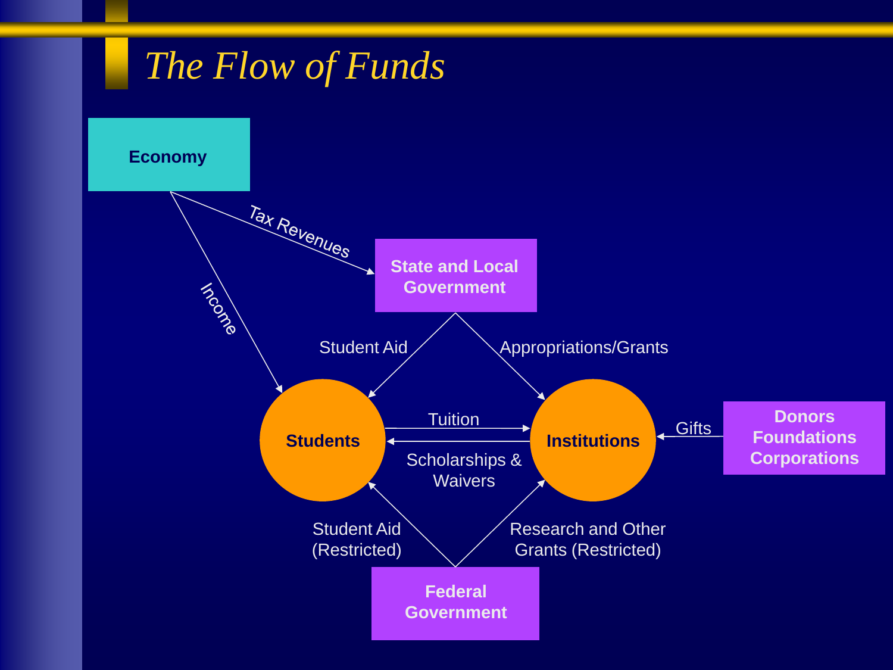# *The Flow of Funds*

**Economy**

Tax Revenues

Income

**State and Local Government**

Student Aid

Appropriations/Grants

**Students**

Tuition

Scholarships & Waivers

**Institutions**

Gifts

**Donors Foundations Corporations**

Student Aid (Restricted)

Research and Other Grants (Restricted)

**Federal Government**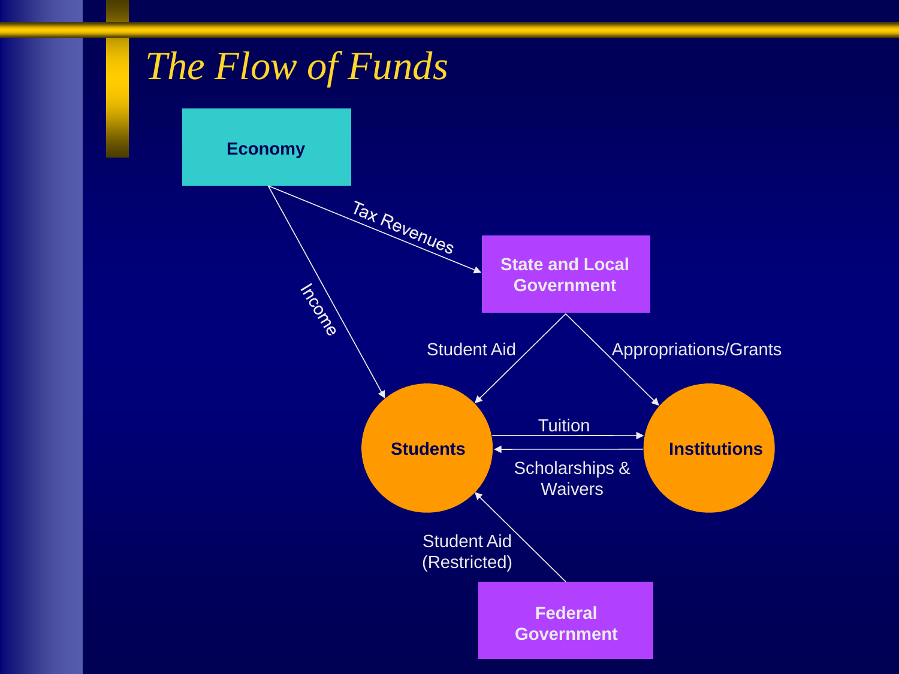# *The Flow of Funds*

**Economy**

Tax Revenues

Income

**State and Local Government**

Student Aid

Appropriations/Grants

**Students**

Tuition

Scholarships & Waivers

**Institutions**

Student Aid (Restricted)

**Federal Government**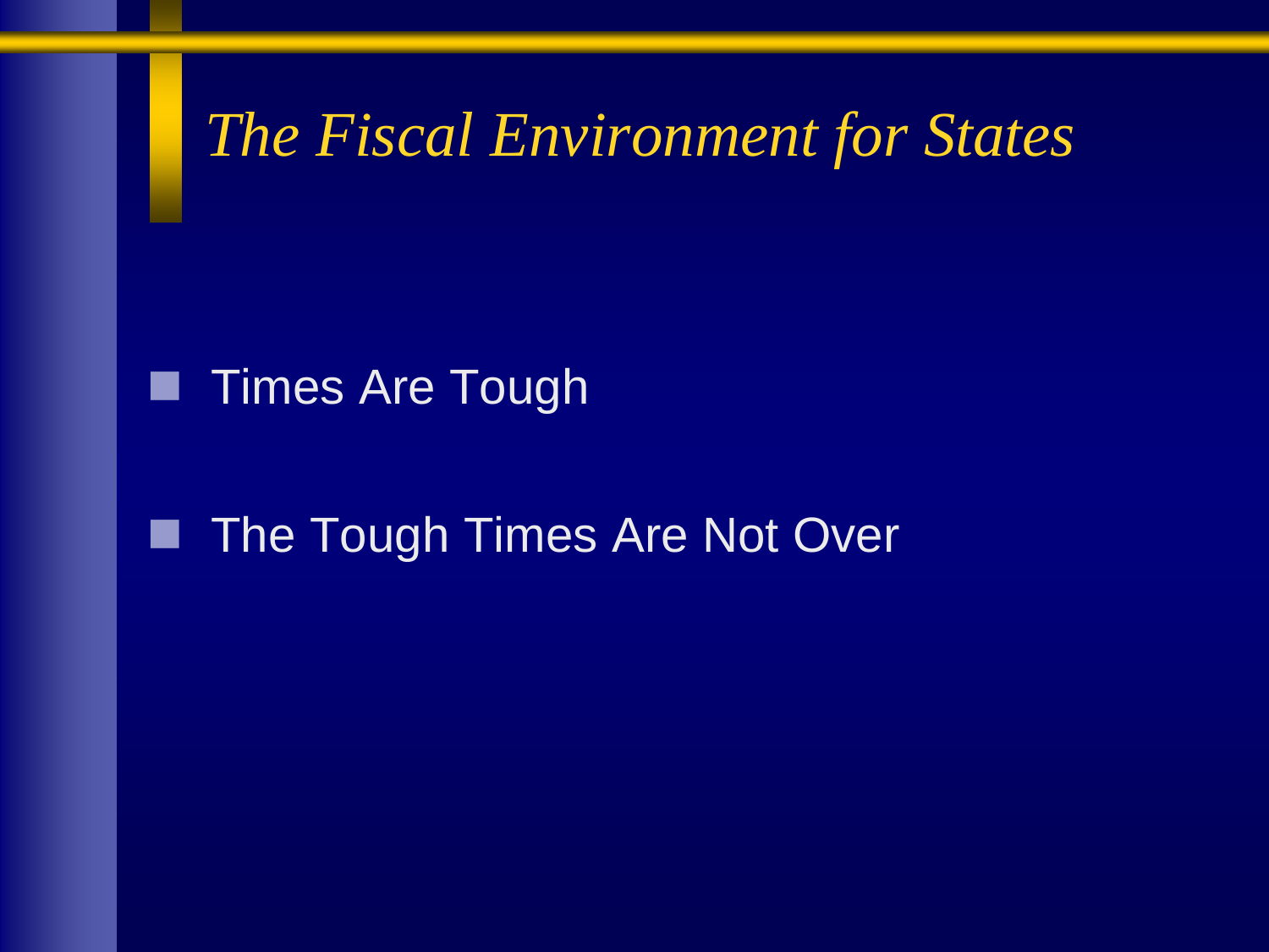# *The Fiscal Environment for States*

- Times Are Tough
- The Tough Times Are Not Over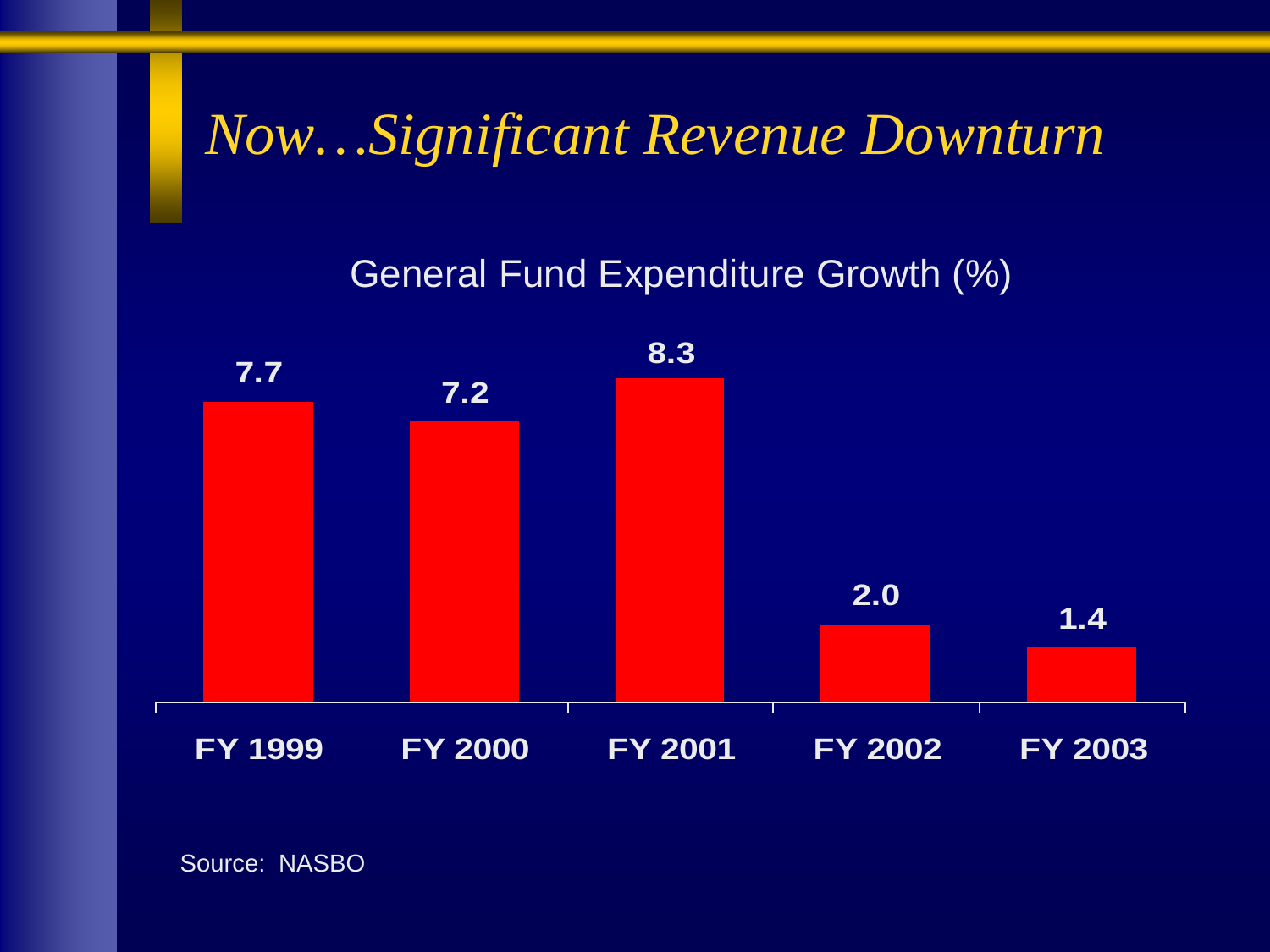# *Now…Significant Revenue Downturn*

General Fund Expenditure Growth (%)

| | FY 1999 | FY 2000 | FY 2001 | FY 2002 | FY 2003 |
|---|---|---|---|---|---|
| General Fund Expenditure Growth (%) | 7.7 | 7.2 | 8.3 | 2.0 | 1.4 |

Source: NASBO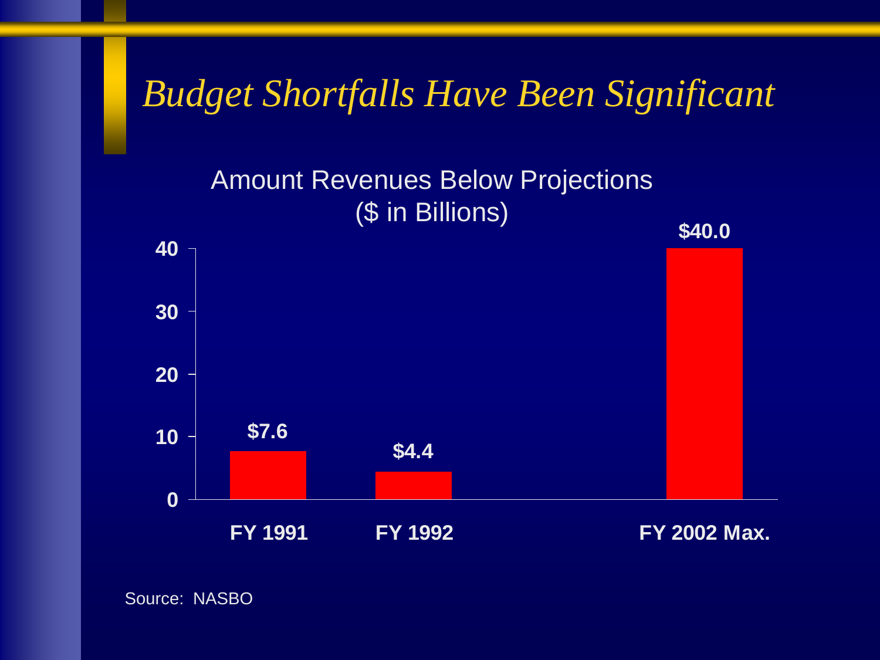# *Budget Shortfalls Have Been Significant*

Amount Revenues Below Projections
($ in Billions)

| | Amount |
|---|---|
| FY 1991 | $7.6 |
| FY 1992 | $4.4 |
| FY 2002 Max. | $40.0 |

Source: NASBO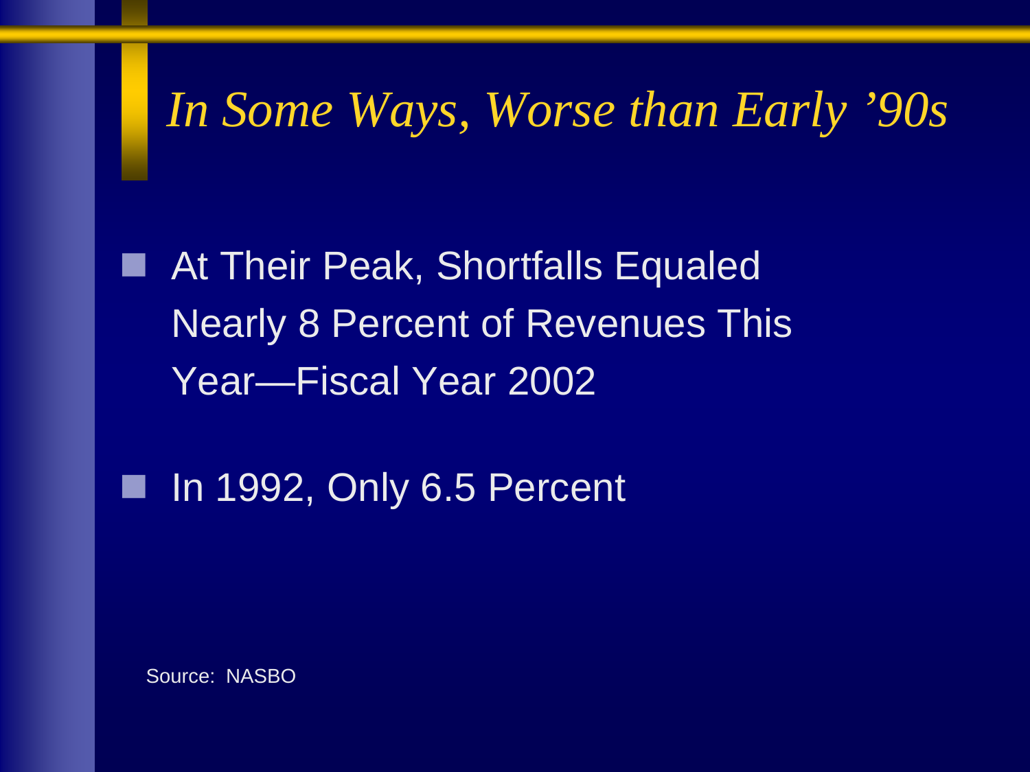# *In Some Ways, Worse than Early '90s*

- At Their Peak, Shortfalls Equaled Nearly 8 Percent of Revenues This Year—Fiscal Year 2002
- In 1992, Only 6.5 Percent

Source: NASBO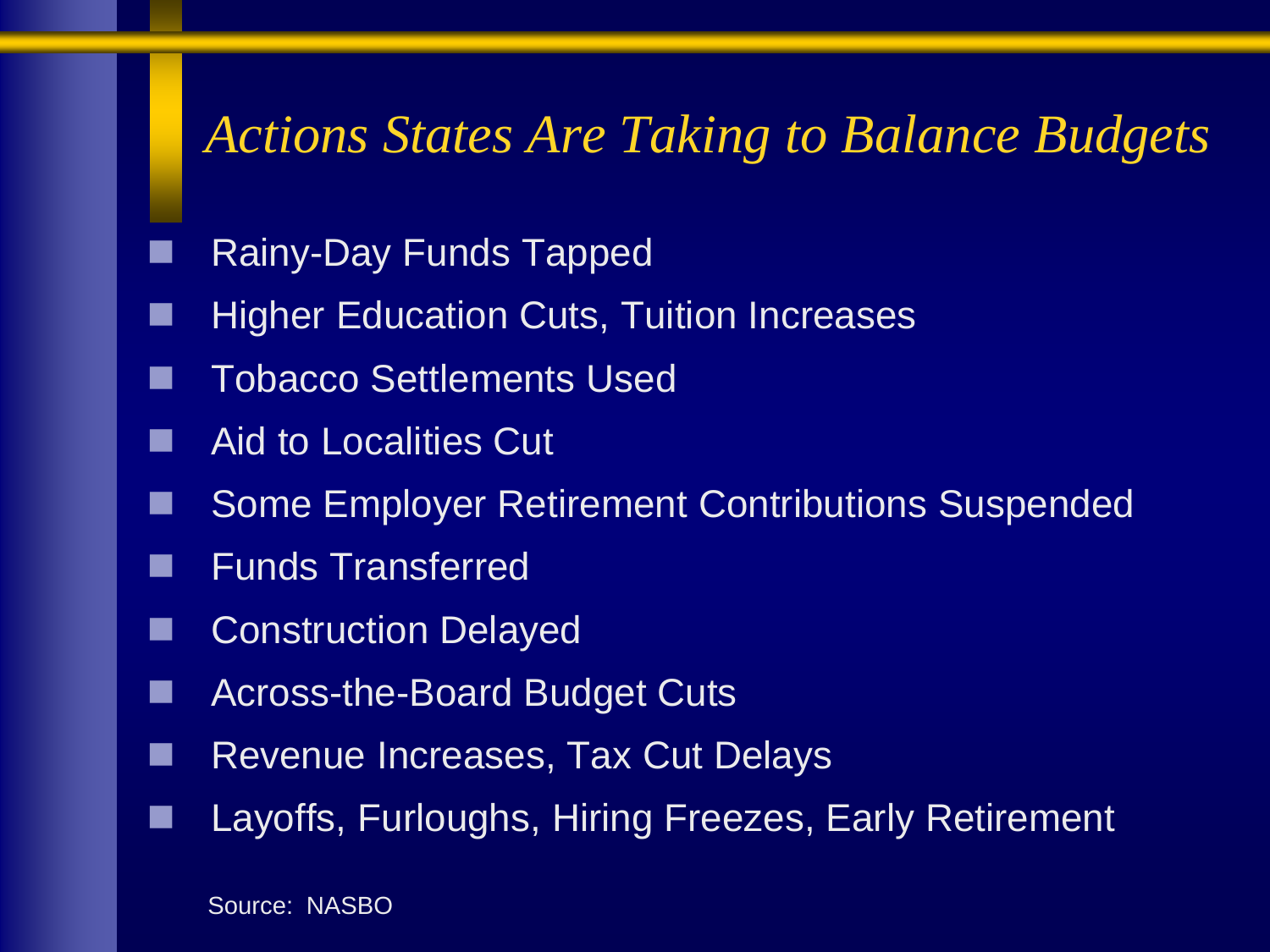# *Actions States Are Taking to Balance Budgets*

- Rainy-Day Funds Tapped
- Higher Education Cuts, Tuition Increases
- Tobacco Settlements Used
- Aid to Localities Cut
- Some Employer Retirement Contributions Suspended
- Funds Transferred
- Construction Delayed
- Across-the-Board Budget Cuts
- Revenue Increases, Tax Cut Delays
- Layoffs, Furloughs, Hiring Freezes, Early Retirement

Source: NASBO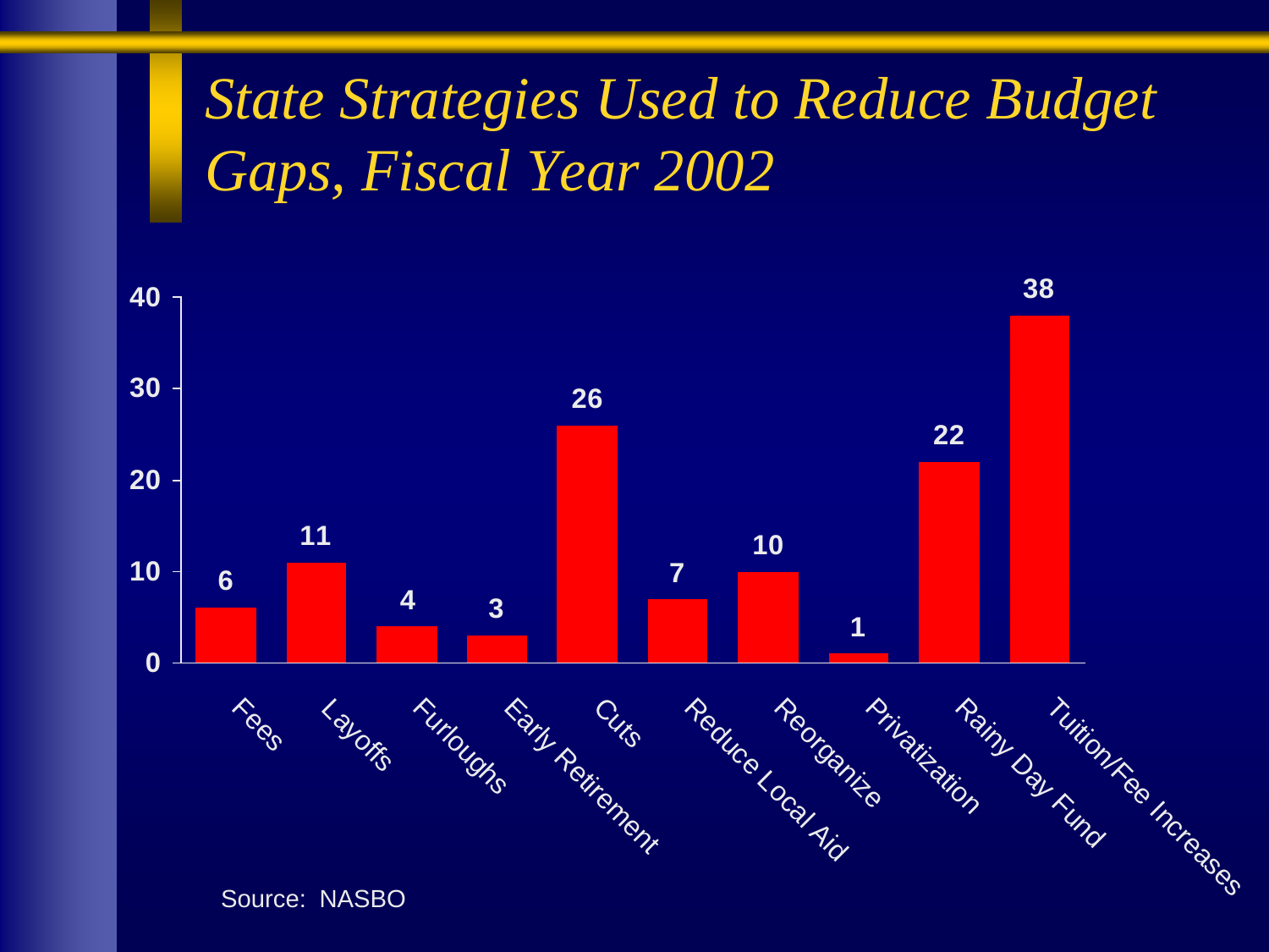# *State Strategies Used to Reduce Budget Gaps, Fiscal Year 2002*

| Strategy | Value |
|---|---|
| Fees | 6 |
| Layoffs | 11 |
| Furloughs | 4 |
| Early Retirement | 3 |
| Cuts | 26 |
| Reduce Local Aid | 7 |
| Reorganize | 10 |
| Privatization | 1 |
| Rainy Day Fund | 22 |
| Tuition/Fee Increases | 38 |

Source: NASBO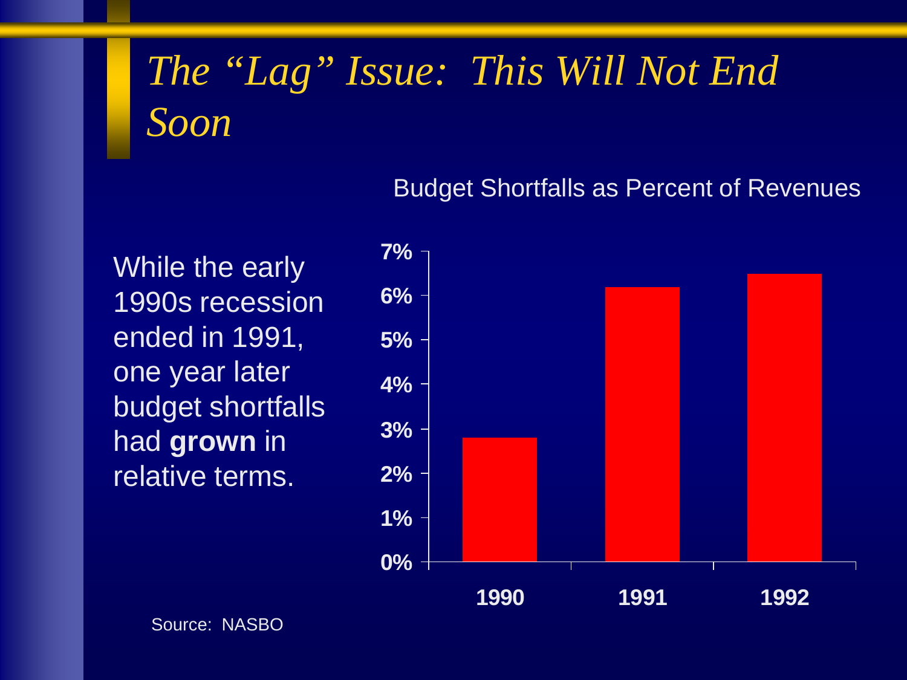# *The "Lag" Issue: This Will Not End Soon*

While the early 1990s recession ended in 1991, one year later budget shortfalls had **grown** in relative terms.

Budget Shortfalls as Percent of Revenues

| Year | Budget Shortfall (% of Revenues) |
|---|---|
| 1990 | ~2.8% |
| 1991 | ~6.2% |
| 1992 | ~6.5% |

Source: NASBO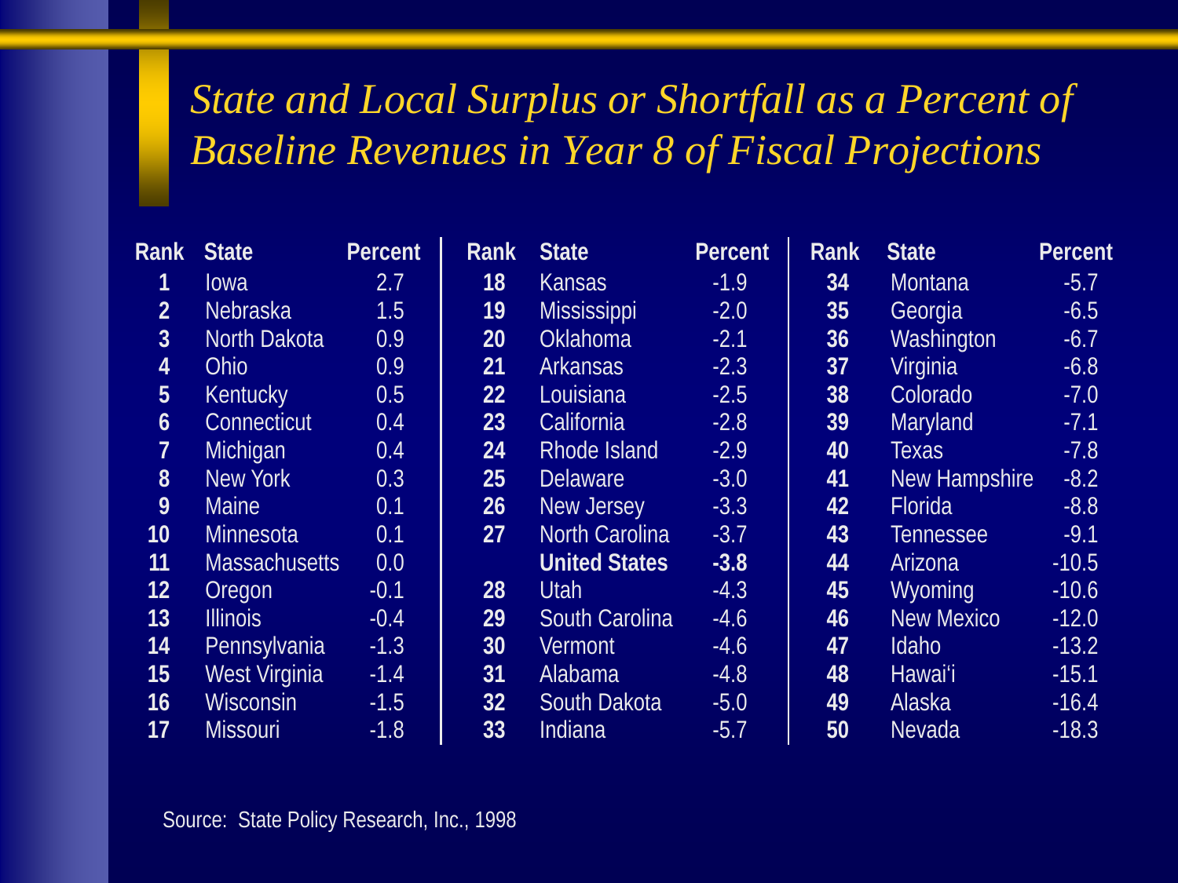# *State and Local Surplus or Shortfall as a Percent of Baseline Revenues in Year 8 of Fiscal Projections*

| Rank | State | Percent | Rank | State | Percent | Rank | State | Percent |
|---|---|---|---|---|---|---|---|---|
| 1 | Iowa | 2.7 | 18 | Kansas | -1.9 | 34 | Montana | -5.7 |
| 2 | Nebraska | 1.5 | 19 | Mississippi | -2.0 | 35 | Georgia | -6.5 |
| 3 | North Dakota | 0.9 | 20 | Oklahoma | -2.1 | 36 | Washington | -6.7 |
| 4 | Ohio | 0.9 | 21 | Arkansas | -2.3 | 37 | Virginia | -6.8 |
| 5 | Kentucky | 0.5 | 22 | Louisiana | -2.5 | 38 | Colorado | -7.0 |
| 6 | Connecticut | 0.4 | 23 | California | -2.8 | 39 | Maryland | -7.1 |
| 7 | Michigan | 0.4 | 24 | Rhode Island | -2.9 | 40 | Texas | -7.8 |
| 8 | New York | 0.3 | 25 | Delaware | -3.0 | 41 | New Hampshire | -8.2 |
| 9 | Maine | 0.1 | 26 | New Jersey | -3.3 | 42 | Florida | -8.8 |
| 10 | Minnesota | 0.1 | 27 | North Carolina | -3.7 | 43 | Tennessee | -9.1 |
| 11 | Massachusetts | 0.0 | | **United States** | **-3.8** | 44 | Arizona | -10.5 |
| 12 | Oregon | -0.1 | 28 | Utah | -4.3 | 45 | Wyoming | -10.6 |
| 13 | Illinois | -0.4 | 29 | South Carolina | -4.6 | 46 | New Mexico | -12.0 |
| 14 | Pennsylvania | -1.3 | 30 | Vermont | -4.6 | 47 | Idaho | -13.2 |
| 15 | West Virginia | -1.4 | 31 | Alabama | -4.8 | 48 | Hawai'i | -15.1 |
| 16 | Wisconsin | -1.5 | 32 | South Dakota | -5.0 | 49 | Alaska | -16.4 |
| 17 | Missouri | -1.8 | 33 | Indiana | -5.7 | 50 | Nevada | -18.3 |

Source: State Policy Research, Inc., 1998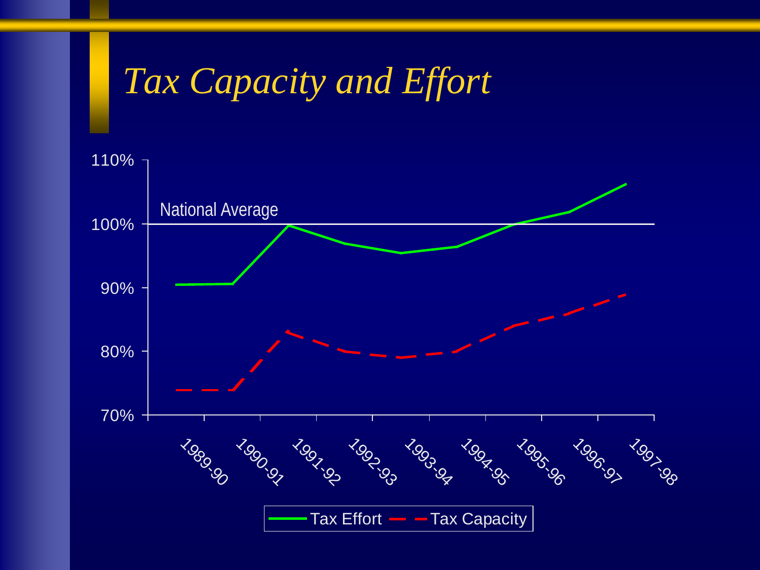# *Tax Capacity and Effort*

National Average

| | 1989-90 | 1990-91 | 1991-92 | 1992-93 | 1993-94 | 1994-95 | 1995-96 | 1996-97 | 1997-98 |
|---|---|---|---|---|---|---|---|---|---|
| Tax Effort | | | | | | | | | |
| Tax Capacity | | | | | | | | | |

110%
100%
90%
80%
70%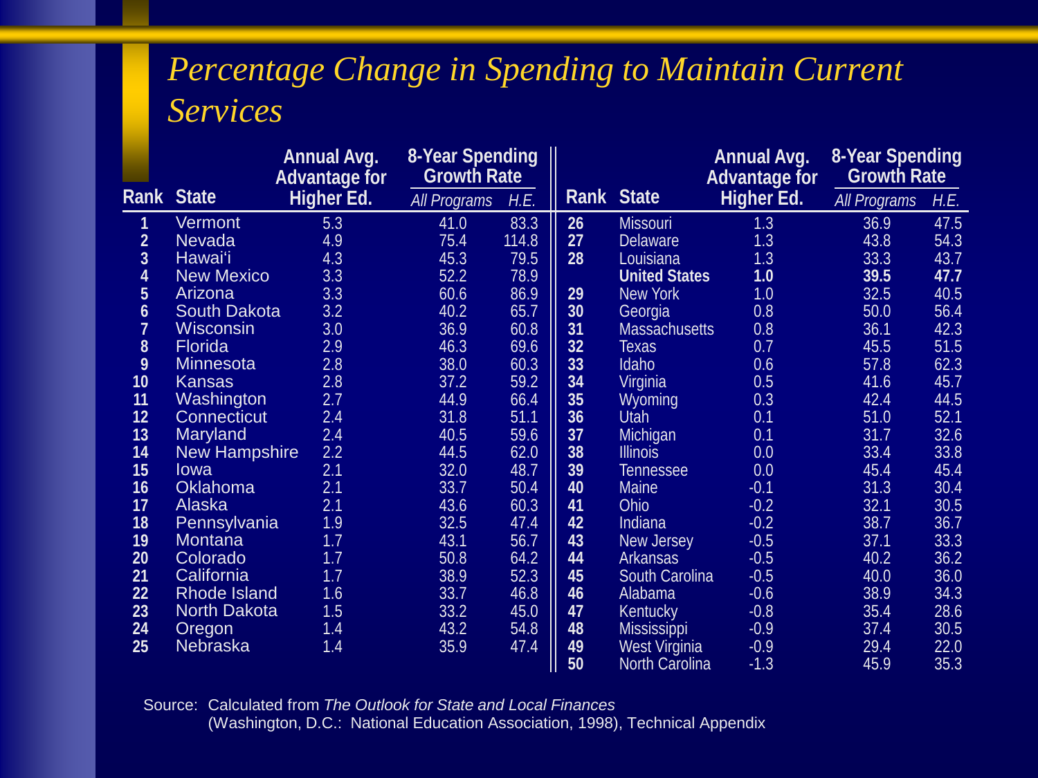# Percentage Change in Spending to Maintain Current Services

| Rank | State | Annual Avg. Advantage for Higher Ed. | 8-Year Spending Growth Rate | | Rank | State | Annual Avg. Advantage for Higher Ed. | 8-Year Spending Growth Rate | |
|---|---|---|---|---|---|---|---|---|---|
| | | | *All Programs* | *H.E.* | | | | *All Programs* | *H.E.* |
| 1 | Vermont | 5.3 | 41.0 | 83.3 | 26 | Missouri | 1.3 | 36.9 | 47.5 |
| 2 | Nevada | 4.9 | 75.4 | 114.8 | 27 | Delaware | 1.3 | 43.8 | 54.3 |
| 3 | Hawai'i | 4.3 | 45.3 | 79.5 | 28 | Louisiana | 1.3 | 33.3 | 43.7 |
| 4 | New Mexico | 3.3 | 52.2 | 78.9 | | **United States** | **1.0** | **39.5** | **47.7** |
| 5 | Arizona | 3.3 | 60.6 | 86.9 | 29 | New York | 1.0 | 32.5 | 40.5 |
| 6 | South Dakota | 3.2 | 40.2 | 65.7 | 30 | Georgia | 0.8 | 50.0 | 56.4 |
| 7 | Wisconsin | 3.0 | 36.9 | 60.8 | 31 | Massachusetts | 0.8 | 36.1 | 42.3 |
| 8 | Florida | 2.9 | 46.3 | 69.6 | 32 | Texas | 0.7 | 45.5 | 51.5 |
| 9 | Minnesota | 2.8 | 38.0 | 60.3 | 33 | Idaho | 0.6 | 57.8 | 62.3 |
| 10 | Kansas | 2.8 | 37.2 | 59.2 | 34 | Virginia | 0.5 | 41.6 | 45.7 |
| 11 | Washington | 2.7 | 44.9 | 66.4 | 35 | Wyoming | 0.3 | 42.4 | 44.5 |
| 12 | Connecticut | 2.4 | 31.8 | 51.1 | 36 | Utah | 0.1 | 51.0 | 52.1 |
| 13 | Maryland | 2.4 | 40.5 | 59.6 | 37 | Michigan | 0.1 | 31.7 | 32.6 |
| 14 | New Hampshire | 2.2 | 44.5 | 62.0 | 38 | Illinois | 0.0 | 33.4 | 33.8 |
| 15 | Iowa | 2.1 | 32.0 | 48.7 | 39 | Tennessee | 0.0 | 45.4 | 45.4 |
| 16 | Oklahoma | 2.1 | 33.7 | 50.4 | 40 | Maine | -0.1 | 31.3 | 30.4 |
| 17 | Alaska | 2.1 | 43.6 | 60.3 | 41 | Ohio | -0.2 | 32.1 | 30.5 |
| 18 | Pennsylvania | 1.9 | 32.5 | 47.4 | 42 | Indiana | -0.2 | 38.7 | 36.7 |
| 19 | Montana | 1.7 | 43.1 | 56.7 | 43 | New Jersey | -0.5 | 37.1 | 33.3 |
| 20 | Colorado | 1.7 | 50.8 | 64.2 | 44 | Arkansas | -0.5 | 40.2 | 36.2 |
| 21 | California | 1.7 | 38.9 | 52.3 | 45 | South Carolina | -0.5 | 40.0 | 36.0 |
| 22 | Rhode Island | 1.6 | 33.7 | 46.8 | 46 | Alabama | -0.6 | 38.9 | 34.3 |
| 23 | North Dakota | 1.5 | 33.2 | 45.0 | 47 | Kentucky | -0.8 | 35.4 | 28.6 |
| 24 | Oregon | 1.4 | 43.2 | 54.8 | 48 | Mississippi | -0.9 | 37.4 | 30.5 |
| 25 | Nebraska | 1.4 | 35.9 | 47.4 | 49 | West Virginia | -0.9 | 29.4 | 22.0 |
| | | | | | 50 | North Carolina | -1.3 | 45.9 | 35.3 |

Source: Calculated from *The Outlook for State and Local Finances* (Washington, D.C.: National Education Association, 1998), Technical Appendix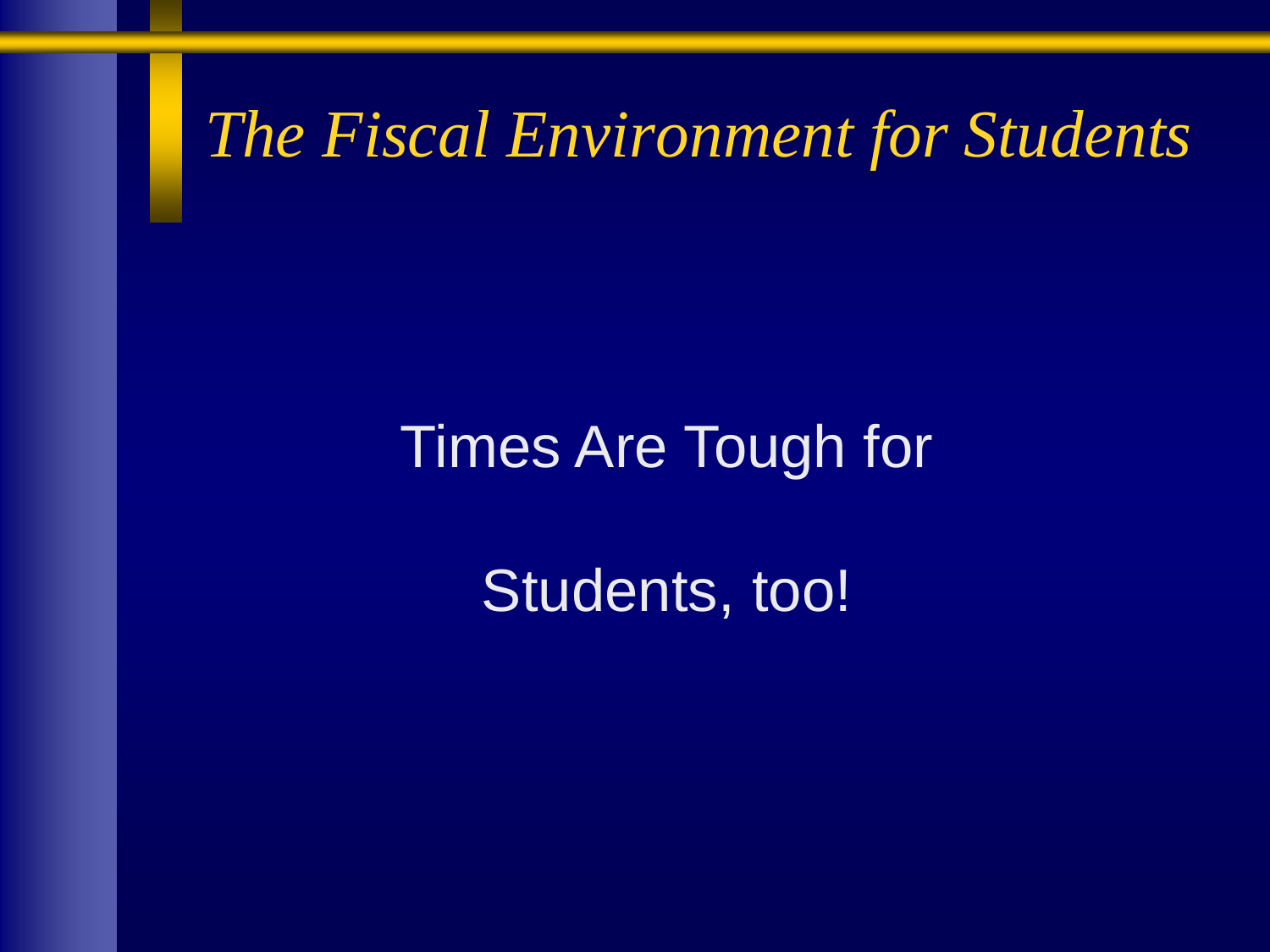# *The Fiscal Environment for Students*

Times Are Tough for

Students, too!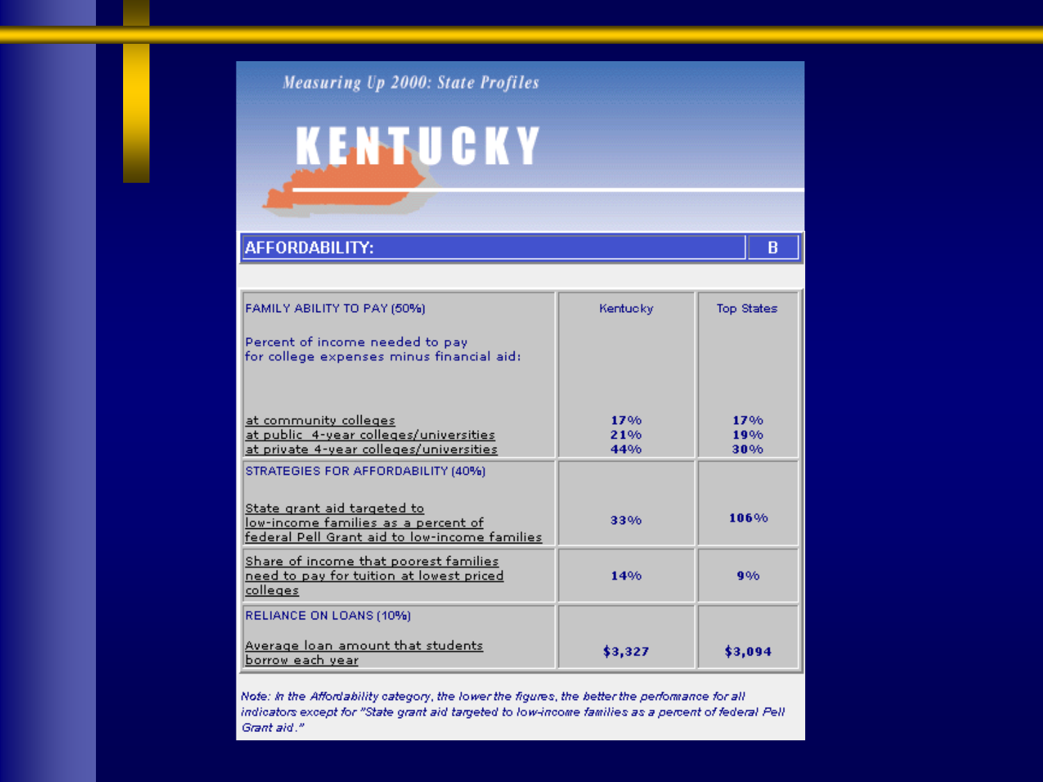*Measuring Up 2000: State Profiles*

# KENTUCKY

## AFFORDABILITY: B

| FAMILY ABILITY TO PAY (50%) | Kentucky | Top States |
|---|---|---|
| Percent of income needed to pay for college expenses minus financial aid: | | |
| at community colleges | 17% | 17% |
| at public 4-year colleges/universities | 21% | 19% |
| at private 4-year colleges/universities | 44% | 30% |
| **STRATEGIES FOR AFFORDABILITY (40%)** | | |
| State grant aid targeted to low-income families as a percent of federal Pell Grant aid to low-income families | 33% | 106% |
| Share of income that poorest families need to pay for tuition at lowest priced colleges | 14% | 9% |
| **RELIANCE ON LOANS (10%)** | | |
| Average loan amount that students borrow each year | $3,327 | $3,094 |

*Note: In the Affordability category, the lower the figures, the better the performance for all indicators except for "State grant aid targeted to low-income families as a percent of federal Pell Grant aid."*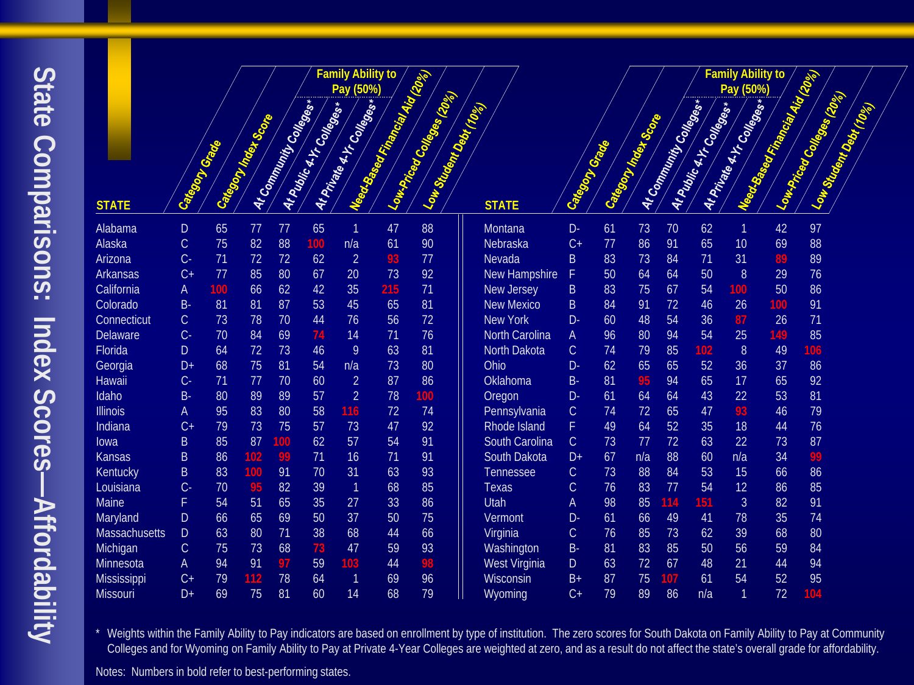# State Comparisons: Index Scores—Affordability

| STATE | Category Grade | Category Index Score | Family Ability to Pay (50%): At Community Colleges* | Family Ability to Pay (50%): At Public 4-Yr Colleges* | Family Ability to Pay (50%): At Private 4-Yr Colleges* | Need-Based Financial Aid (20%) | Low-Priced Colleges (20%) | Low Student Debt (10%) |
|---|---|---|---|---|---|---|---|---|
| Alabama | D | 65 | 77 | 77 | 65 | 1 | 47 | 88 |
| Alaska | C | 75 | 82 | 88 | **100** | n/a | 61 | 90 |
| Arizona | C- | 71 | 72 | 72 | 62 | 2 | **93** | 77 |
| Arkansas | C+ | 77 | 85 | 80 | 67 | 20 | 73 | 92 |
| California | A | **100** | 66 | 62 | 42 | 35 | **215** | 71 |
| Colorado | B- | 81 | 81 | 87 | 53 | 45 | 65 | 81 |
| Connecticut | C | 73 | 78 | 70 | 44 | 76 | 56 | 72 |
| Delaware | C- | 70 | 84 | 69 | **74** | 14 | 71 | 76 |
| Florida | D | 64 | 72 | 73 | 46 | 9 | 63 | 81 |
| Georgia | D+ | 68 | 75 | 81 | 54 | n/a | 73 | 80 |
| Hawaii | C- | 71 | 77 | 70 | 60 | 2 | 87 | 86 |
| Idaho | B- | 80 | 89 | 89 | 57 | 2 | 78 | **100** |
| Illinois | A | 95 | 83 | 80 | 58 | **116** | 72 | 74 |
| Indiana | C+ | 79 | 73 | 75 | 57 | 73 | 47 | 92 |
| Iowa | B | 85 | 87 | **100** | 62 | 57 | 54 | 91 |
| Kansas | B | 86 | **102** | **99** | 71 | 16 | 71 | 91 |
| Kentucky | B | 83 | **100** | 91 | 70 | 31 | 63 | 93 |
| Louisiana | C- | 70 | **95** | 82 | 39 | 1 | 68 | 85 |
| Maine | F | 54 | 51 | 65 | 35 | 27 | 33 | 86 |
| Maryland | D | 66 | 65 | 69 | 50 | 37 | 50 | 75 |
| Massachusetts | D | 63 | 80 | 71 | 38 | 68 | 44 | 66 |
| Michigan | C | 75 | 73 | 68 | **73** | 47 | 59 | 93 |
| Minnesota | A | 94 | 91 | **97** | 59 | **103** | 44 | **98** |
| Mississippi | C+ | 79 | **112** | 78 | 64 | 1 | 69 | 96 |
| Missouri | D+ | 69 | 75 | 81 | 60 | 14 | 68 | 79 |
| Montana | D- | 61 | 73 | 70 | 62 | 1 | 42 | 97 |
| Nebraska | C+ | 77 | 86 | 91 | 65 | 10 | 69 | 88 |
| Nevada | B | 83 | 73 | 84 | 71 | 31 | **89** | 89 |
| New Hampshire | F | 50 | 64 | 64 | 50 | 8 | 29 | 76 |
| New Jersey | B | 83 | 75 | 67 | 54 | **100** | 50 | 86 |
| New Mexico | B | 84 | 91 | 72 | 46 | 26 | **100** | 91 |
| New York | D- | 60 | 48 | 54 | 36 | **87** | 26 | 71 |
| North Carolina | A | 96 | 80 | 94 | 54 | 25 | **149** | 85 |
| North Dakota | C | 74 | 79 | 85 | **102** | 8 | 49 | **106** |
| Ohio | D- | 62 | 65 | 65 | 52 | 36 | 37 | 86 |
| Oklahoma | B- | 81 | **95** | 94 | 65 | 17 | 65 | 92 |
| Oregon | D- | 61 | 64 | 64 | 43 | 22 | 53 | 81 |
| Pennsylvania | C | 74 | 72 | 65 | 47 | **93** | 46 | 79 |
| Rhode Island | F | 49 | 64 | 52 | 35 | 18 | 44 | 76 |
| South Carolina | C | 73 | 77 | 72 | 63 | 22 | 73 | 87 |
| South Dakota | D+ | 67 | n/a | 88 | 60 | n/a | 34 | **99** |
| Tennessee | C | 73 | 88 | 84 | 53 | 15 | 66 | 86 |
| Texas | C | 76 | 83 | 77 | 54 | 12 | 86 | 85 |
| Utah | A | 98 | 85 | **114** | **151** | 3 | 82 | 91 |
| Vermont | D- | 61 | 66 | 49 | 41 | 78 | 35 | 74 |
| Virginia | C | 76 | 85 | 73 | 62 | 39 | 68 | 80 |
| Washington | B- | 81 | 83 | 85 | 50 | 56 | 59 | 84 |
| West Virginia | D | 63 | 72 | 67 | 48 | 21 | 44 | 94 |
| Wisconsin | B+ | 87 | 75 | **107** | 61 | 54 | 52 | 95 |
| Wyoming | C+ | 79 | 89 | 86 | n/a | 1 | 72 | **104** |

* Weights within the Family Ability to Pay indicators are based on enrollment by type of institution. The zero scores for South Dakota on Family Ability to Pay at Community Colleges and for Wyoming on Family Ability to Pay at Private 4-Year Colleges are weighted at zero, and as a result do not affect the state's overall grade for affordability.

Notes: Numbers in bold refer to best-performing states.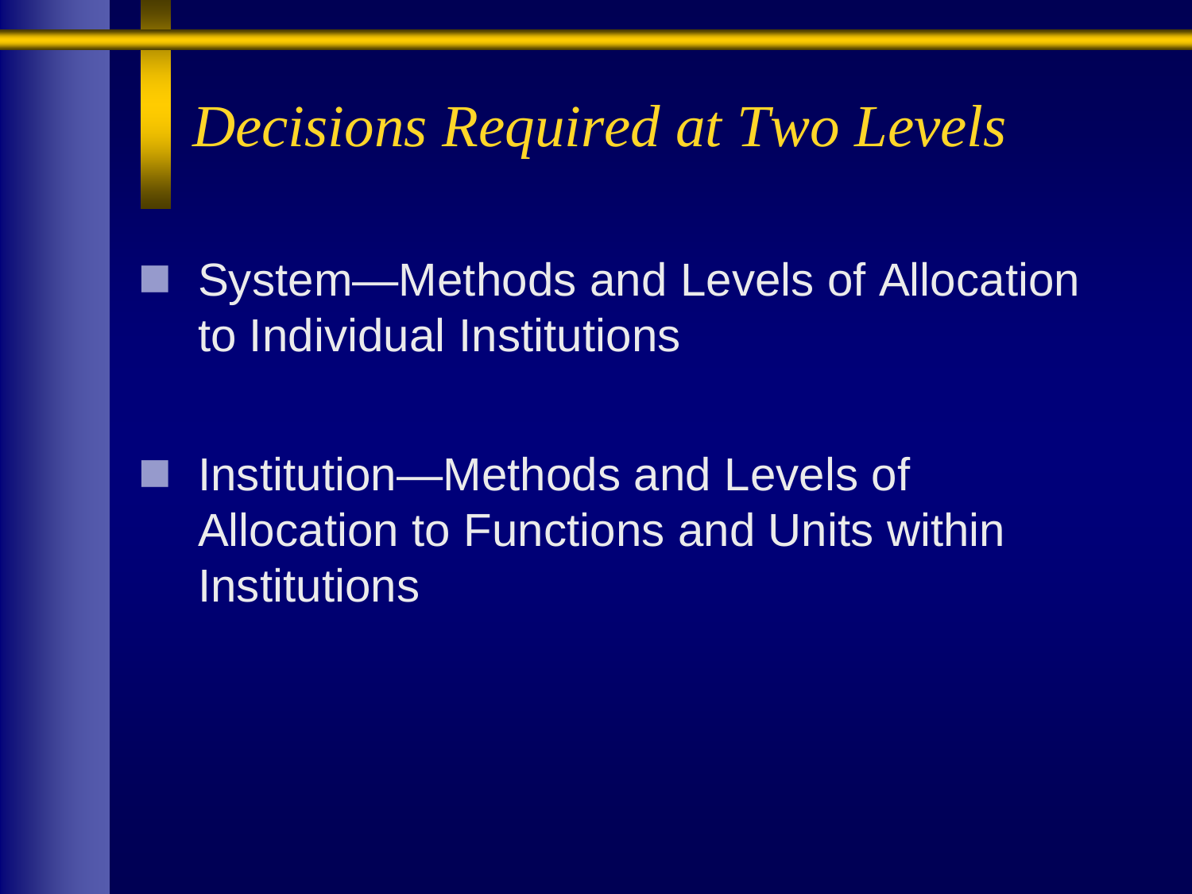# *Decisions Required at Two Levels*

- System—Methods and Levels of Allocation to Individual Institutions
- Institution—Methods and Levels of Allocation to Functions and Units within Institutions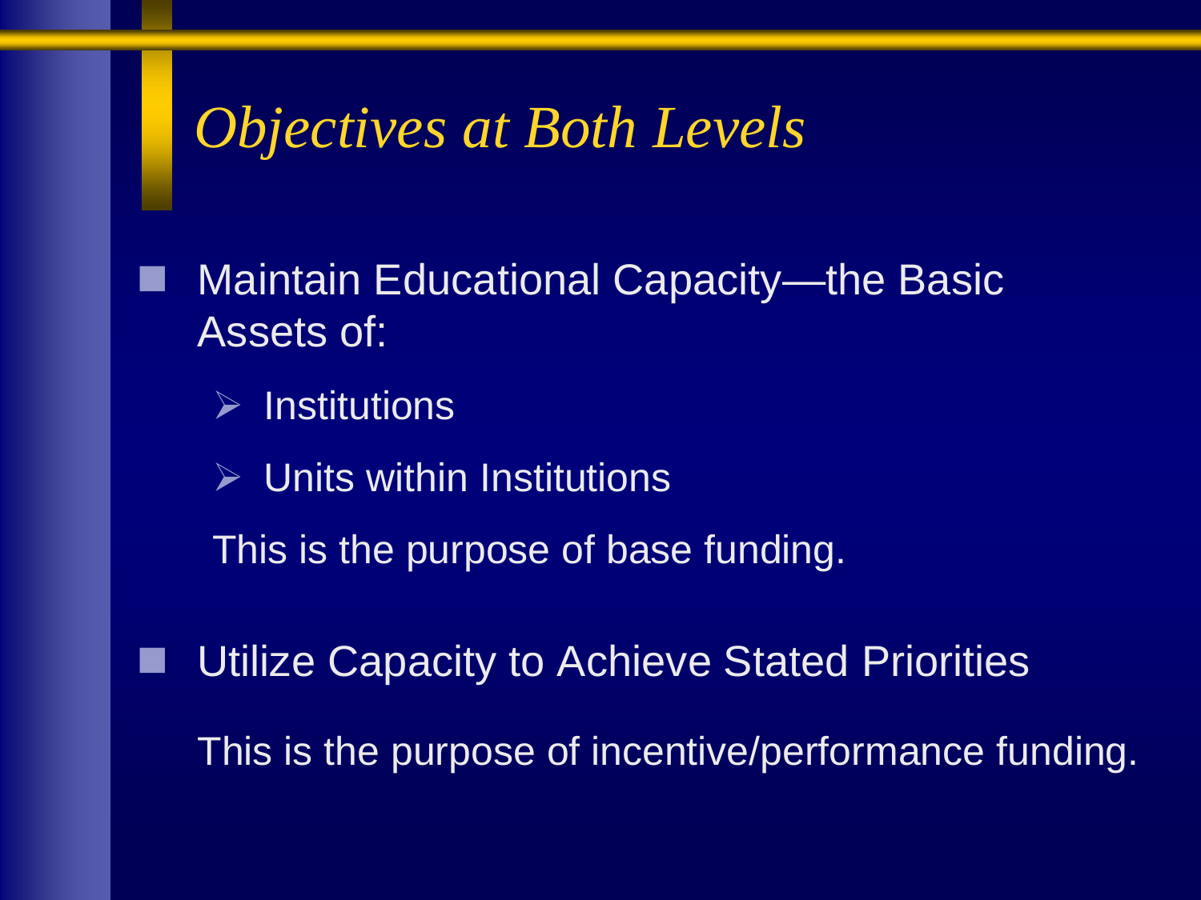# *Objectives at Both Levels*

- Maintain Educational Capacity—the Basic Assets of:
  - Institutions
  - Units within Institutions

  This is the purpose of base funding.

- Utilize Capacity to Achieve Stated Priorities

  This is the purpose of incentive/performance funding.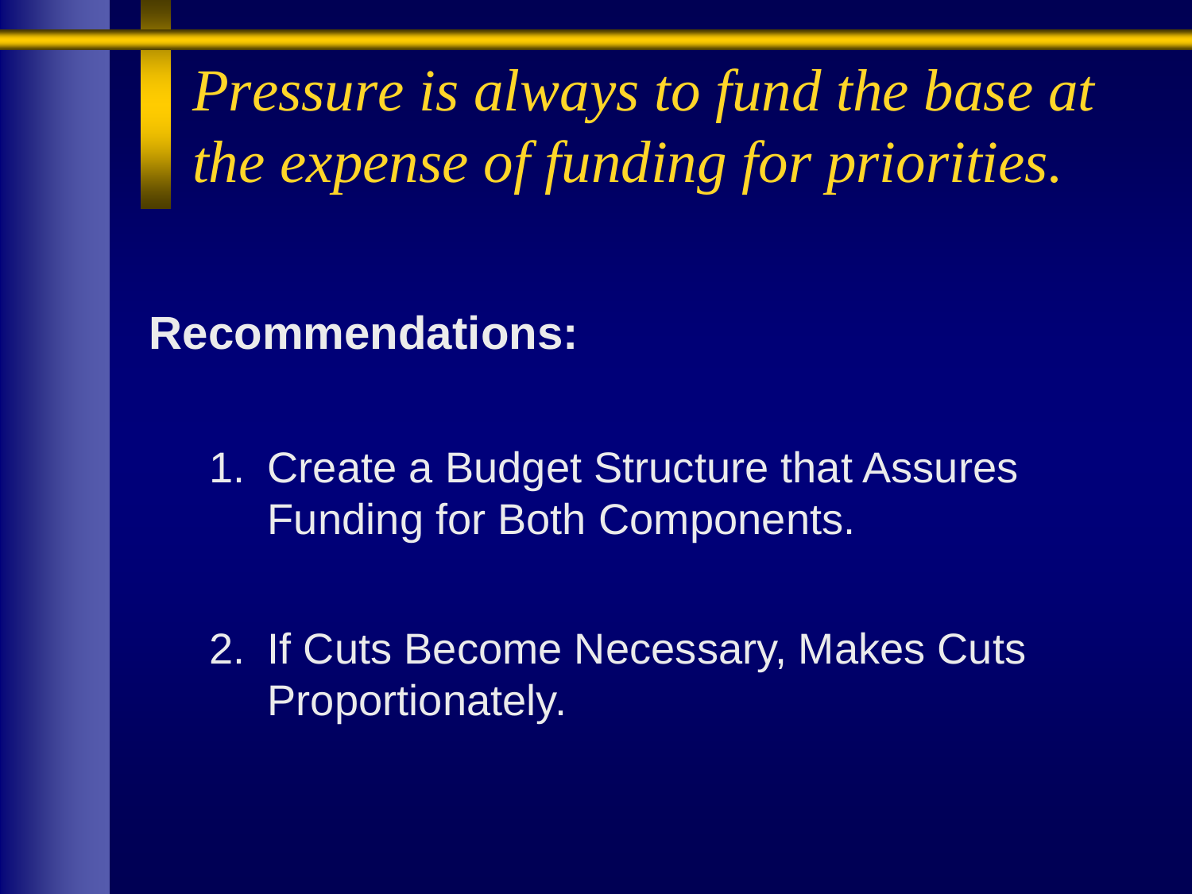# *Pressure is always to fund the base at the expense of funding for priorities.*

**Recommendations:**

1. Create a Budget Structure that Assures Funding for Both Components.

2. If Cuts Become Necessary, Makes Cuts Proportionately.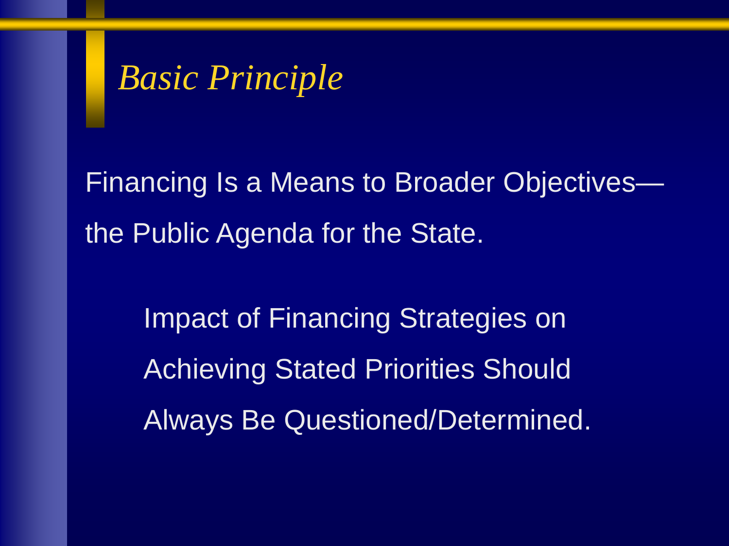# *Basic Principle*

Financing Is a Means to Broader Objectives—the Public Agenda for the State.

> Impact of Financing Strategies on Achieving Stated Priorities Should Always Be Questioned/Determined.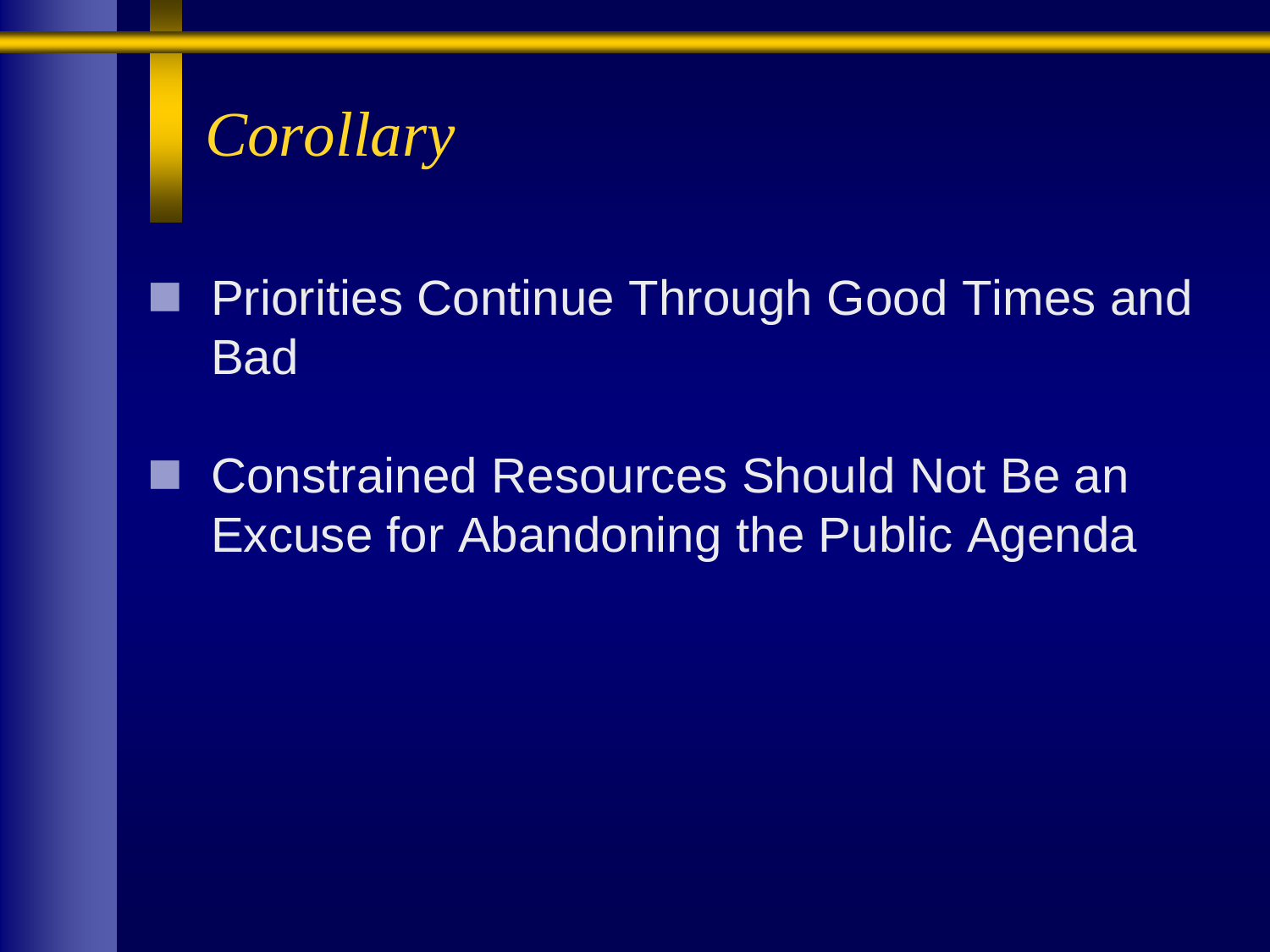# *Corollary*

- Priorities Continue Through Good Times and Bad
- Constrained Resources Should Not Be an Excuse for Abandoning the Public Agenda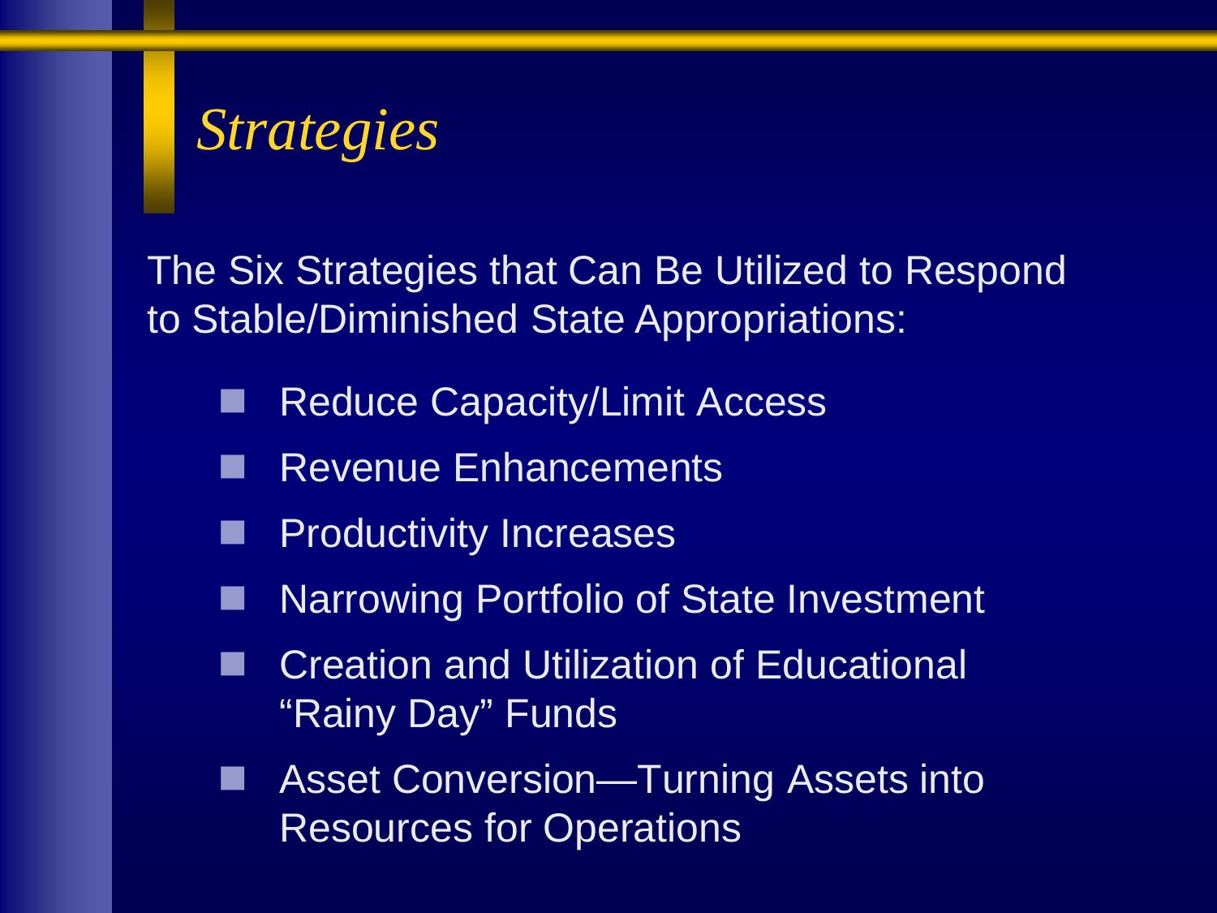# *Strategies*

The Six Strategies that Can Be Utilized to Respond to Stable/Diminished State Appropriations:

- Reduce Capacity/Limit Access
- Revenue Enhancements
- Productivity Increases
- Narrowing Portfolio of State Investment
- Creation and Utilization of Educational "Rainy Day" Funds
- Asset Conversion—Turning Assets into Resources for Operations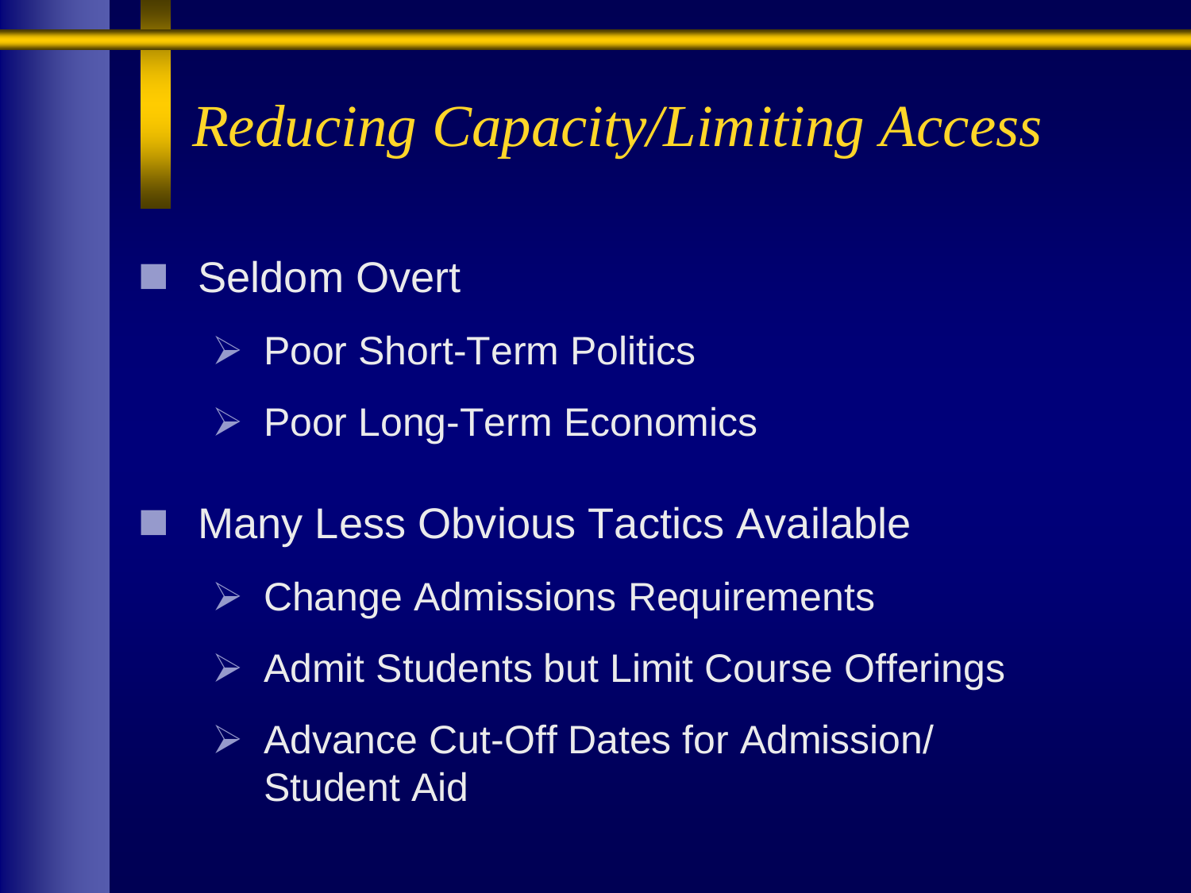# *Reducing Capacity/Limiting Access*

- Seldom Overt
  - Poor Short-Term Politics
  - Poor Long-Term Economics
- Many Less Obvious Tactics Available
  - Change Admissions Requirements
  - Admit Students but Limit Course Offerings
  - Advance Cut-Off Dates for Admission/ Student Aid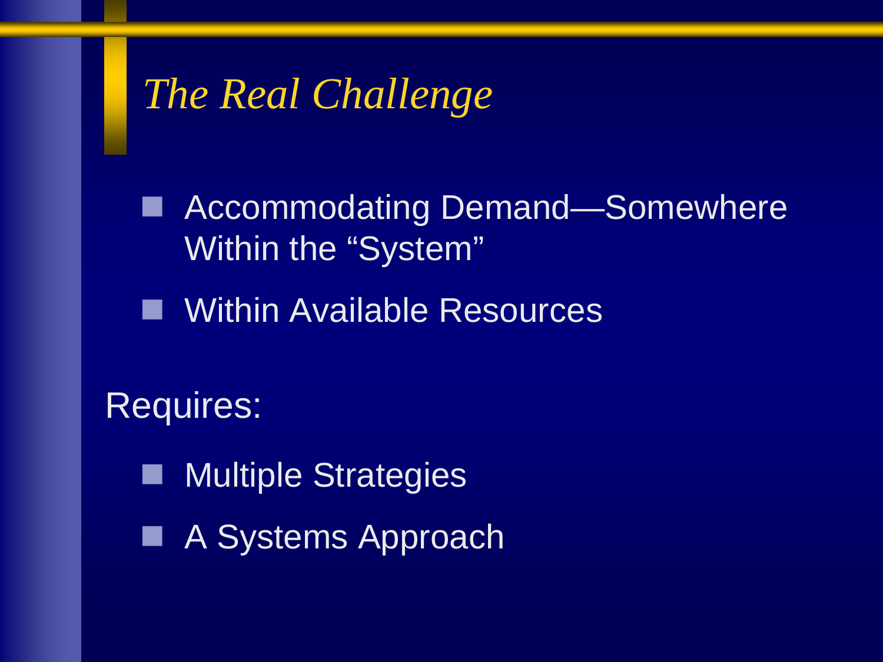# *The Real Challenge*

- Accommodating Demand—Somewhere Within the “System”
- Within Available Resources

Requires:

- Multiple Strategies
- A Systems Approach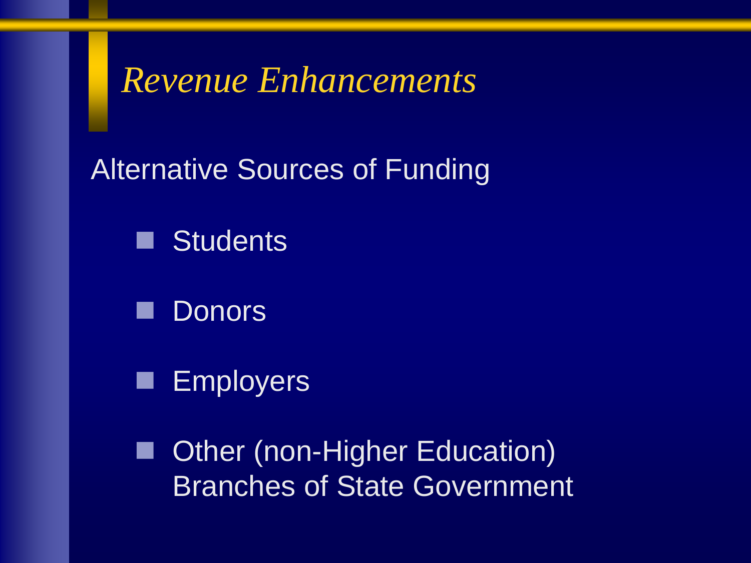# *Revenue Enhancements*

Alternative Sources of Funding

- Students
- Donors
- Employers
- Other (non-Higher Education) Branches of State Government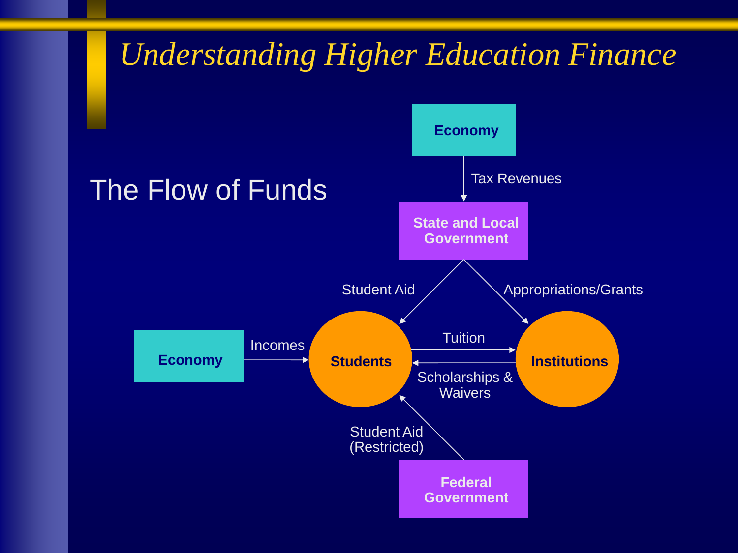# Understanding Higher Education Finance

## The Flow of Funds

Economy

Tax Revenues

State and Local Government

Student Aid

Appropriations/Grants

Economy

Incomes

Students

Tuition

Scholarships & Waivers

Institutions

Student Aid (Restricted)

Federal Government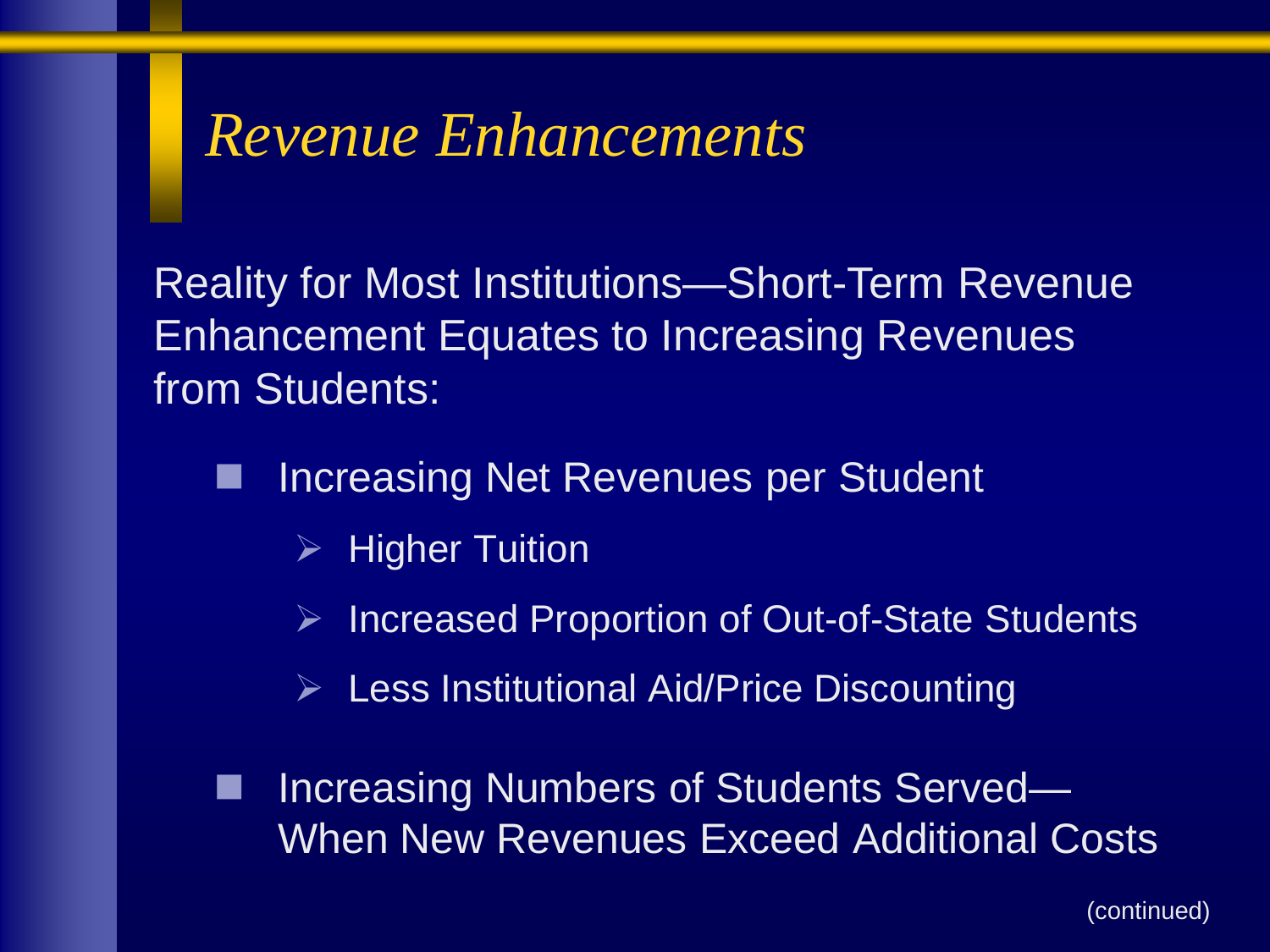# *Revenue Enhancements*

Reality for Most Institutions—Short-Term Revenue Enhancement Equates to Increasing Revenues from Students:

- Increasing Net Revenues per Student
  - Higher Tuition
  - Increased Proportion of Out-of-State Students
  - Less Institutional Aid/Price Discounting
- Increasing Numbers of Students Served—When New Revenues Exceed Additional Costs

(continued)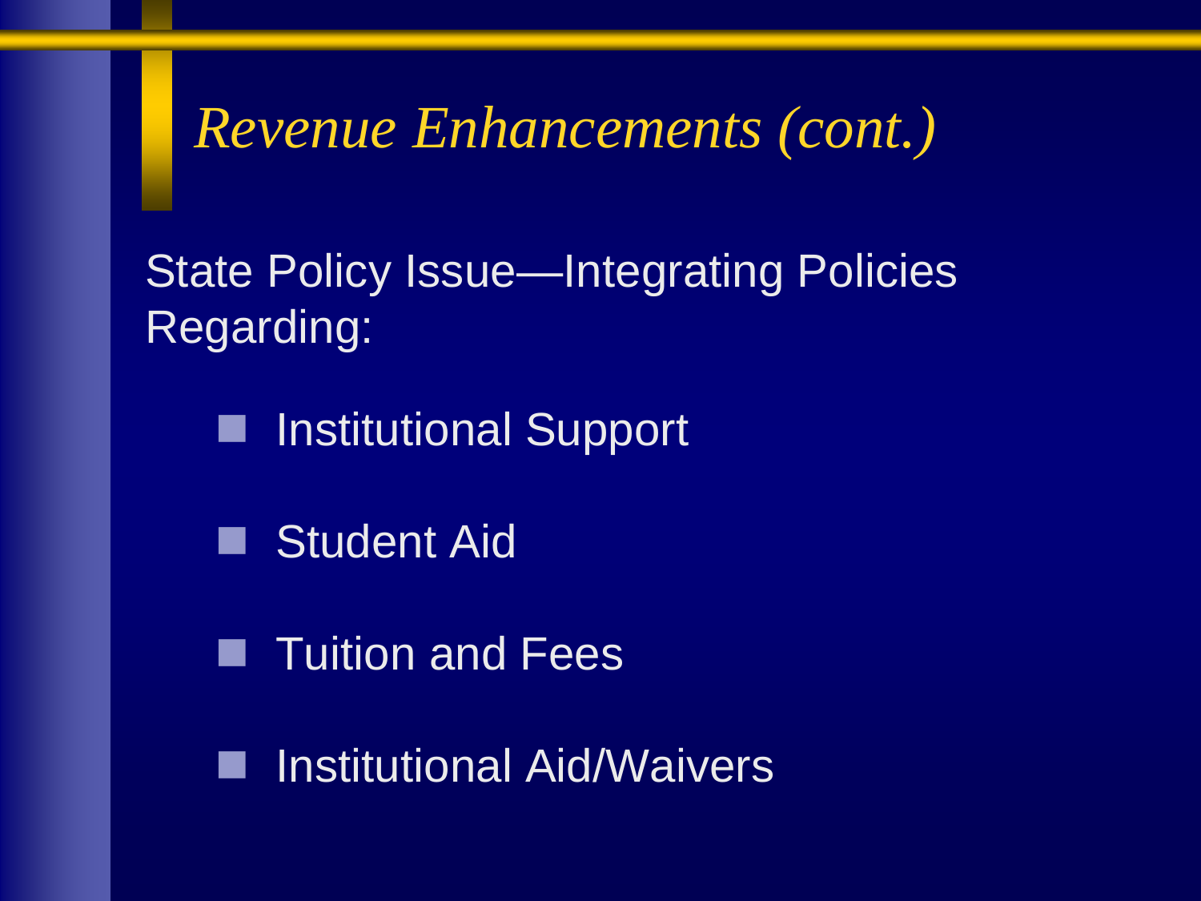# *Revenue Enhancements (cont.)*

State Policy Issue—Integrating Policies Regarding:

- Institutional Support
- Student Aid
- Tuition and Fees
- Institutional Aid/Waivers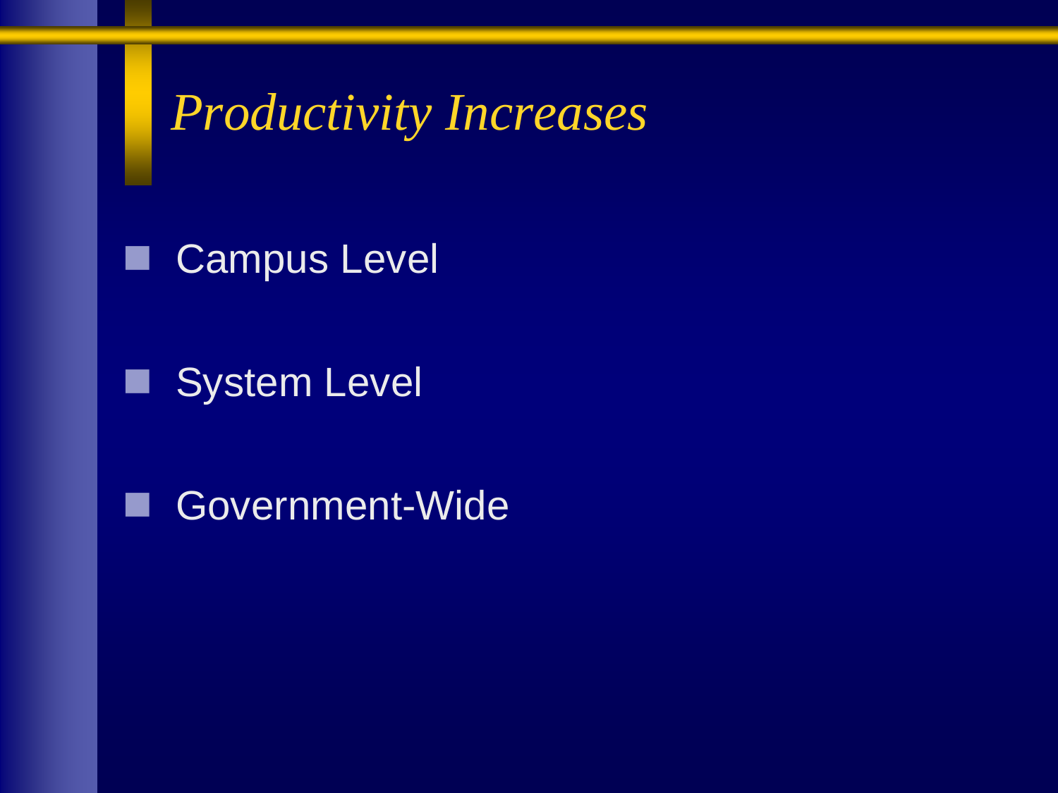# *Productivity Increases*

- Campus Level
- System Level
- Government-Wide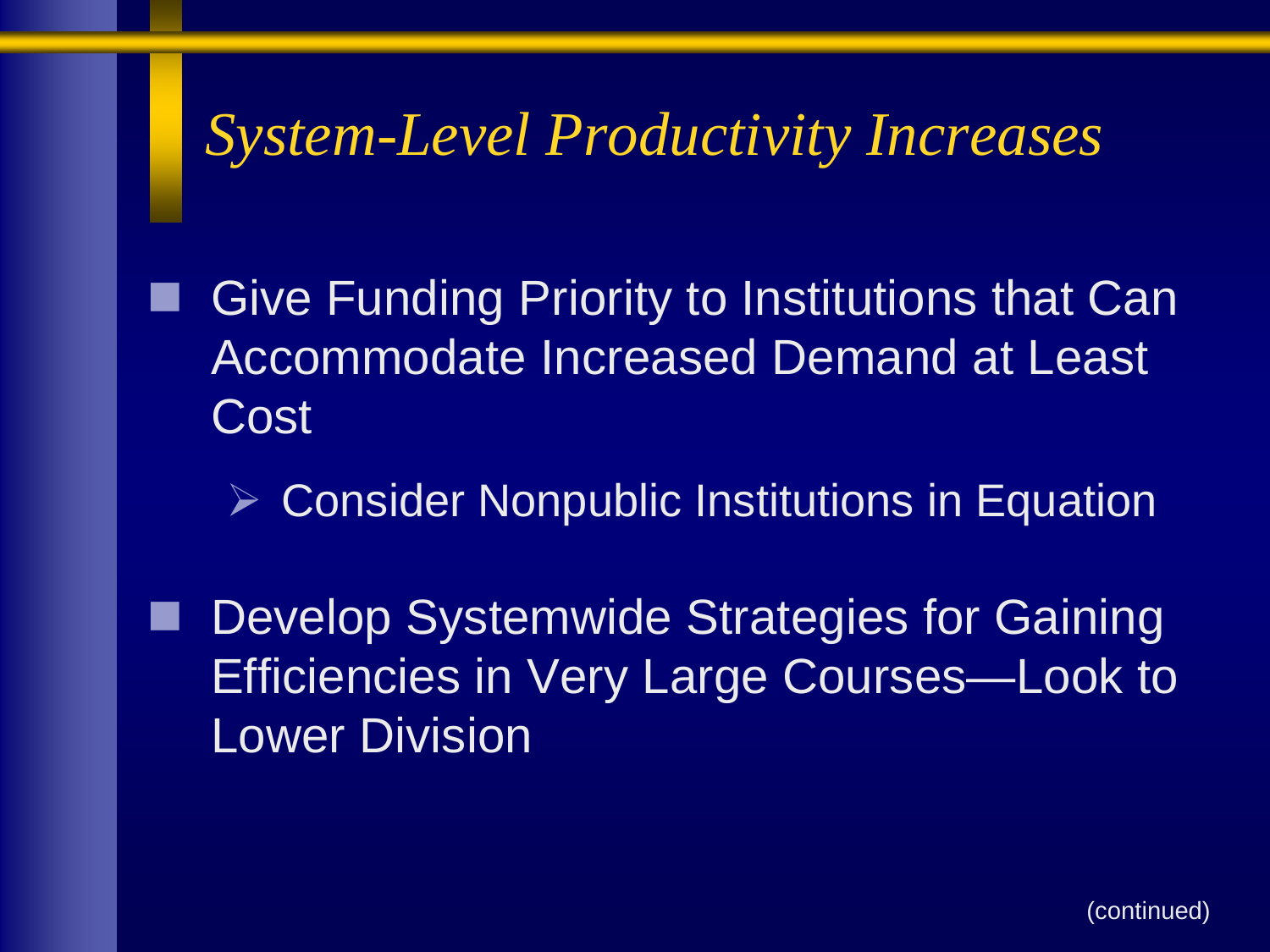# *System-Level Productivity Increases*

- Give Funding Priority to Institutions that Can Accommodate Increased Demand at Least Cost
  - Consider Nonpublic Institutions in Equation
- Develop Systemwide Strategies for Gaining Efficiencies in Very Large Courses—Look to Lower Division

(continued)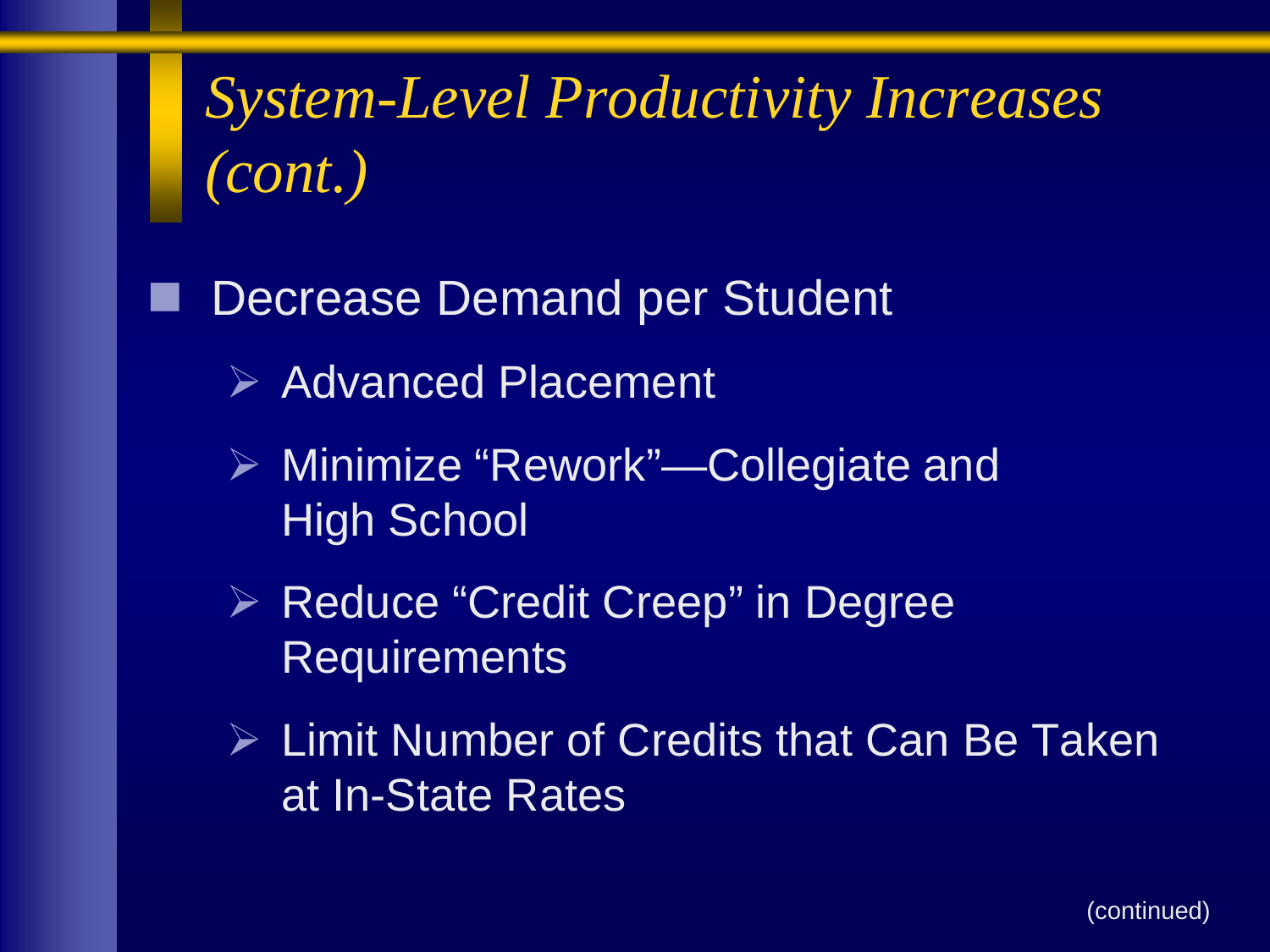# *System-Level Productivity Increases (cont.)*

- Decrease Demand per Student
  - Advanced Placement
  - Minimize "Rework"—Collegiate and High School
  - Reduce "Credit Creep" in Degree Requirements
  - Limit Number of Credits that Can Be Taken at In-State Rates

(continued)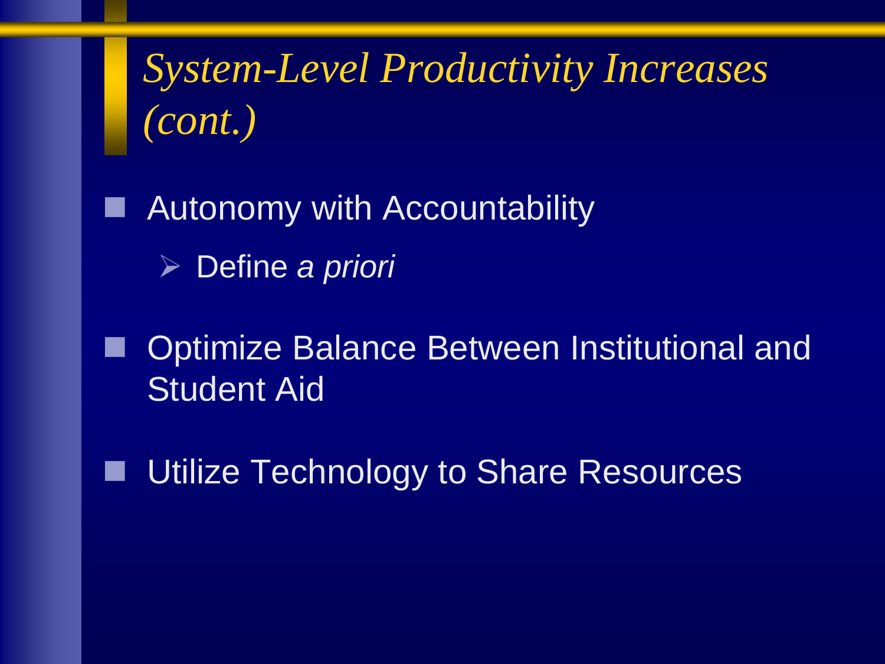# *System-Level Productivity Increases (cont.)*

- Autonomy with Accountability
  - Define *a priori*
- Optimize Balance Between Institutional and Student Aid
- Utilize Technology to Share Resources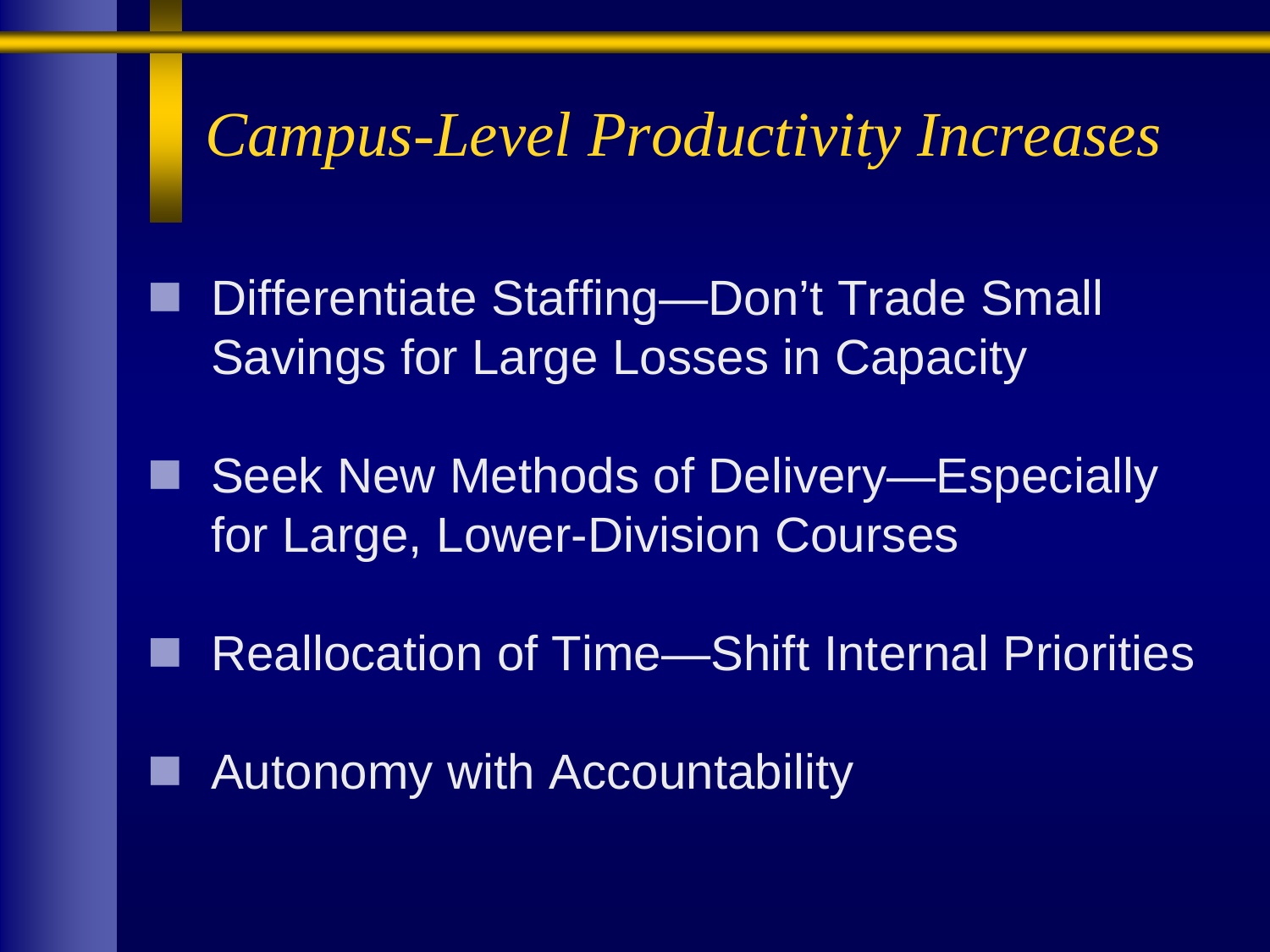# *Campus-Level Productivity Increases*

- Differentiate Staffing—Don’t Trade Small Savings for Large Losses in Capacity
- Seek New Methods of Delivery—Especially for Large, Lower-Division Courses
- Reallocation of Time—Shift Internal Priorities
- Autonomy with Accountability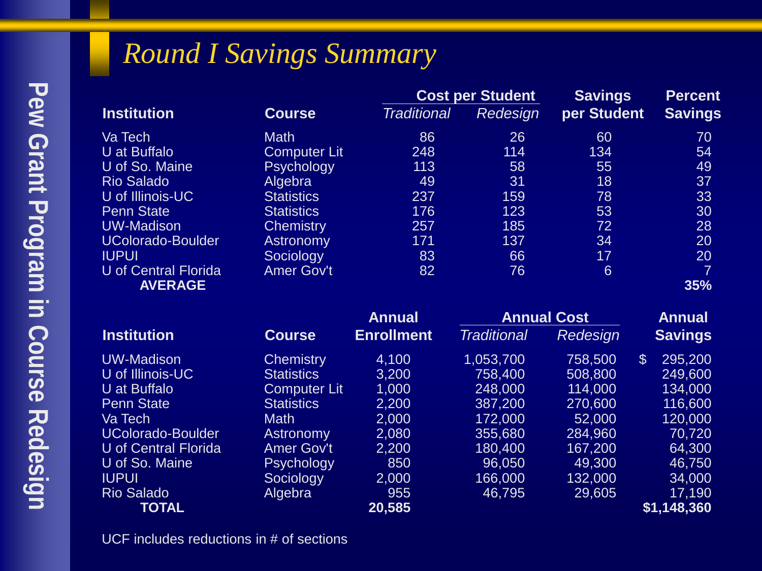# Round I Savings Summary

| Institution | Course | Cost per Student | | Savings per Student | Percent Savings |
|---|---|---|---|---|---|
| | | *Traditional* | *Redesign* | | |
| Va Tech | Math | 86 | 26 | 60 | 70 |
| U at Buffalo | Computer Lit | 248 | 114 | 134 | 54 |
| U of So. Maine | Psychology | 113 | 58 | 55 | 49 |
| Rio Salado | Algebra | 49 | 31 | 18 | 37 |
| U of Illinois-UC | Statistics | 237 | 159 | 78 | 33 |
| Penn State | Statistics | 176 | 123 | 53 | 30 |
| UW-Madison | Chemistry | 257 | 185 | 72 | 28 |
| UColorado-Boulder | Astronomy | 171 | 137 | 34 | 20 |
| IUPUI | Sociology | 83 | 66 | 17 | 20 |
| U of Central Florida | Amer Gov't | 82 | 76 | 6 | 7 |
| **AVERAGE** | | | | | **35%** |

| Institution | Course | Annual Enrollment | Annual Cost | | Annual Savings |
|---|---|---|---|---|---|
| | | | *Traditional* | *Redesign* | |
| UW-Madison | Chemistry | 4,100 | 1,053,700 | 758,500 | $ 295,200 |
| U of Illinois-UC | Statistics | 3,200 | 758,400 | 508,800 | 249,600 |
| U at Buffalo | Computer Lit | 1,000 | 248,000 | 114,000 | 134,000 |
| Penn State | Statistics | 2,200 | 387,200 | 270,600 | 116,600 |
| Va Tech | Math | 2,000 | 172,000 | 52,000 | 120,000 |
| UColorado-Boulder | Astronomy | 2,080 | 355,680 | 284,960 | 70,720 |
| U of Central Florida | Amer Gov't | 2,200 | 180,400 | 167,200 | 64,300 |
| U of So. Maine | Psychology | 850 | 96,050 | 49,300 | 46,750 |
| IUPUI | Sociology | 2,000 | 166,000 | 132,000 | 34,000 |
| Rio Salado | Algebra | 955 | 46,795 | 29,605 | 17,190 |
| **TOTAL** | | **20,585** | | | **$1,148,360** |

UCF includes reductions in # of sections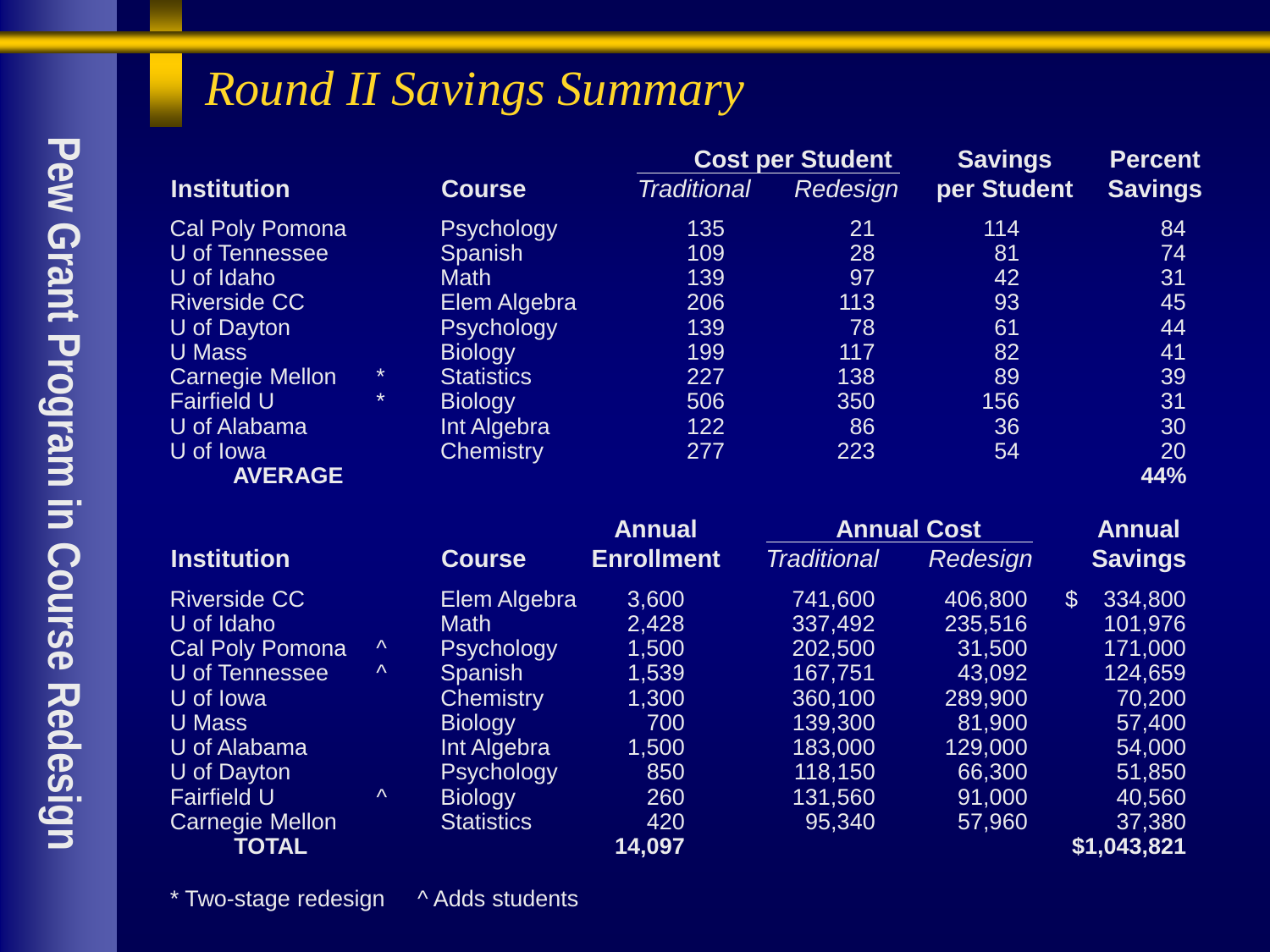# Round II Savings Summary

| Institution | | Course | Cost per Student | | Savings per Student | Percent Savings |
|---|---|---|---|---|---|---|
| | | | *Traditional* | *Redesign* | | |
| Cal Poly Pomona | | Psychology | 135 | 21 | 114 | 84 |
| U of Tennessee | | Spanish | 109 | 28 | 81 | 74 |
| U of Idaho | | Math | 139 | 97 | 42 | 31 |
| Riverside CC | | Elem Algebra | 206 | 113 | 93 | 45 |
| U of Dayton | | Psychology | 139 | 78 | 61 | 44 |
| U Mass | | Biology | 199 | 117 | 82 | 41 |
| Carnegie Mellon | * | Statistics | 227 | 138 | 89 | 39 |
| Fairfield U | * | Biology | 506 | 350 | 156 | 31 |
| U of Alabama | | Int Algebra | 122 | 86 | 36 | 30 |
| U of Iowa | | Chemistry | 277 | 223 | 54 | 20 |
| **AVERAGE** | | | | | | **44%** |

| Institution | | Course | Annual Enrollment | Annual Cost | | Annual Savings |
|---|---|---|---|---|---|---|
| | | | | *Traditional* | *Redesign* | |
| Riverside CC | | Elem Algebra | 3,600 | 741,600 | 406,800 | $ 334,800 |
| U of Idaho | | Math | 2,428 | 337,492 | 235,516 | 101,976 |
| Cal Poly Pomona | ^ | Psychology | 1,500 | 202,500 | 31,500 | 171,000 |
| U of Tennessee | ^ | Spanish | 1,539 | 167,751 | 43,092 | 124,659 |
| U of Iowa | | Chemistry | 1,300 | 360,100 | 289,900 | 70,200 |
| U Mass | | Biology | 700 | 139,300 | 81,900 | 57,400 |
| U of Alabama | | Int Algebra | 1,500 | 183,000 | 129,000 | 54,000 |
| U of Dayton | | Psychology | 850 | 118,150 | 66,300 | 51,850 |
| Fairfield U | ^ | Biology | 260 | 131,560 | 91,000 | 40,560 |
| Carnegie Mellon | | Statistics | 420 | 95,340 | 57,960 | 37,380 |
| **TOTAL** | | | **14,097** | | | **$1,043,821** |

\* Two-stage redesign ^ Adds students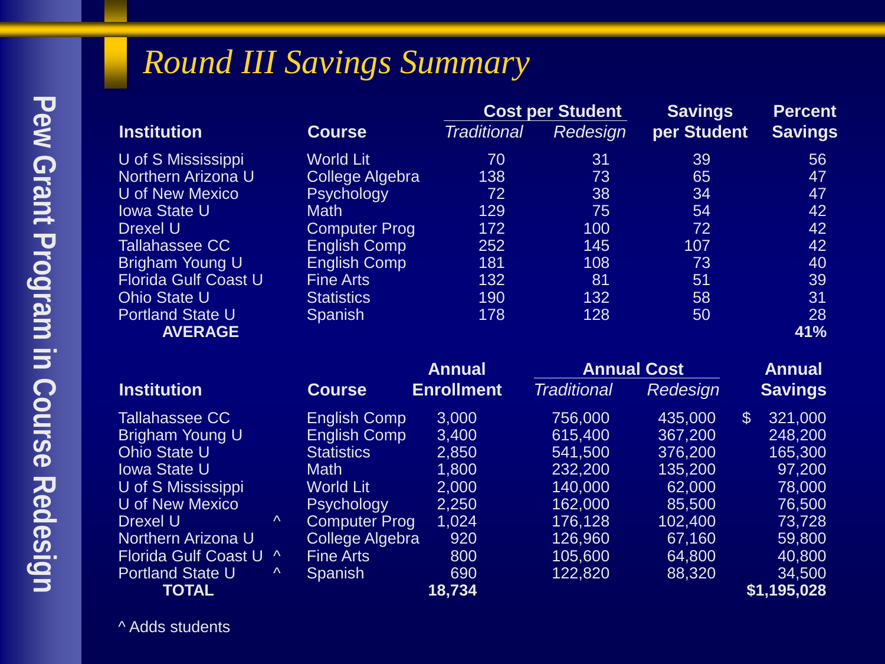# *Round III Savings Summary*

| Institution | Course | Cost per Student *Traditional* | *Redesign* | Savings per Student | Percent Savings |
|---|---|---|---|---|---|
| U of S Mississippi | World Lit | 70 | 31 | 39 | 56 |
| Northern Arizona U | College Algebra | 138 | 73 | 65 | 47 |
| U of New Mexico | Psychology | 72 | 38 | 34 | 47 |
| Iowa State U | Math | 129 | 75 | 54 | 42 |
| Drexel U | Computer Prog | 172 | 100 | 72 | 42 |
| Tallahassee CC | English Comp | 252 | 145 | 107 | 42 |
| Brigham Young U | English Comp | 181 | 108 | 73 | 40 |
| Florida Gulf Coast U | Fine Arts | 132 | 81 | 51 | 39 |
| Ohio State U | Statistics | 190 | 132 | 58 | 31 |
| Portland State U | Spanish | 178 | 128 | 50 | 28 |
| **AVERAGE** | | | | | **41%** |

| Institution | | Course | Annual Enrollment | Annual Cost *Traditional* | *Redesign* | Annual Savings |
|---|---|---|---|---|---|---|
| Tallahassee CC | | English Comp | 3,000 | 756,000 | 435,000 | $ 321,000 |
| Brigham Young U | | English Comp | 3,400 | 615,400 | 367,200 | 248,200 |
| Ohio State U | | Statistics | 2,850 | 541,500 | 376,200 | 165,300 |
| Iowa State U | | Math | 1,800 | 232,200 | 135,200 | 97,200 |
| U of S Mississippi | | World Lit | 2,000 | 140,000 | 62,000 | 78,000 |
| U of New Mexico | | Psychology | 2,250 | 162,000 | 85,500 | 76,500 |
| Drexel U | ^ | Computer Prog | 1,024 | 176,128 | 102,400 | 73,728 |
| Northern Arizona U | | College Algebra | 920 | 126,960 | 67,160 | 59,800 |
| Florida Gulf Coast U | ^ | Fine Arts | 800 | 105,600 | 64,800 | 40,800 |
| Portland State U | ^ | Spanish | 690 | 122,820 | 88,320 | 34,500 |
| **TOTAL** | | | **18,734** | | | **$1,195,028** |

^ Adds students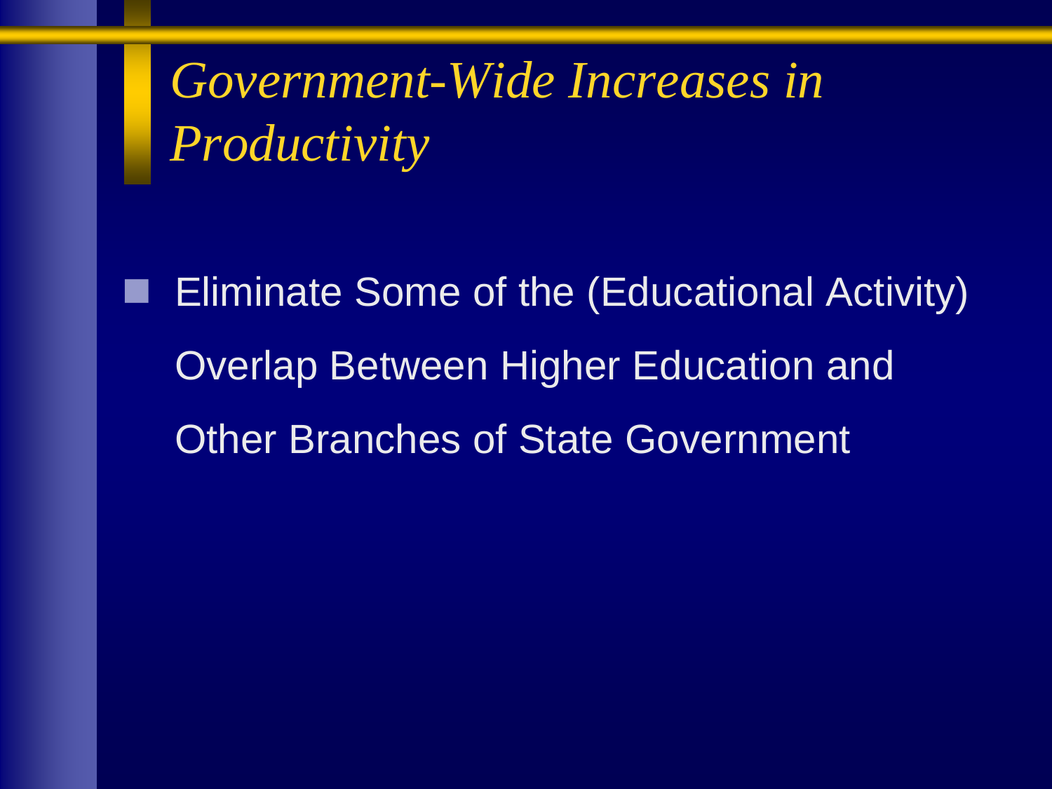# *Government-Wide Increases in Productivity*

- Eliminate Some of the (Educational Activity) Overlap Between Higher Education and Other Branches of State Government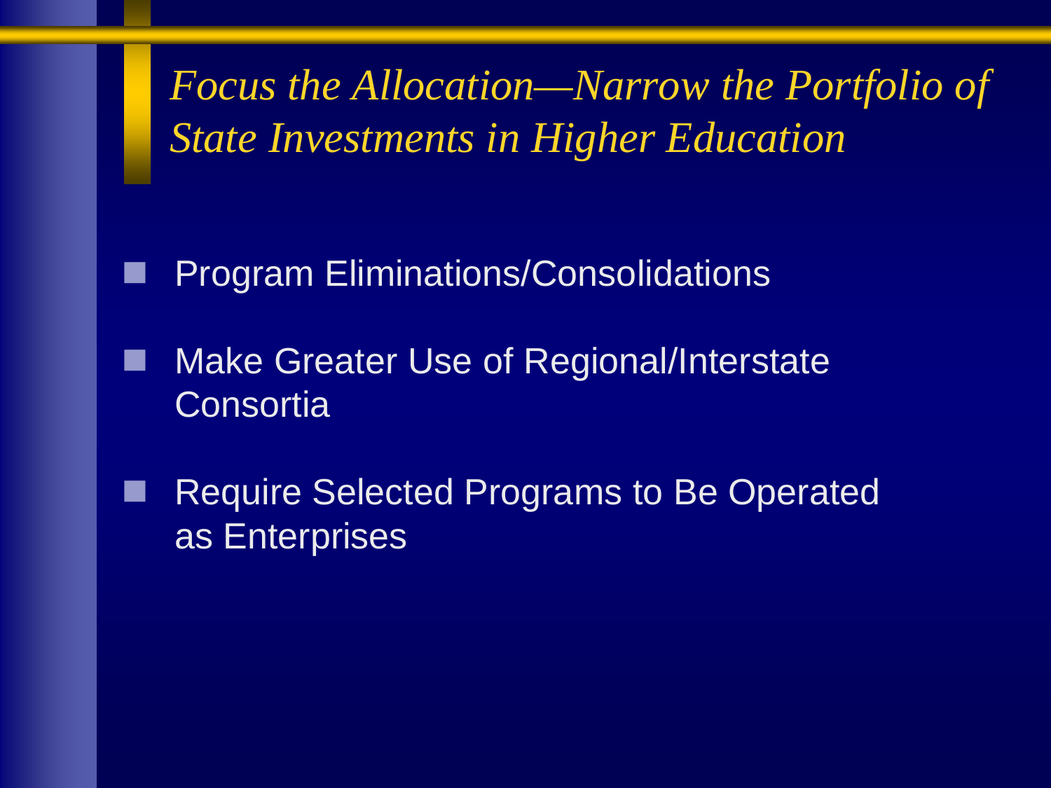# *Focus the Allocation—Narrow the Portfolio of State Investments in Higher Education*

- Program Eliminations/Consolidations
- Make Greater Use of Regional/Interstate Consortia
- Require Selected Programs to Be Operated as Enterprises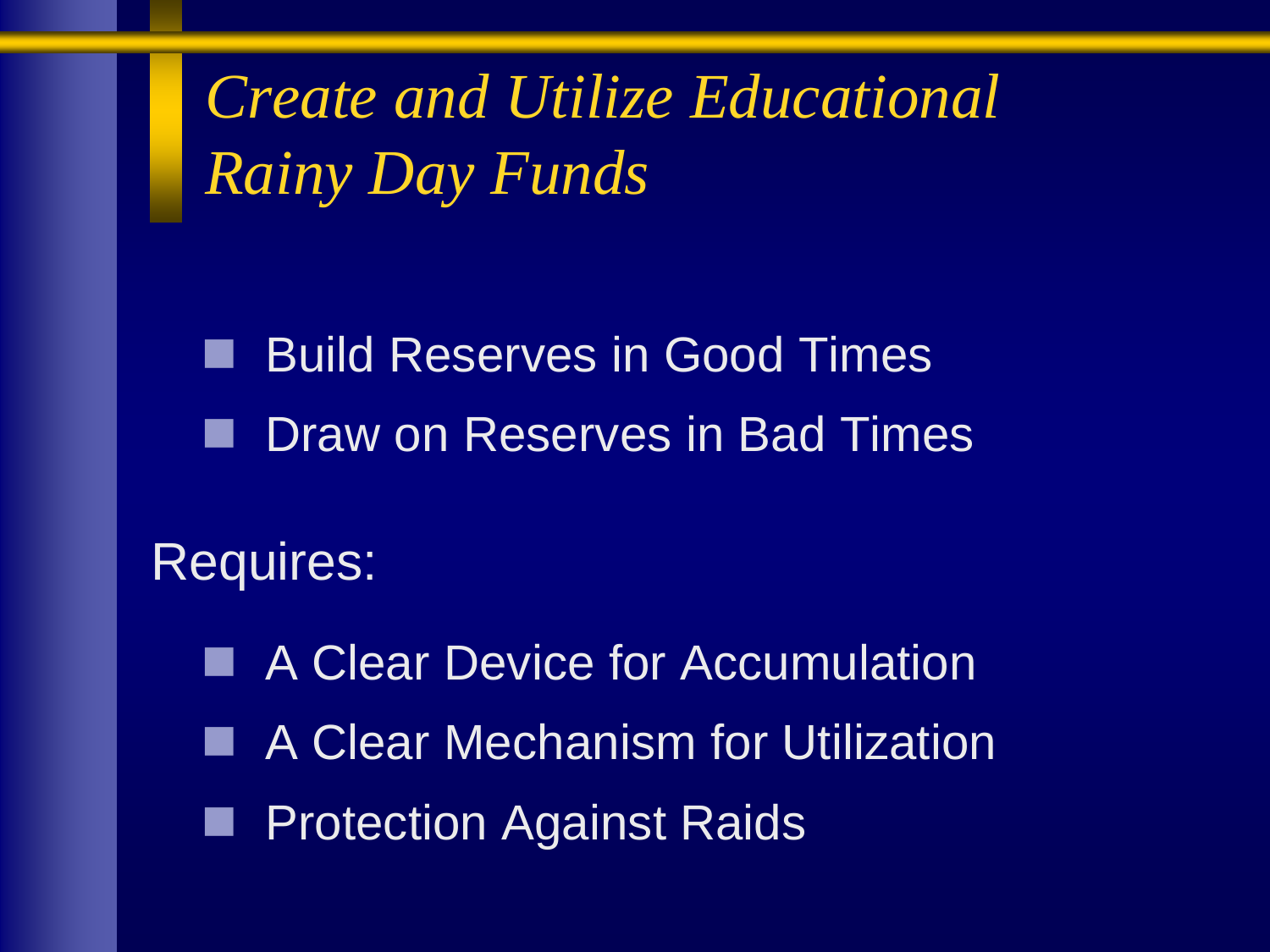# *Create and Utilize Educational Rainy Day Funds*

- Build Reserves in Good Times
- Draw on Reserves in Bad Times

Requires:

- A Clear Device for Accumulation
- A Clear Mechanism for Utilization
- Protection Against Raids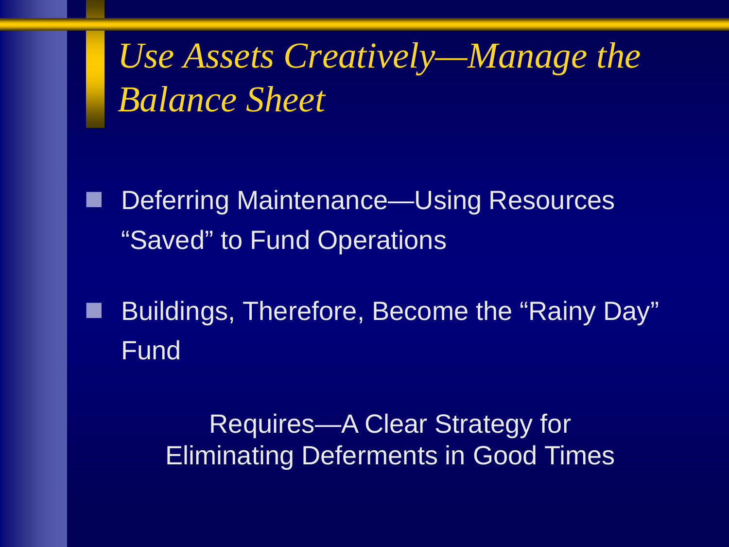# *Use Assets Creatively—Manage the Balance Sheet*

- Deferring Maintenance—Using Resources "Saved" to Fund Operations
- Buildings, Therefore, Become the "Rainy Day" Fund

Requires—A Clear Strategy for Eliminating Deferments in Good Times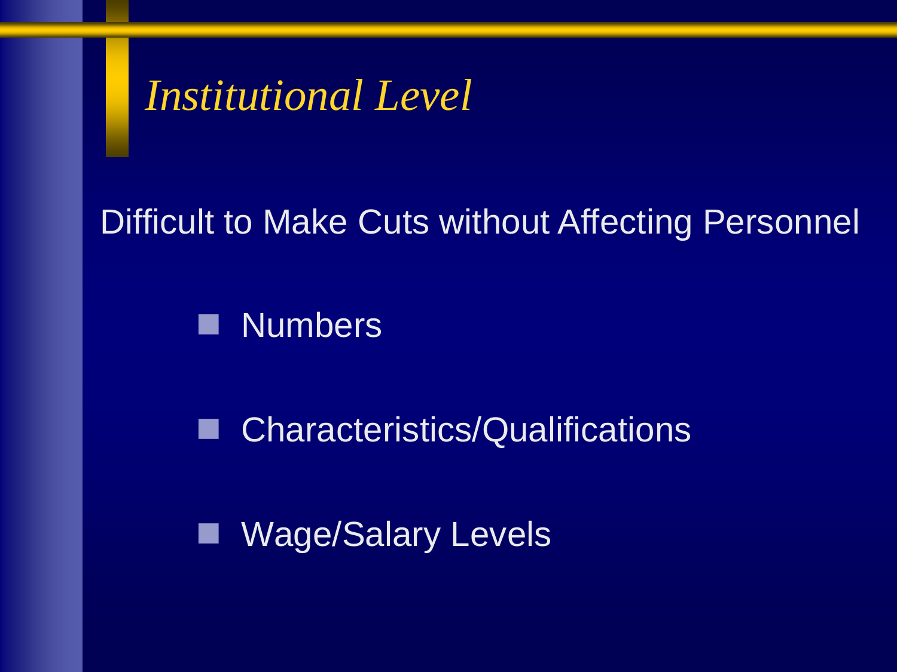# *Institutional Level*

Difficult to Make Cuts without Affecting Personnel

- Numbers
- Characteristics/Qualifications
- Wage/Salary Levels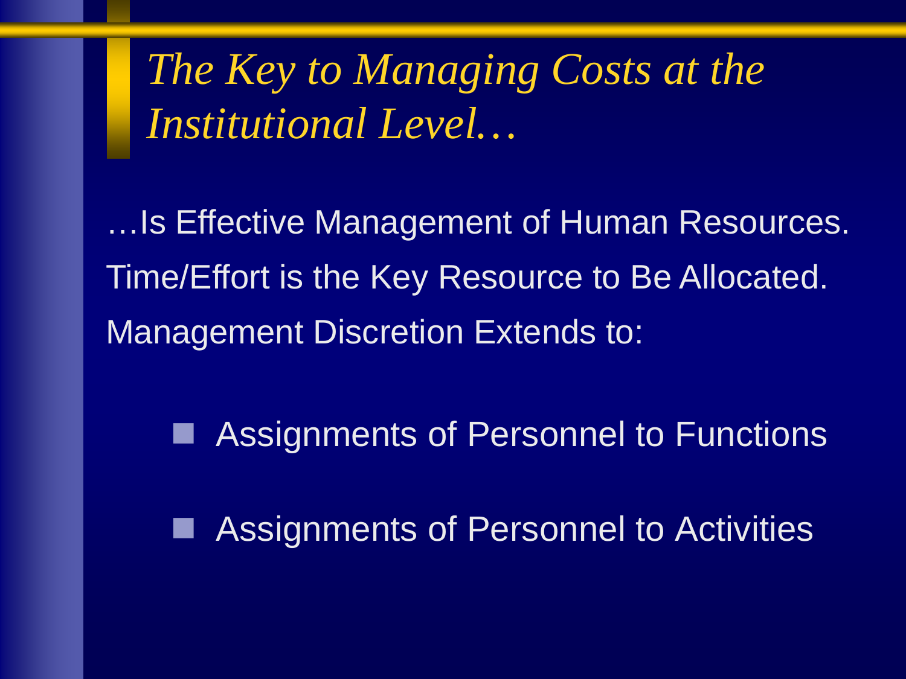# *The Key to Managing Costs at the Institutional Level…*

…Is Effective Management of Human Resources.

Time/Effort is the Key Resource to Be Allocated.

Management Discretion Extends to:

- Assignments of Personnel to Functions
- Assignments of Personnel to Activities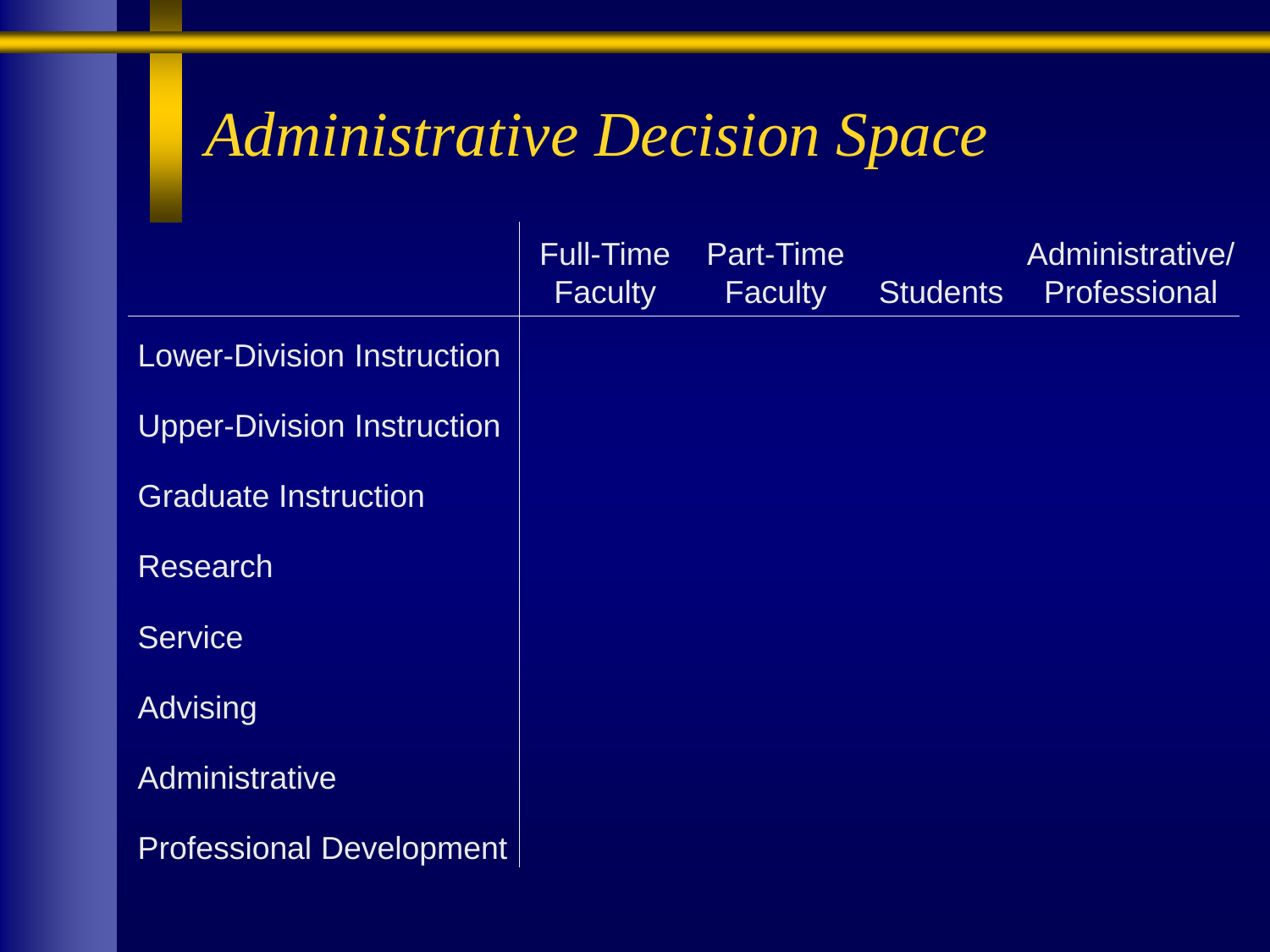# *Administrative Decision Space*

| | Full-Time Faculty | Part-Time Faculty | Students | Administrative/ Professional |
|---|---|---|---|---|
| Lower-Division Instruction | | | | |
| Upper-Division Instruction | | | | |
| Graduate Instruction | | | | |
| Research | | | | |
| Service | | | | |
| Advising | | | | |
| Administrative | | | | |
| Professional Development | | | | |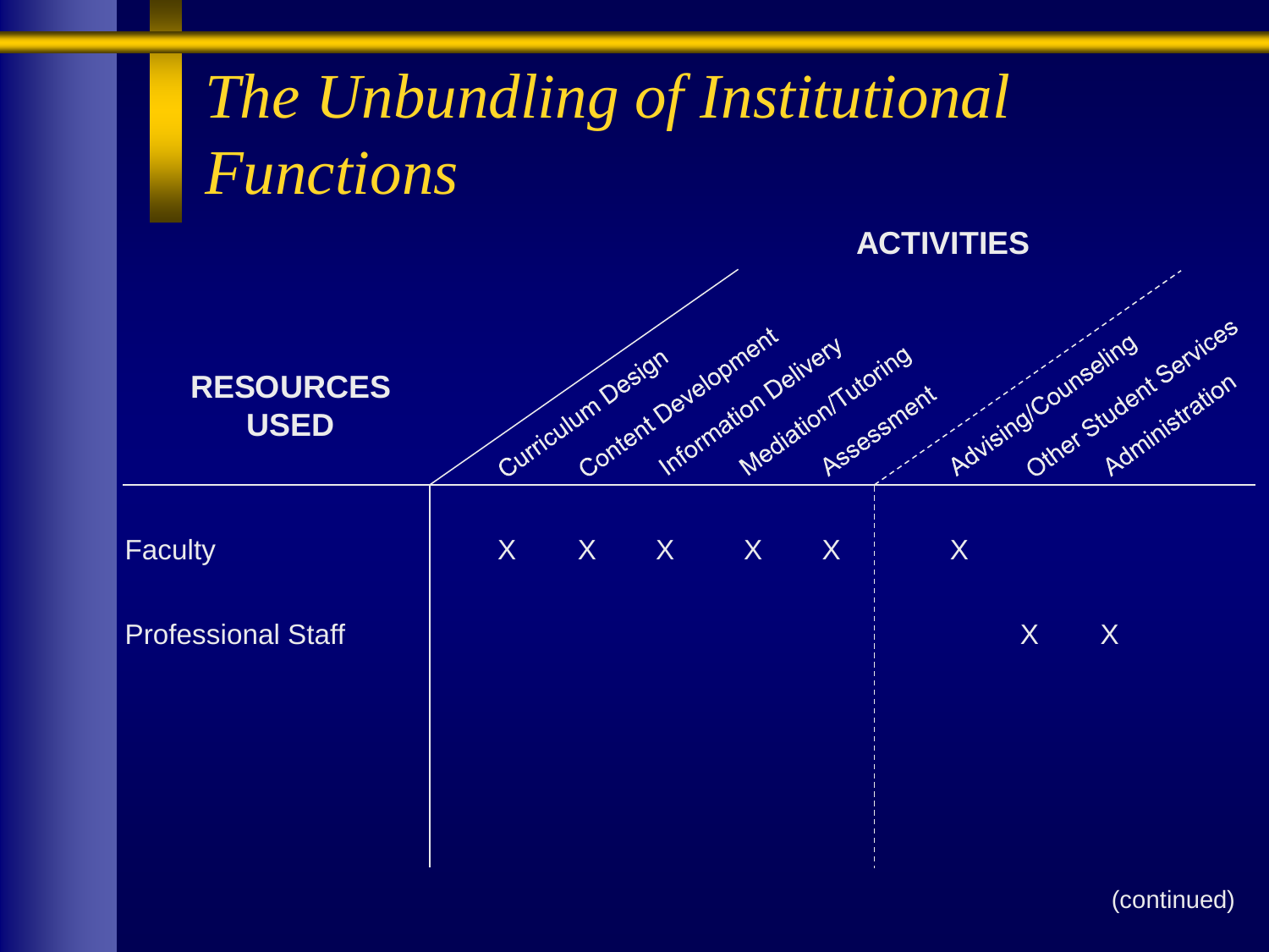# *The Unbundling of Institutional Functions*

| RESOURCES USED | Curriculum Design | Content Development | Information Delivery | Mediation/Tutoring | Assessment | Advising/Counseling | Other Student Services | Administration |
|---|---|---|---|---|---|---|---|---|
| Faculty | X | X | X | X | X | X | | |
| Professional Staff | | | | | | | X | X |

ACTIVITIES

(continued)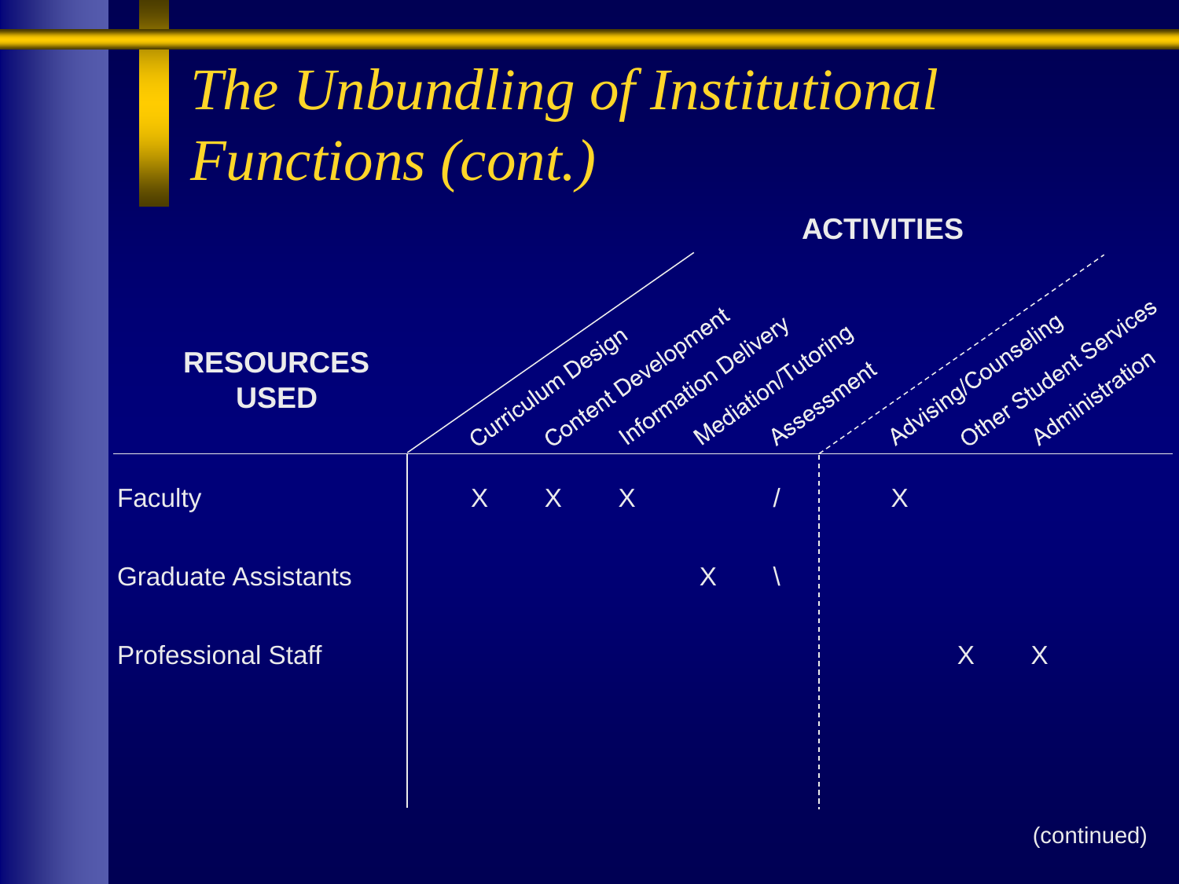# *The Unbundling of Institutional Functions (cont.)*

**ACTIVITIES**

| **RESOURCES USED** | Curriculum Design | Content Development | Information Delivery | Mediation/Tutoring | Assessment | Advising/Counseling | Other Student Services | Administration |
|---|---|---|---|---|---|---|---|---|
| Faculty | X | X | X | | / | X | | |
| Graduate Assistants | | | | X | \ | | | |
| Professional Staff | | | | | | | X | X |

(continued)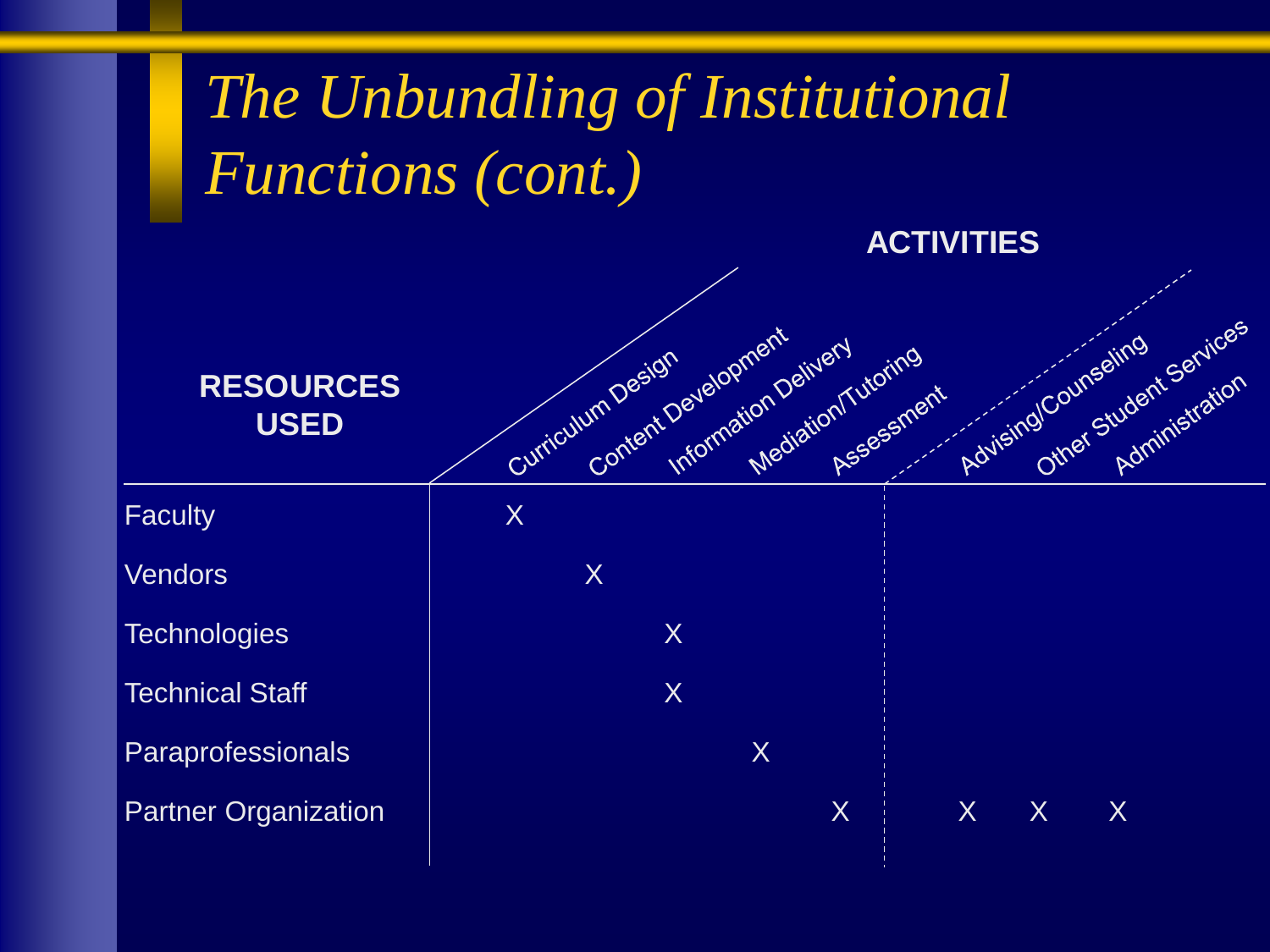# *The Unbundling of Institutional Functions (cont.)*

| RESOURCES USED | Curriculum Design | Content Development | Information Delivery | Mediation/Tutoring | Assessment | Advising/Counseling | Other Student Services | Administration |
|---|---|---|---|---|---|---|---|---|
| Faculty | X | | | | | | | |
| Vendors | | X | | | | | | |
| Technologies | | | X | | | | | |
| Technical Staff | | | X | | | | | |
| Paraprofessionals | | | | X | | | | |
| Partner Organization | | | | | X | X | X | X |

**ACTIVITIES**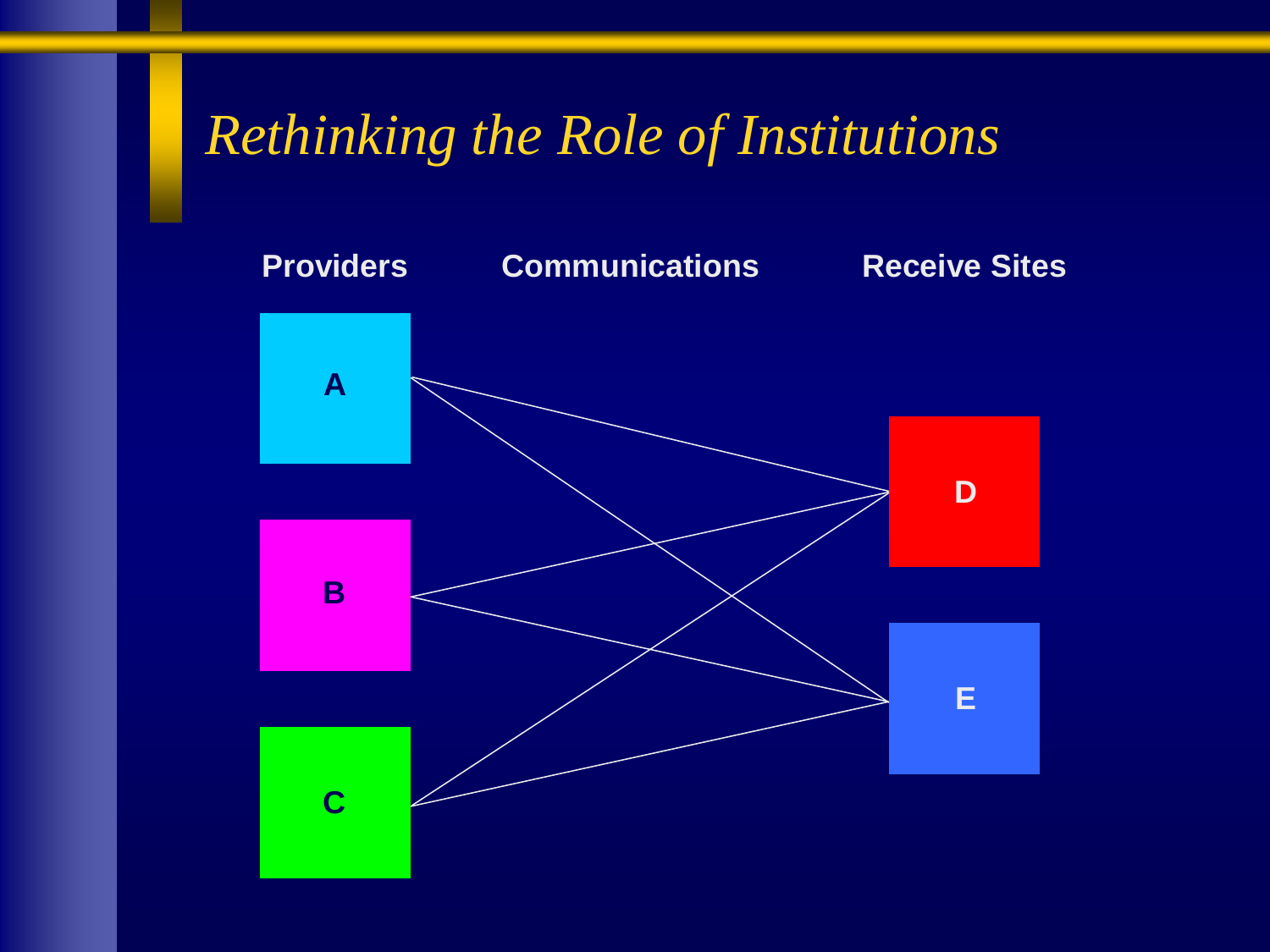# *Rethinking the Role of Institutions*

**Providers** **Communications** **Receive Sites**

A

B

C

D

E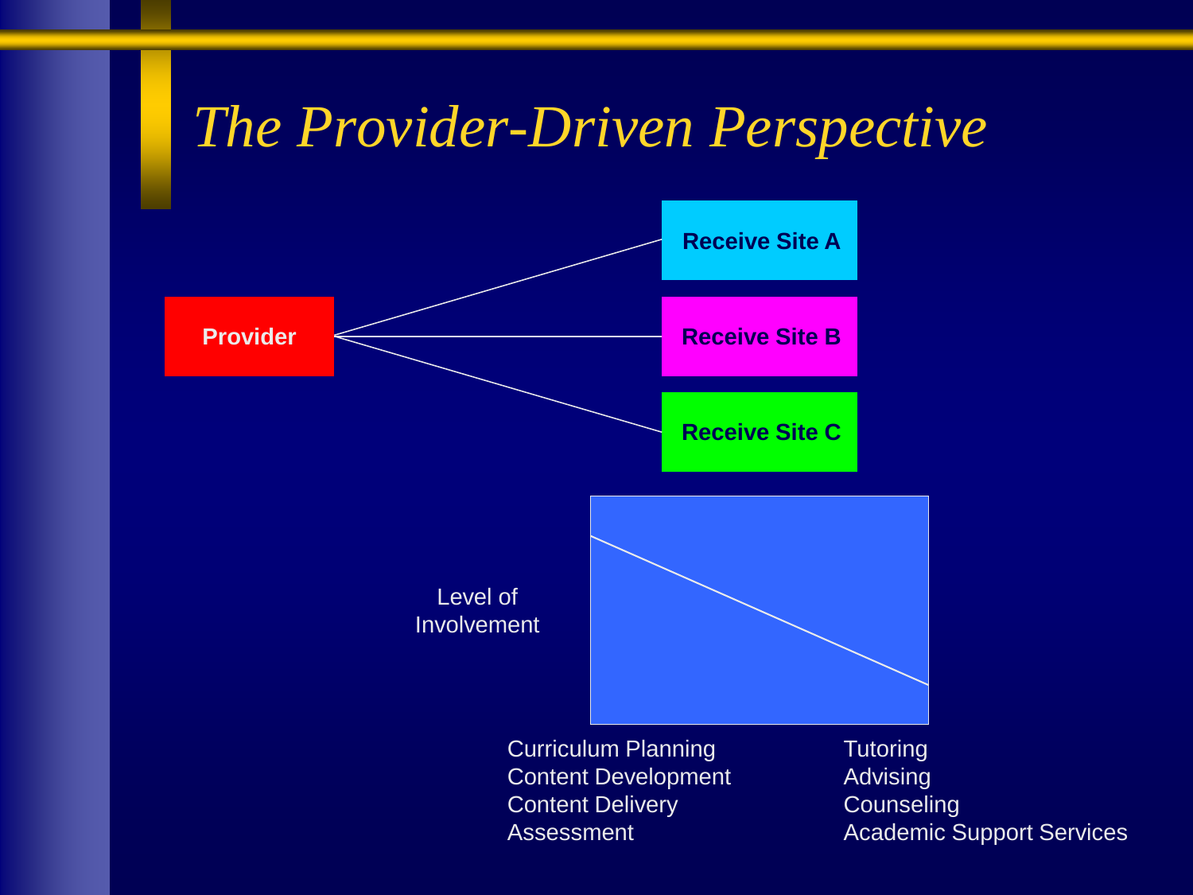# *The Provider-Driven Perspective*

**Provider**

**Receive Site A**

**Receive Site B**

**Receive Site C**

Level of Involvement

Curriculum Planning
Content Development
Content Delivery
Assessment

Tutoring
Advising
Counseling
Academic Support Services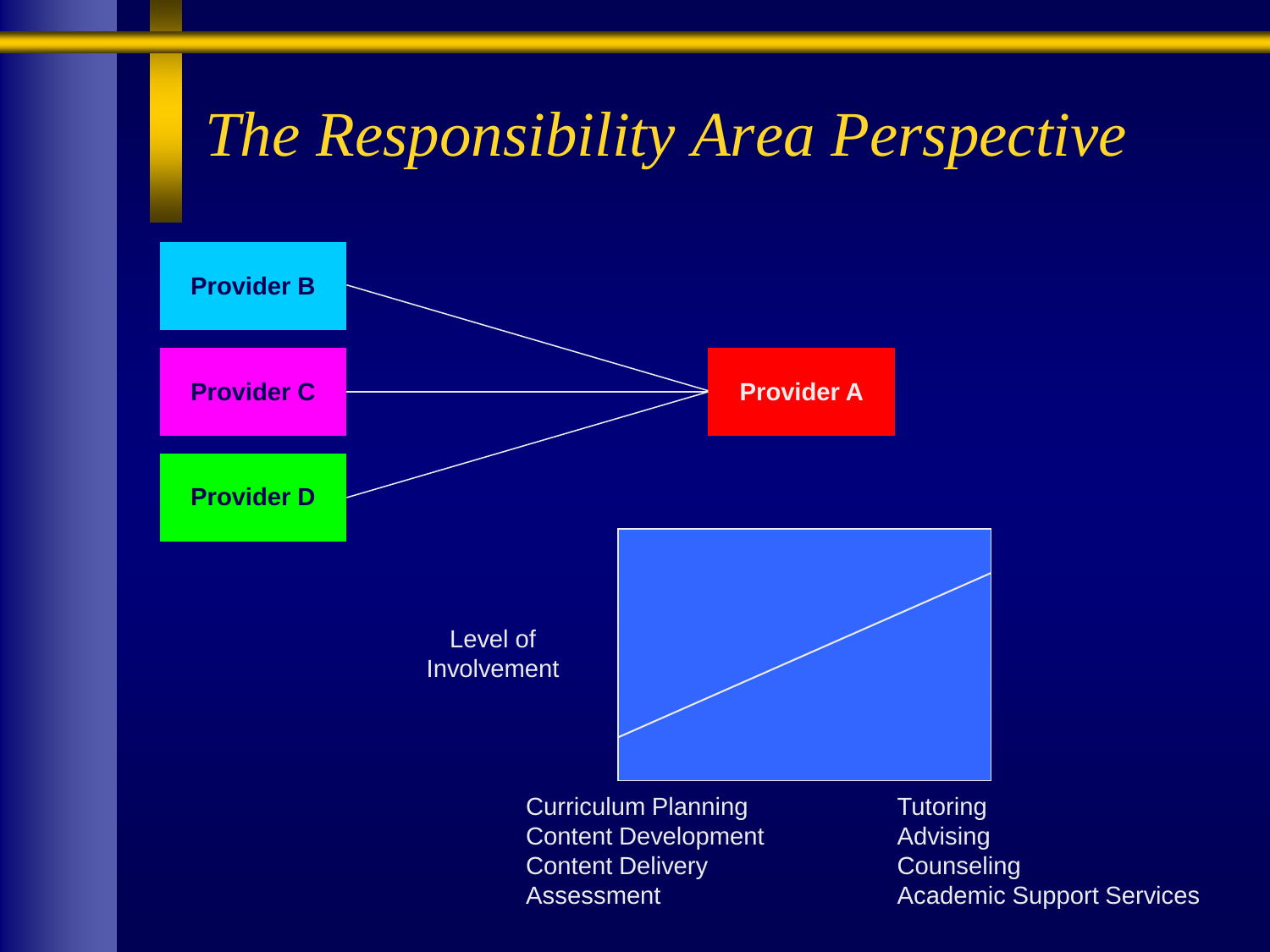# The Responsibility Area Perspective

Provider B

Provider C

Provider D

Provider A

Level of Involvement

Curriculum Planning
Content Development
Content Delivery
Assessment

Tutoring
Advising
Counseling
Academic Support Services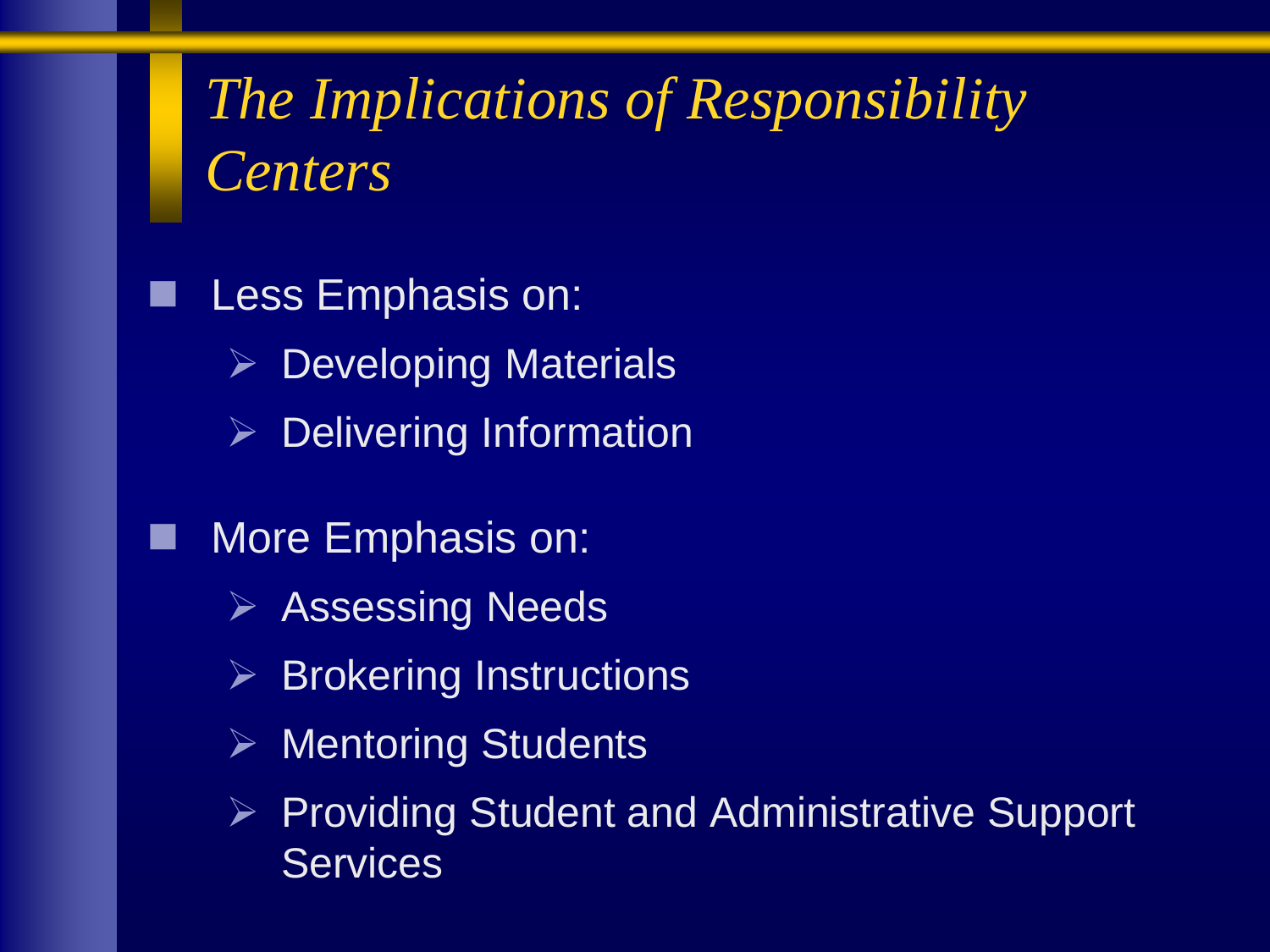# *The Implications of Responsibility Centers*

- Less Emphasis on:
  - Developing Materials
  - Delivering Information
- More Emphasis on:
  - Assessing Needs
  - Brokering Instructions
  - Mentoring Students
  - Providing Student and Administrative Support Services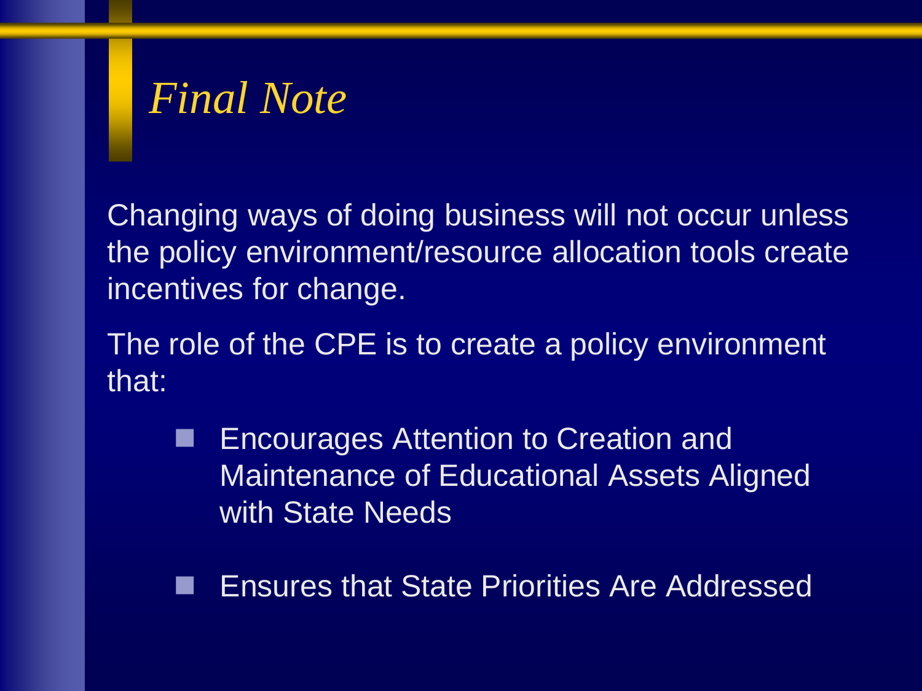# *Final Note*

Changing ways of doing business will not occur unless the policy environment/resource allocation tools create incentives for change.

The role of the CPE is to create a policy environment that:

- Encourages Attention to Creation and Maintenance of Educational Assets Aligned with State Needs
- Ensures that State Priorities Are Addressed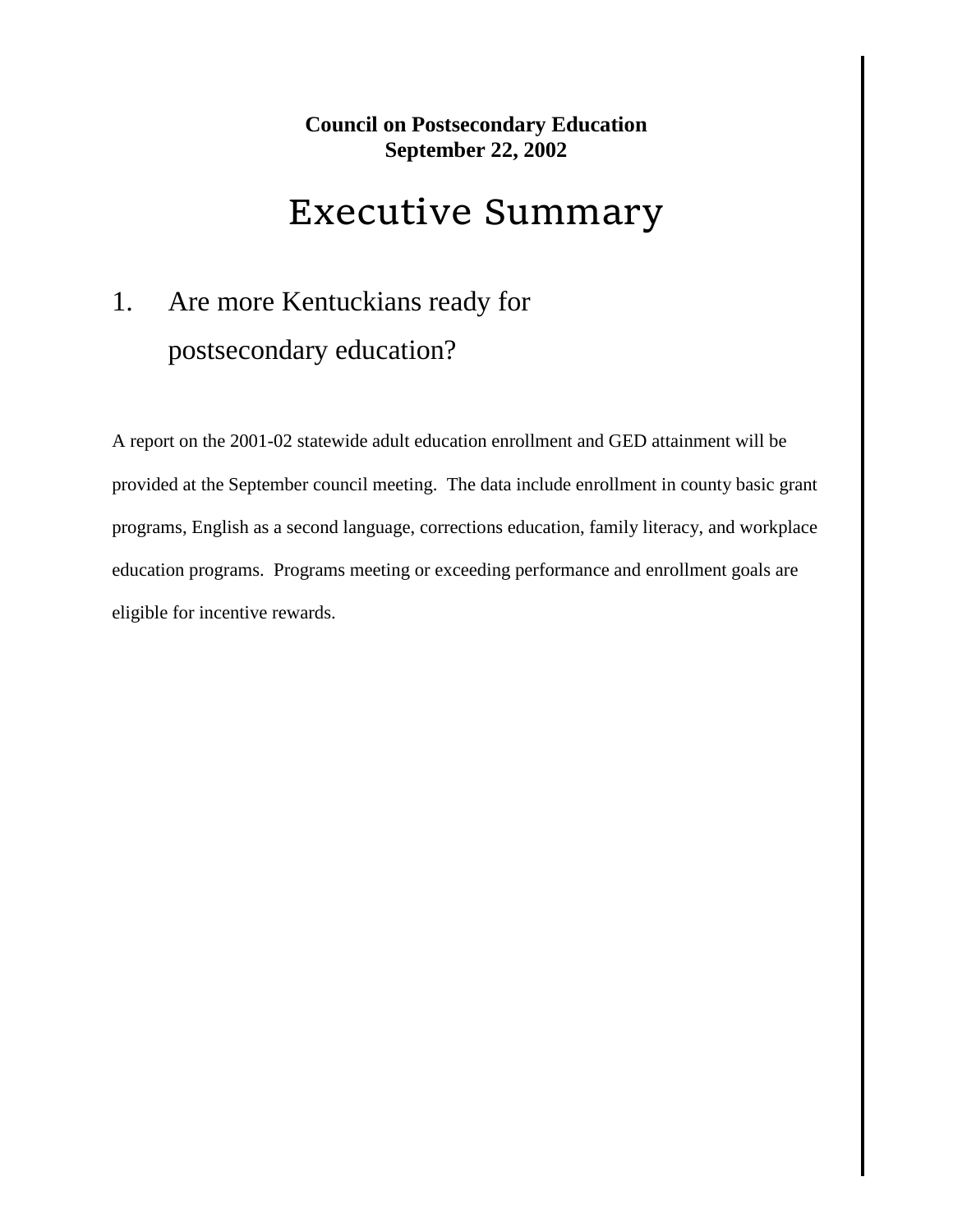**Council on Postsecondary Education**
**September 22, 2002**

# Executive Summary

## 1. Are more Kentuckians ready for postsecondary education?

A report on the 2001-02 statewide adult education enrollment and GED attainment will be provided at the September council meeting. The data include enrollment in county basic grant programs, English as a second language, corrections education, family literacy, and workplace education programs. Programs meeting or exceeding performance and enrollment goals are eligible for incentive rewards.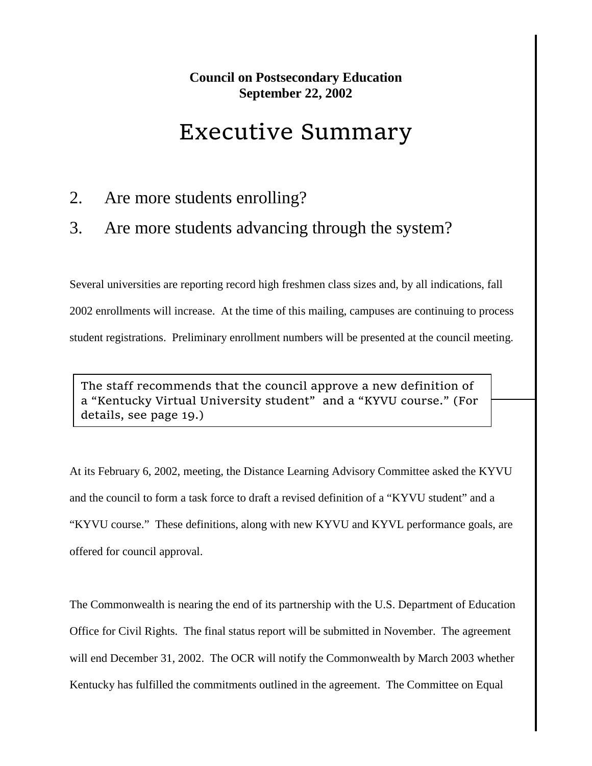**Council on Postsecondary Education**
**September 22, 2002**

# Executive Summary

2. Are more students enrolling?

3. Are more students advancing through the system?

Several universities are reporting record high freshmen class sizes and, by all indications, fall 2002 enrollments will increase. At the time of this mailing, campuses are continuing to process student registrations. Preliminary enrollment numbers will be presented at the council meeting.

> The staff recommends that the council approve a new definition of a "Kentucky Virtual University student" and a "KYVU course." (For details, see page 19.)

At its February 6, 2002, meeting, the Distance Learning Advisory Committee asked the KYVU and the council to form a task force to draft a revised definition of a "KYVU student" and a "KYVU course." These definitions, along with new KYVU and KYVL performance goals, are offered for council approval.

The Commonwealth is nearing the end of its partnership with the U.S. Department of Education Office for Civil Rights. The final status report will be submitted in November. The agreement will end December 31, 2002. The OCR will notify the Commonwealth by March 2003 whether Kentucky has fulfilled the commitments outlined in the agreement. The Committee on Equal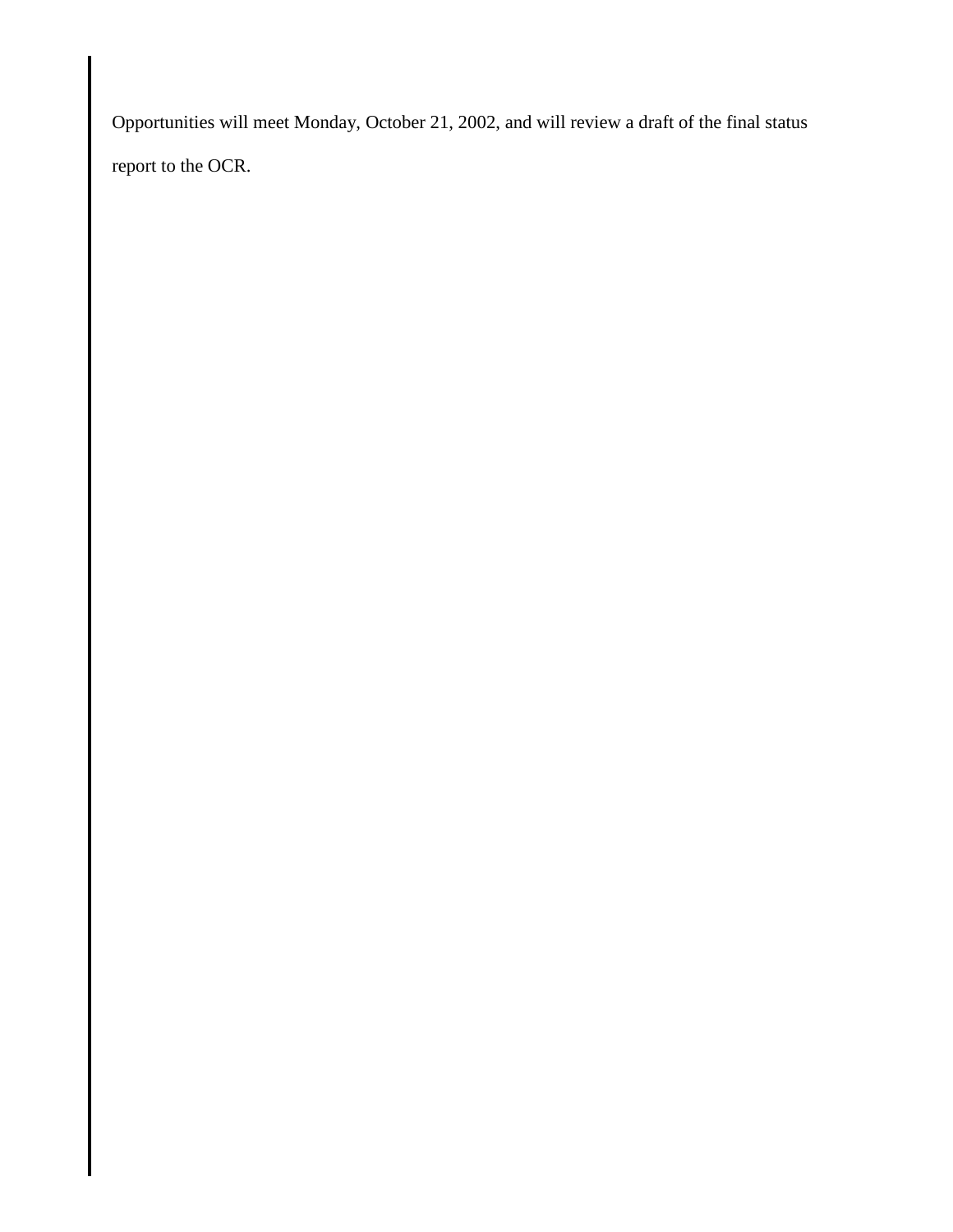Opportunities will meet Monday, October 21, 2002, and will review a draft of the final status report to the OCR.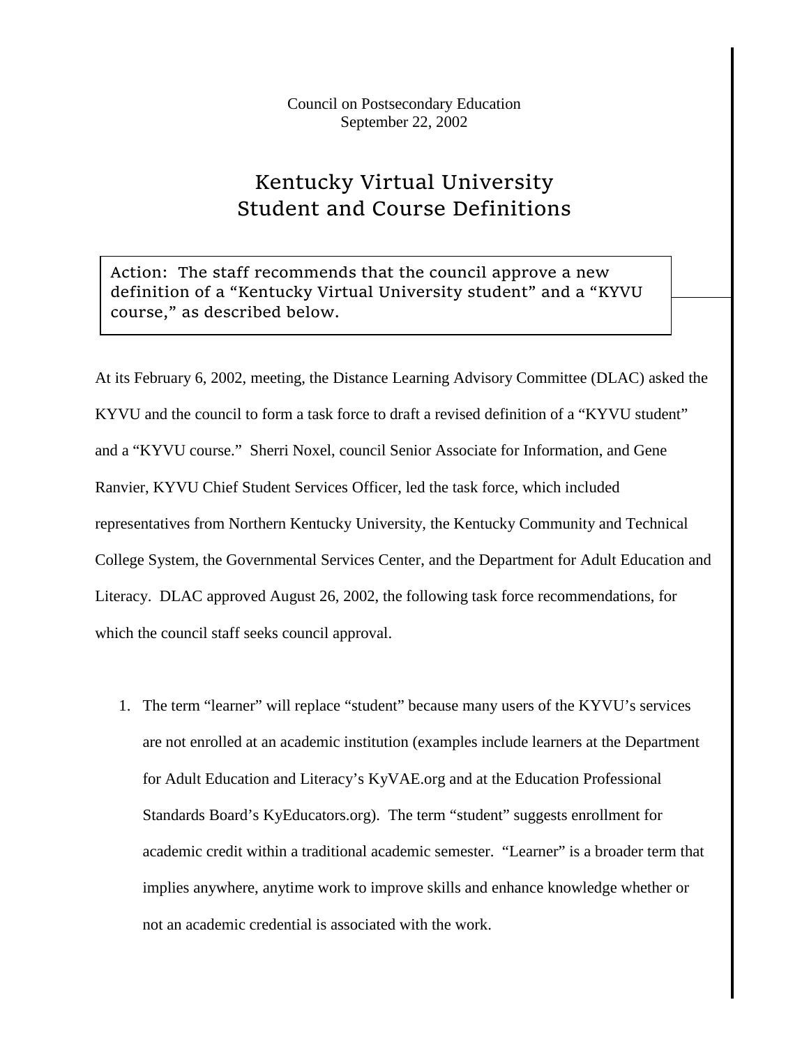Council on Postsecondary Education
September 22, 2002

# Kentucky Virtual University Student and Course Definitions

Action: The staff recommends that the council approve a new definition of a "Kentucky Virtual University student" and a "KYVU course," as described below.

At its February 6, 2002, meeting, the Distance Learning Advisory Committee (DLAC) asked the KYVU and the council to form a task force to draft a revised definition of a "KYVU student" and a "KYVU course." Sherri Noxel, council Senior Associate for Information, and Gene Ranvier, KYVU Chief Student Services Officer, led the task force, which included representatives from Northern Kentucky University, the Kentucky Community and Technical College System, the Governmental Services Center, and the Department for Adult Education and Literacy. DLAC approved August 26, 2002, the following task force recommendations, for which the council staff seeks council approval.

1. The term "learner" will replace "student" because many users of the KYVU's services are not enrolled at an academic institution (examples include learners at the Department for Adult Education and Literacy's KyVAE.org and at the Education Professional Standards Board's KyEducators.org). The term "student" suggests enrollment for academic credit within a traditional academic semester. "Learner" is a broader term that implies anywhere, anytime work to improve skills and enhance knowledge whether or not an academic credential is associated with the work.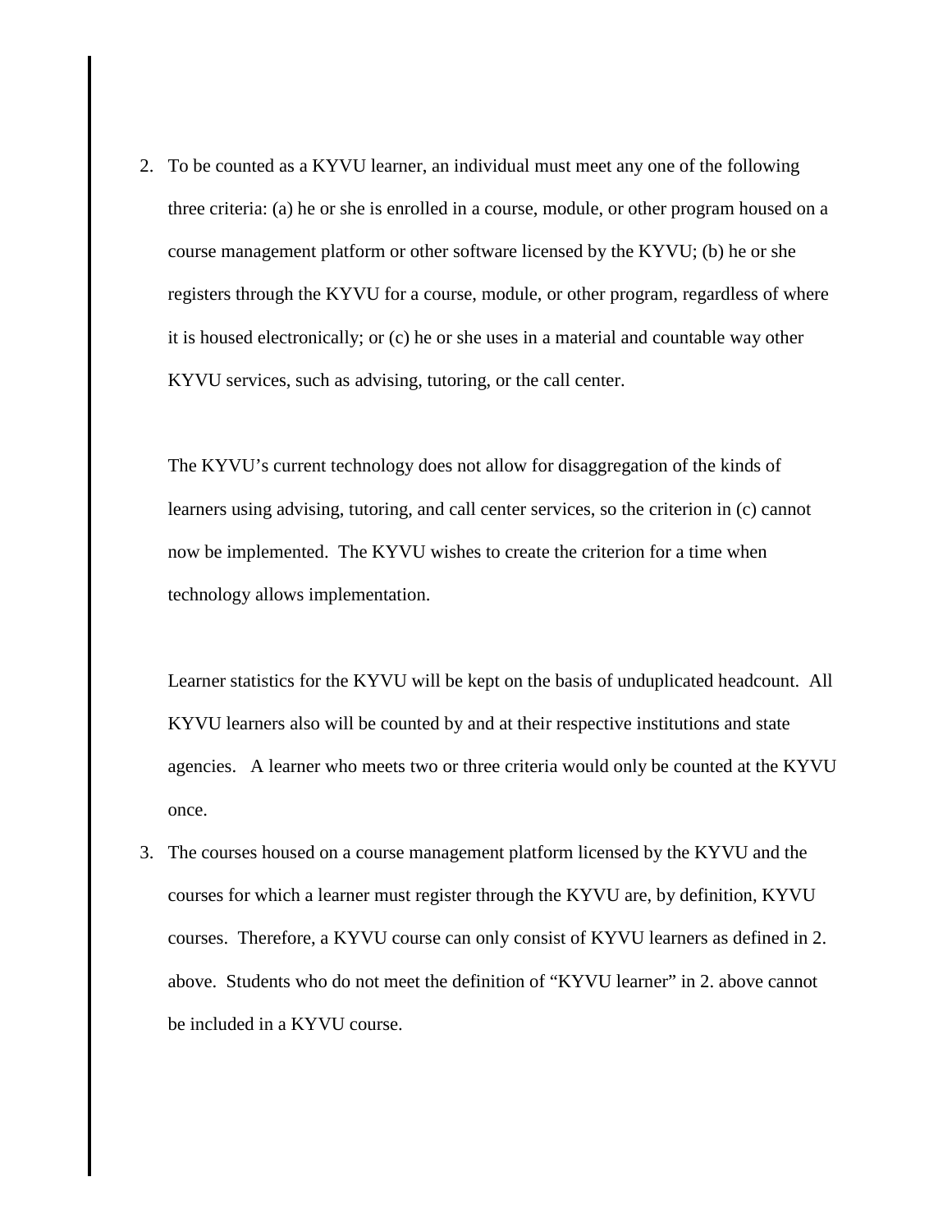2. To be counted as a KYVU learner, an individual must meet any one of the following three criteria: (a) he or she is enrolled in a course, module, or other program housed on a course management platform or other software licensed by the KYVU; (b) he or she registers through the KYVU for a course, module, or other program, regardless of where it is housed electronically; or (c) he or she uses in a material and countable way other KYVU services, such as advising, tutoring, or the call center.

   The KYVU's current technology does not allow for disaggregation of the kinds of learners using advising, tutoring, and call center services, so the criterion in (c) cannot now be implemented. The KYVU wishes to create the criterion for a time when technology allows implementation.

   Learner statistics for the KYVU will be kept on the basis of unduplicated headcount. All KYVU learners also will be counted by and at their respective institutions and state agencies. A learner who meets two or three criteria would only be counted at the KYVU once.

3. The courses housed on a course management platform licensed by the KYVU and the courses for which a learner must register through the KYVU are, by definition, KYVU courses. Therefore, a KYVU course can only consist of KYVU learners as defined in 2. above. Students who do not meet the definition of "KYVU learner" in 2. above cannot be included in a KYVU course.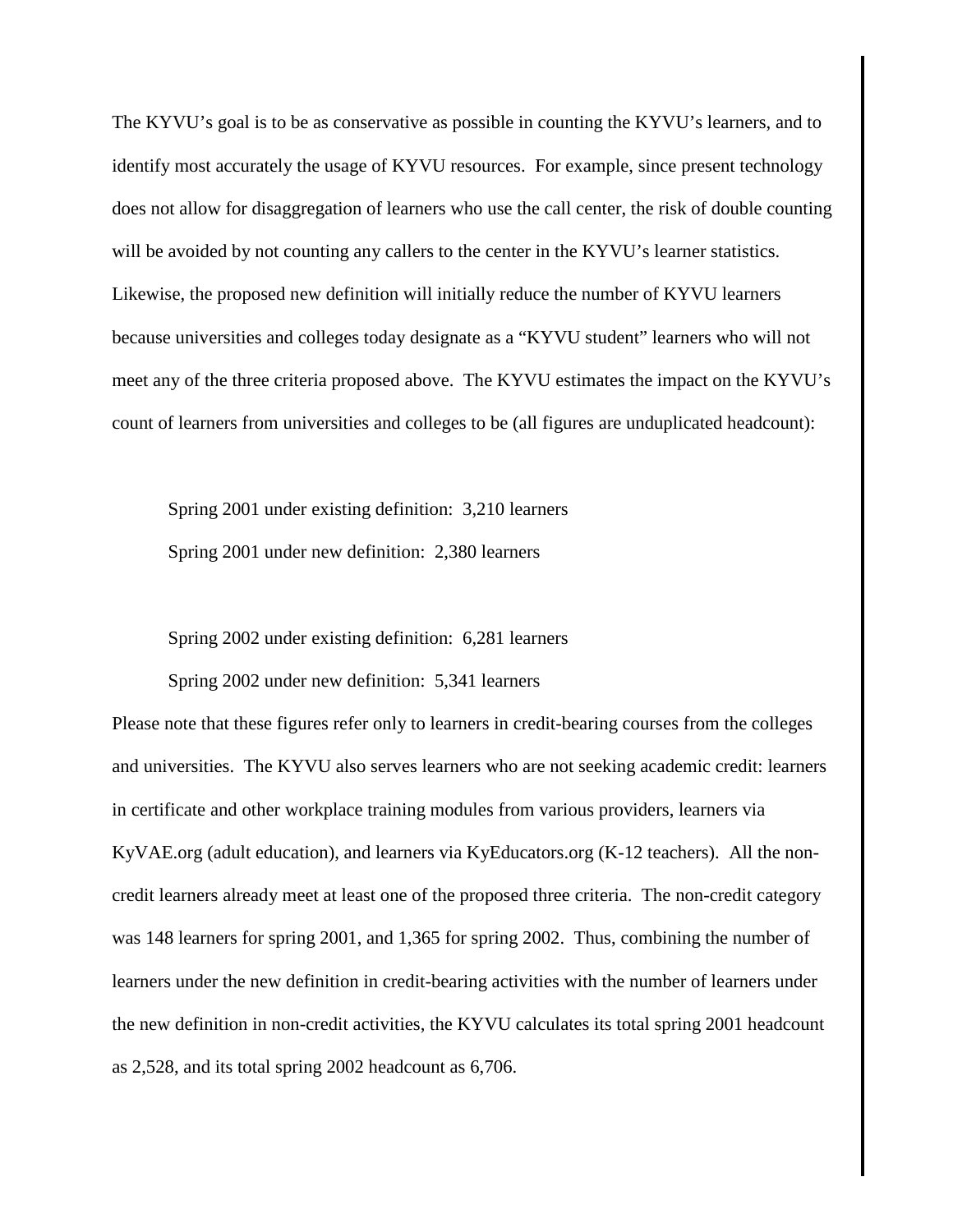The KYVU's goal is to be as conservative as possible in counting the KYVU's learners, and to identify most accurately the usage of KYVU resources. For example, since present technology does not allow for disaggregation of learners who use the call center, the risk of double counting will be avoided by not counting any callers to the center in the KYVU's learner statistics. Likewise, the proposed new definition will initially reduce the number of KYVU learners because universities and colleges today designate as a "KYVU student" learners who will not meet any of the three criteria proposed above. The KYVU estimates the impact on the KYVU's count of learners from universities and colleges to be (all figures are unduplicated headcount):

Spring 2001 under existing definition: 3,210 learners

Spring 2001 under new definition: 2,380 learners

Spring 2002 under existing definition: 6,281 learners

Spring 2002 under new definition: 5,341 learners

Please note that these figures refer only to learners in credit-bearing courses from the colleges and universities. The KYVU also serves learners who are not seeking academic credit: learners in certificate and other workplace training modules from various providers, learners via KyVAE.org (adult education), and learners via KyEducators.org (K-12 teachers). All the non-credit learners already meet at least one of the proposed three criteria. The non-credit category was 148 learners for spring 2001, and 1,365 for spring 2002. Thus, combining the number of learners under the new definition in credit-bearing activities with the number of learners under the new definition in non-credit activities, the KYVU calculates its total spring 2001 headcount as 2,528, and its total spring 2002 headcount as 6,706.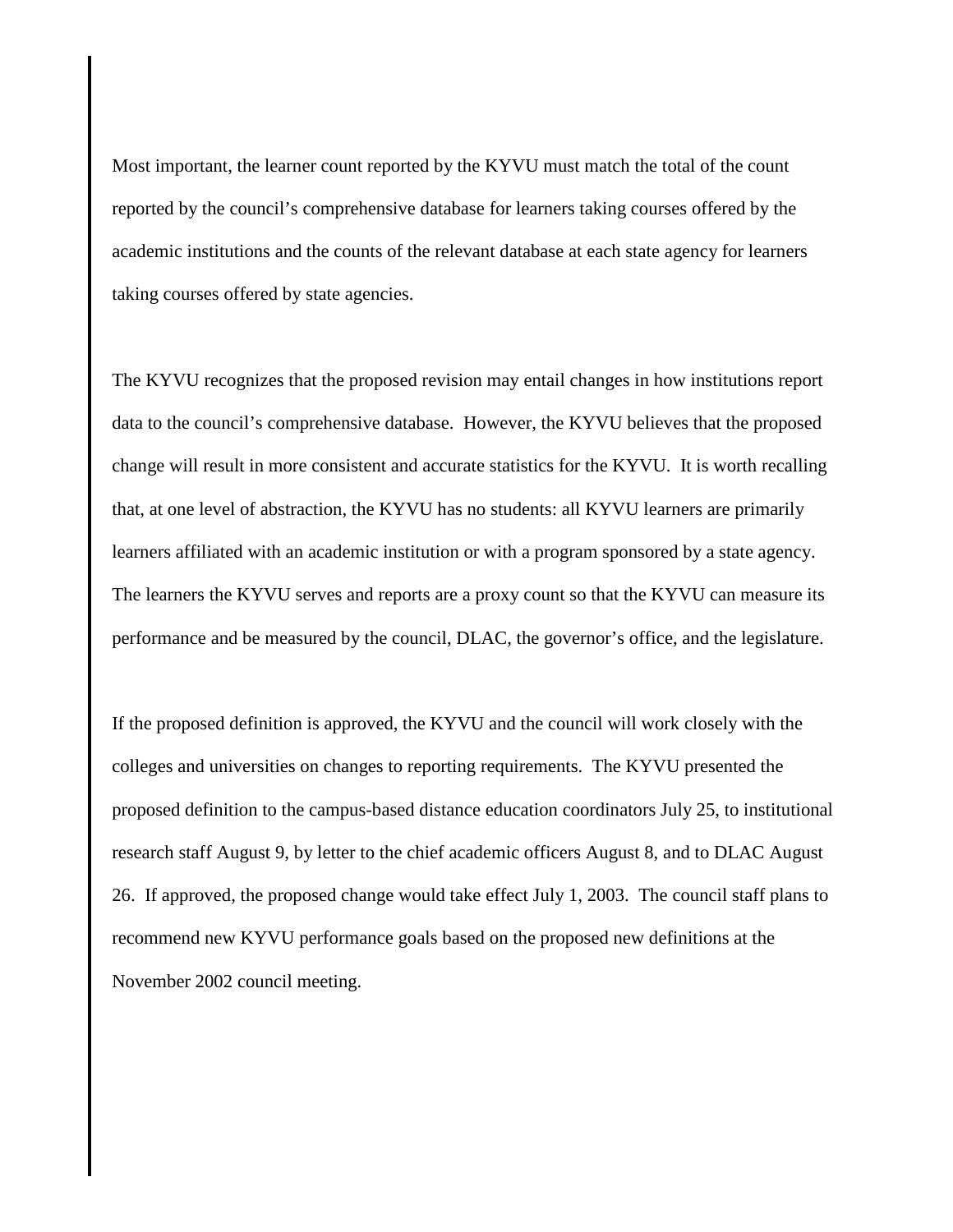Most important, the learner count reported by the KYVU must match the total of the count reported by the council's comprehensive database for learners taking courses offered by the academic institutions and the counts of the relevant database at each state agency for learners taking courses offered by state agencies.

The KYVU recognizes that the proposed revision may entail changes in how institutions report data to the council's comprehensive database. However, the KYVU believes that the proposed change will result in more consistent and accurate statistics for the KYVU. It is worth recalling that, at one level of abstraction, the KYVU has no students: all KYVU learners are primarily learners affiliated with an academic institution or with a program sponsored by a state agency. The learners the KYVU serves and reports are a proxy count so that the KYVU can measure its performance and be measured by the council, DLAC, the governor's office, and the legislature.

If the proposed definition is approved, the KYVU and the council will work closely with the colleges and universities on changes to reporting requirements. The KYVU presented the proposed definition to the campus-based distance education coordinators July 25, to institutional research staff August 9, by letter to the chief academic officers August 8, and to DLAC August 26. If approved, the proposed change would take effect July 1, 2003. The council staff plans to recommend new KYVU performance goals based on the proposed new definitions at the November 2002 council meeting.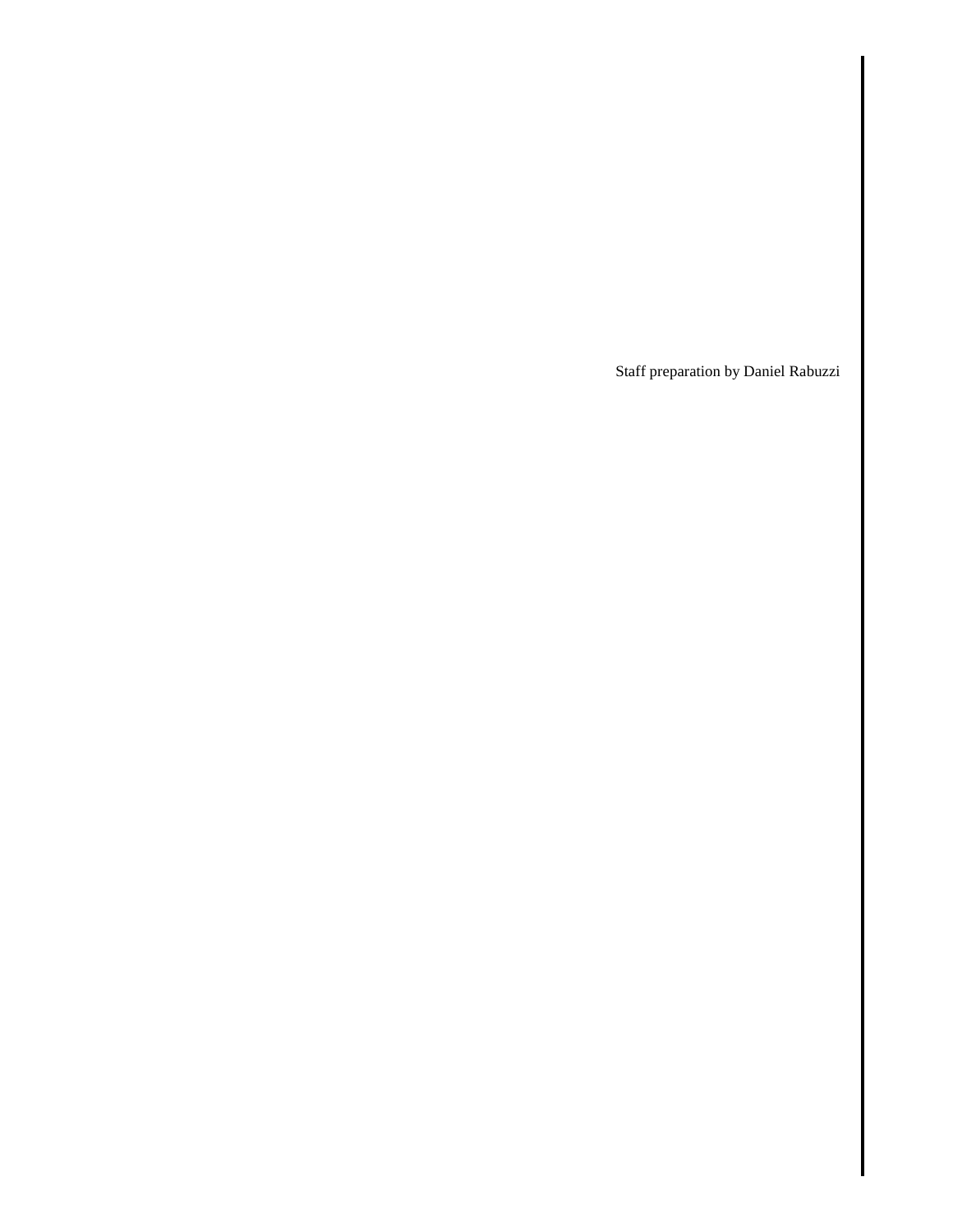Staff preparation by Daniel Rabuzzi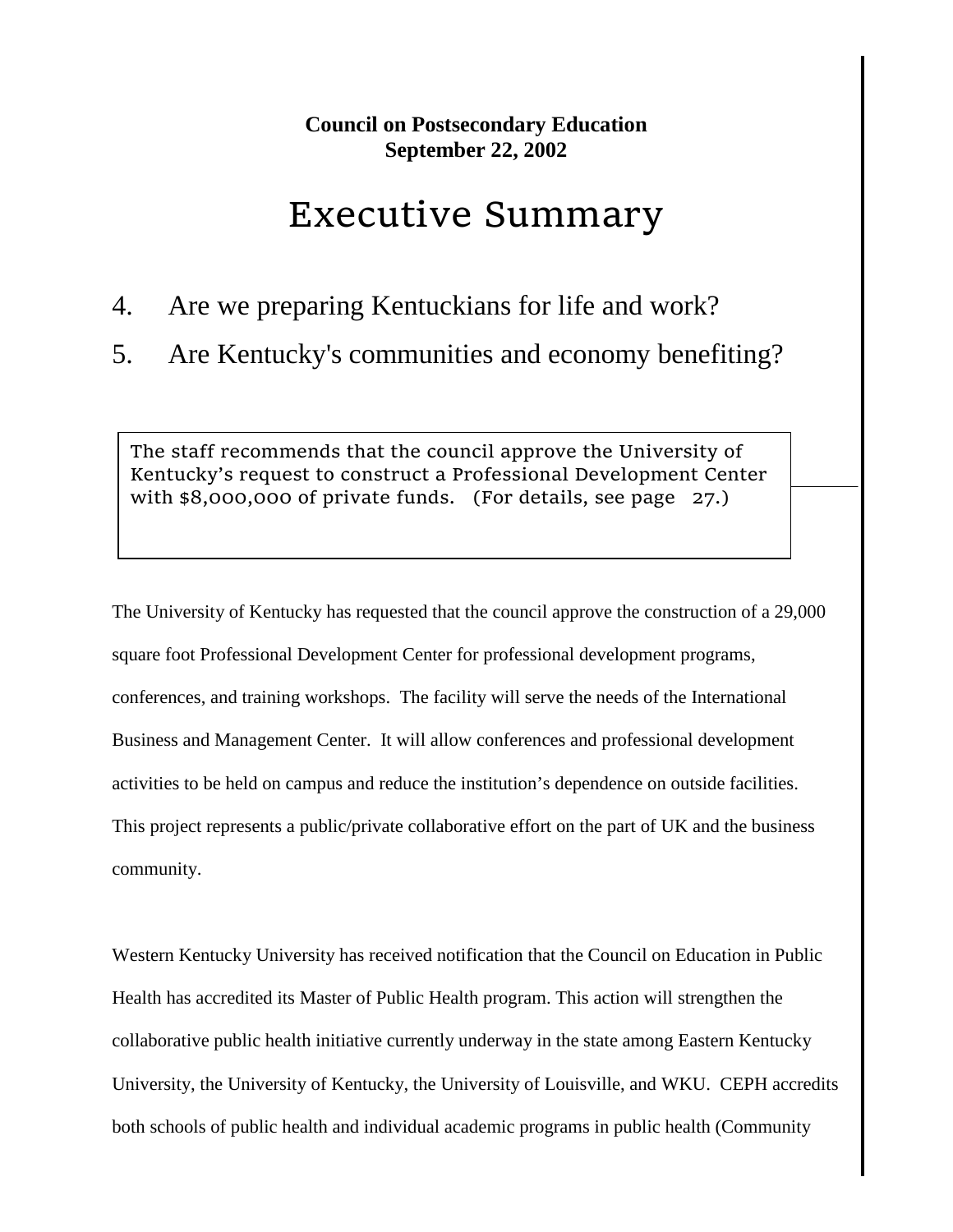**Council on Postsecondary Education**
**September 22, 2002**

# Executive Summary

4. Are we preparing Kentuckians for life and work?
5. Are Kentucky's communities and economy benefiting?

> The staff recommends that the council approve the University of Kentucky's request to construct a Professional Development Center with $8,000,000 of private funds. (For details, see page 27.)

The University of Kentucky has requested that the council approve the construction of a 29,000 square foot Professional Development Center for professional development programs, conferences, and training workshops. The facility will serve the needs of the International Business and Management Center. It will allow conferences and professional development activities to be held on campus and reduce the institution's dependence on outside facilities. This project represents a public/private collaborative effort on the part of UK and the business community.

Western Kentucky University has received notification that the Council on Education in Public Health has accredited its Master of Public Health program. This action will strengthen the collaborative public health initiative currently underway in the state among Eastern Kentucky University, the University of Kentucky, the University of Louisville, and WKU. CEPH accredits both schools of public health and individual academic programs in public health (Community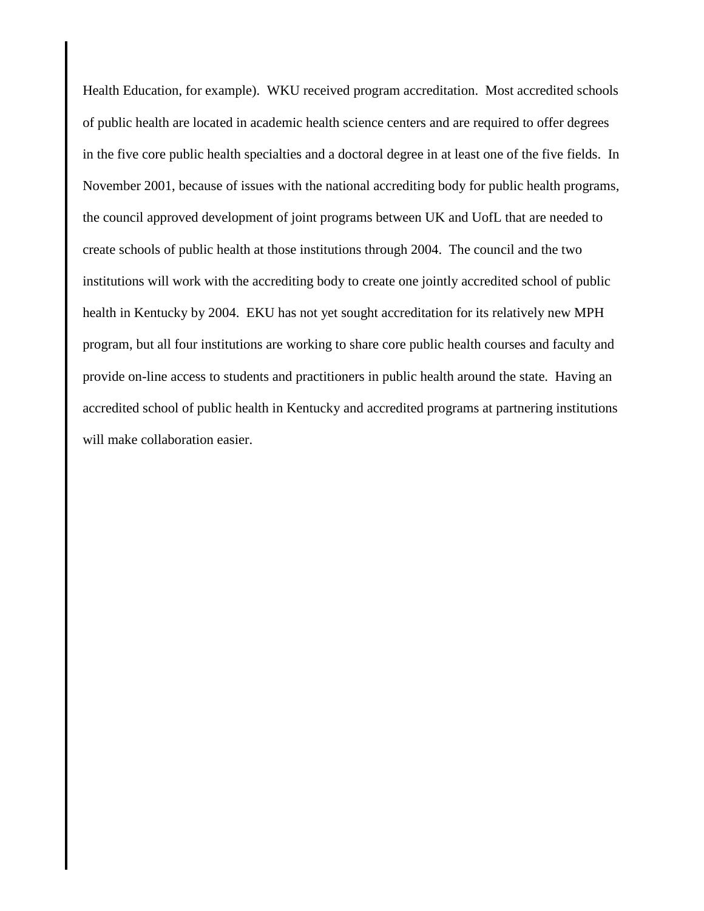Health Education, for example). WKU received program accreditation. Most accredited schools of public health are located in academic health science centers and are required to offer degrees in the five core public health specialties and a doctoral degree in at least one of the five fields. In November 2001, because of issues with the national accrediting body for public health programs, the council approved development of joint programs between UK and UofL that are needed to create schools of public health at those institutions through 2004. The council and the two institutions will work with the accrediting body to create one jointly accredited school of public health in Kentucky by 2004. EKU has not yet sought accreditation for its relatively new MPH program, but all four institutions are working to share core public health courses and faculty and provide on-line access to students and practitioners in public health around the state. Having an accredited school of public health in Kentucky and accredited programs at partnering institutions will make collaboration easier.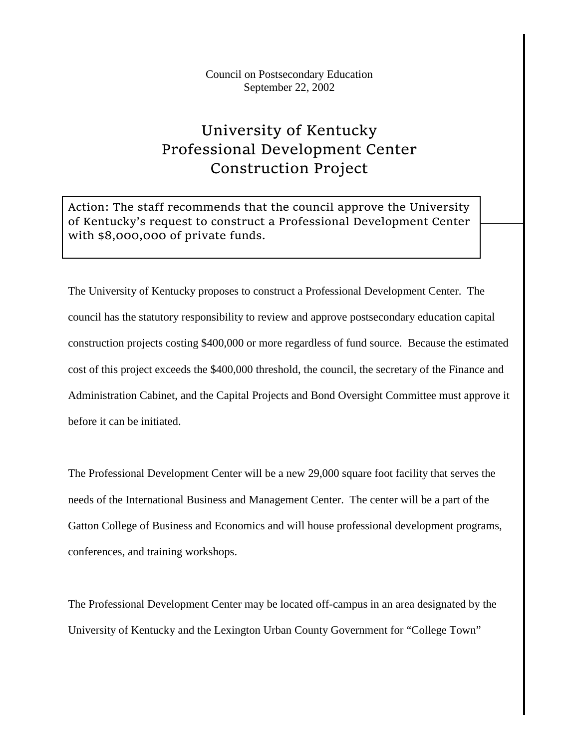Council on Postsecondary Education
September 22, 2002

# University of Kentucky Professional Development Center Construction Project

Action: The staff recommends that the council approve the University of Kentucky's request to construct a Professional Development Center with $8,000,000 of private funds.

The University of Kentucky proposes to construct a Professional Development Center. The council has the statutory responsibility to review and approve postsecondary education capital construction projects costing $400,000 or more regardless of fund source. Because the estimated cost of this project exceeds the $400,000 threshold, the council, the secretary of the Finance and Administration Cabinet, and the Capital Projects and Bond Oversight Committee must approve it before it can be initiated.

The Professional Development Center will be a new 29,000 square foot facility that serves the needs of the International Business and Management Center. The center will be a part of the Gatton College of Business and Economics and will house professional development programs, conferences, and training workshops.

The Professional Development Center may be located off-campus in an area designated by the University of Kentucky and the Lexington Urban County Government for "College Town"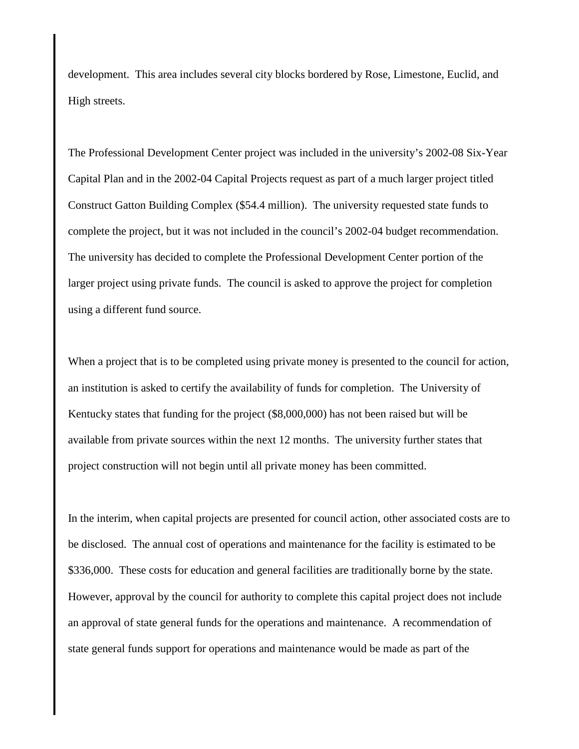development. This area includes several city blocks bordered by Rose, Limestone, Euclid, and High streets.

The Professional Development Center project was included in the university's 2002-08 Six-Year Capital Plan and in the 2002-04 Capital Projects request as part of a much larger project titled Construct Gatton Building Complex ($54.4 million). The university requested state funds to complete the project, but it was not included in the council's 2002-04 budget recommendation. The university has decided to complete the Professional Development Center portion of the larger project using private funds. The council is asked to approve the project for completion using a different fund source.

When a project that is to be completed using private money is presented to the council for action, an institution is asked to certify the availability of funds for completion. The University of Kentucky states that funding for the project ($8,000,000) has not been raised but will be available from private sources within the next 12 months. The university further states that project construction will not begin until all private money has been committed.

In the interim, when capital projects are presented for council action, other associated costs are to be disclosed. The annual cost of operations and maintenance for the facility is estimated to be $336,000. These costs for education and general facilities are traditionally borne by the state. However, approval by the council for authority to complete this capital project does not include an approval of state general funds for the operations and maintenance. A recommendation of state general funds support for operations and maintenance would be made as part of the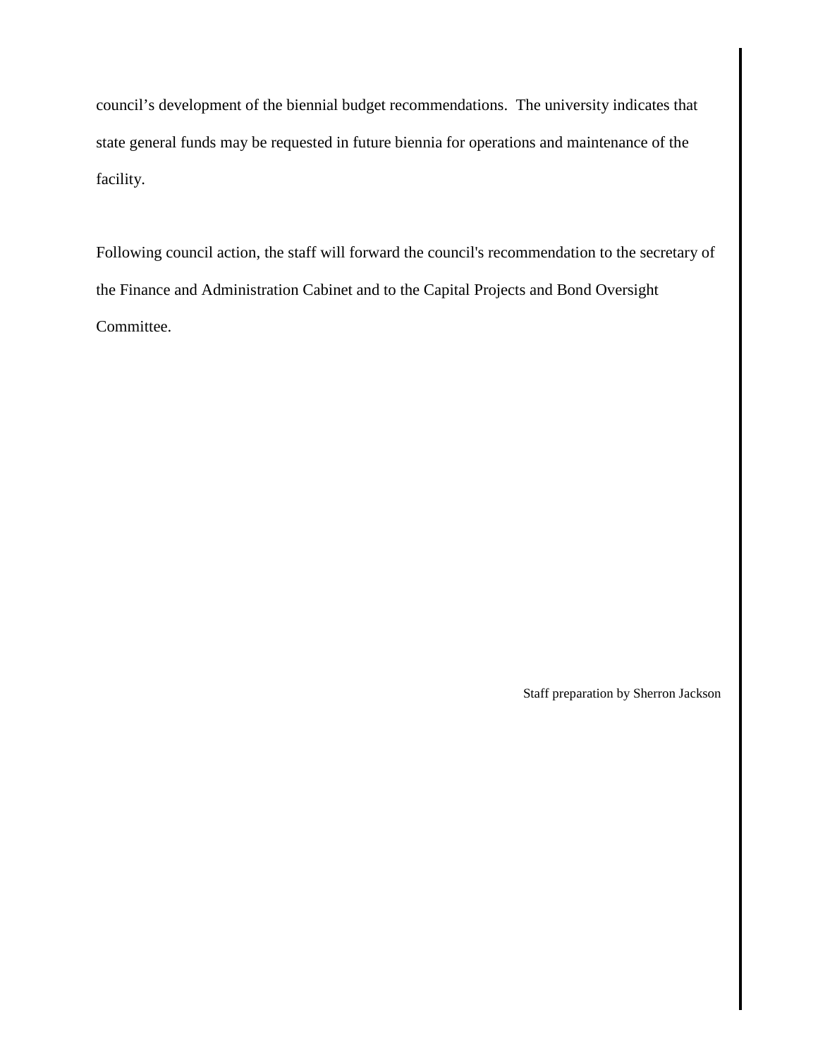council's development of the biennial budget recommendations. The university indicates that state general funds may be requested in future biennia for operations and maintenance of the facility.

Following council action, the staff will forward the council's recommendation to the secretary of the Finance and Administration Cabinet and to the Capital Projects and Bond Oversight Committee.

Staff preparation by Sherron Jackson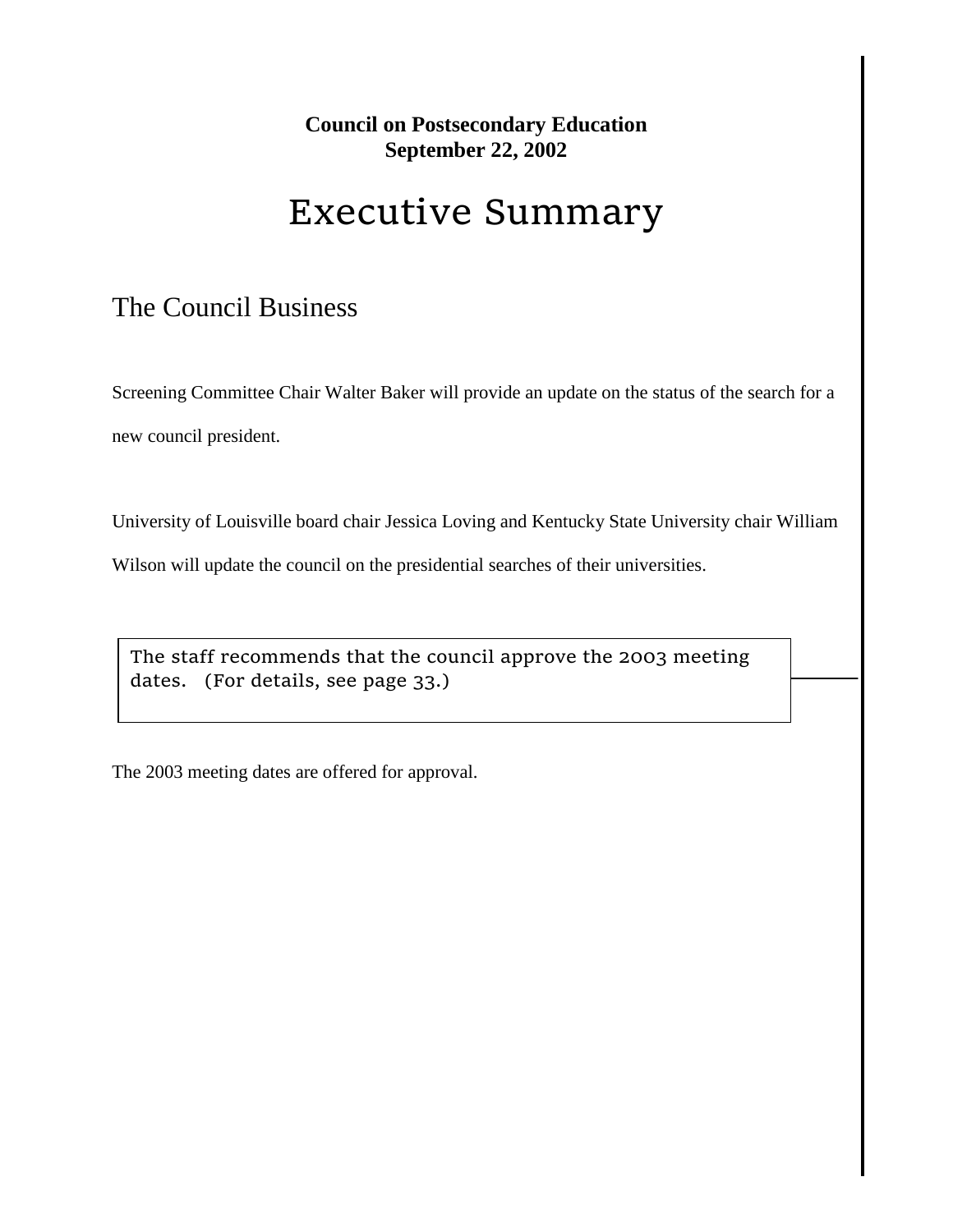**Council on Postsecondary Education**
**September 22, 2002**

# Executive Summary

## The Council Business

Screening Committee Chair Walter Baker will provide an update on the status of the search for a new council president.

University of Louisville board chair Jessica Loving and Kentucky State University chair William Wilson will update the council on the presidential searches of their universities.

> The staff recommends that the council approve the 2003 meeting dates. (For details, see page 33.)

The 2003 meeting dates are offered for approval.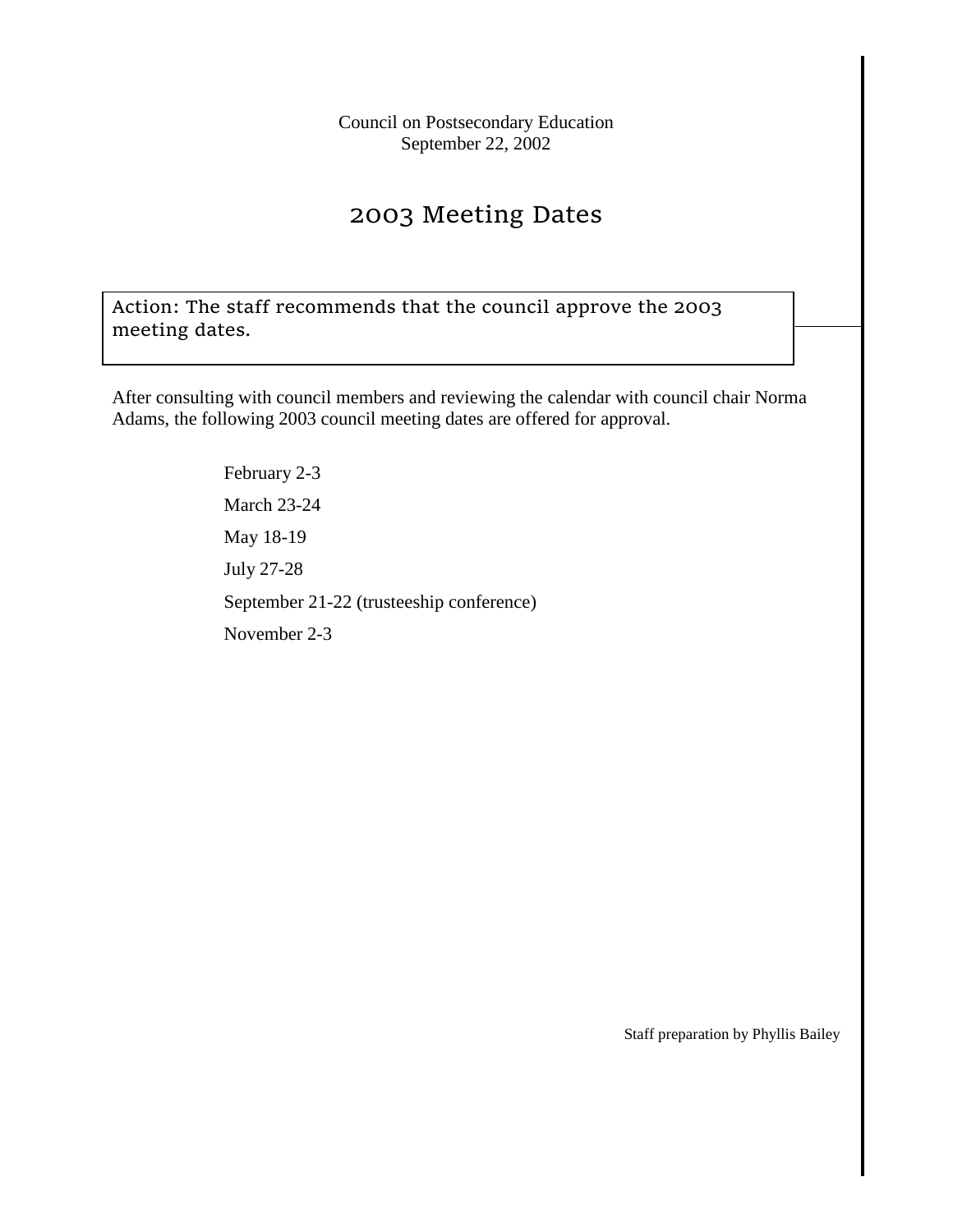Council on Postsecondary Education
September 22, 2002

# 2003 Meeting Dates

Action: The staff recommends that the council approve the 2003 meeting dates.

After consulting with council members and reviewing the calendar with council chair Norma Adams, the following 2003 council meeting dates are offered for approval.

February 2-3

March 23-24

May 18-19

July 27-28

September 21-22 (trusteeship conference)

November 2-3

Staff preparation by Phyllis Bailey